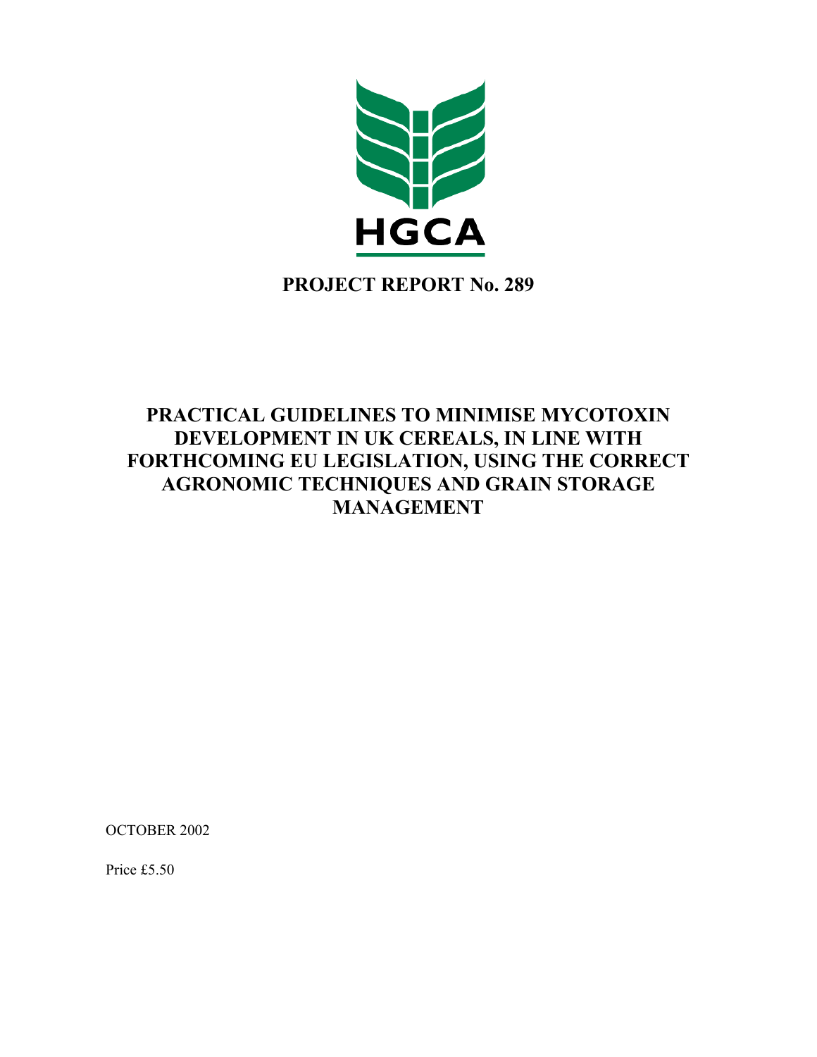HGCA

**PROJECT REPORT No. 289**

# PRACTICAL GUIDELINES TO MINIMISE MYCOTOXIN DEVELOPMENT IN UK CEREALS, IN LINE WITH FORTHCOMING EU LEGISLATION, USING THE CORRECT AGRONOMIC TECHNIQUES AND GRAIN STORAGE MANAGEMENT

OCTOBER 2002

Price £5.50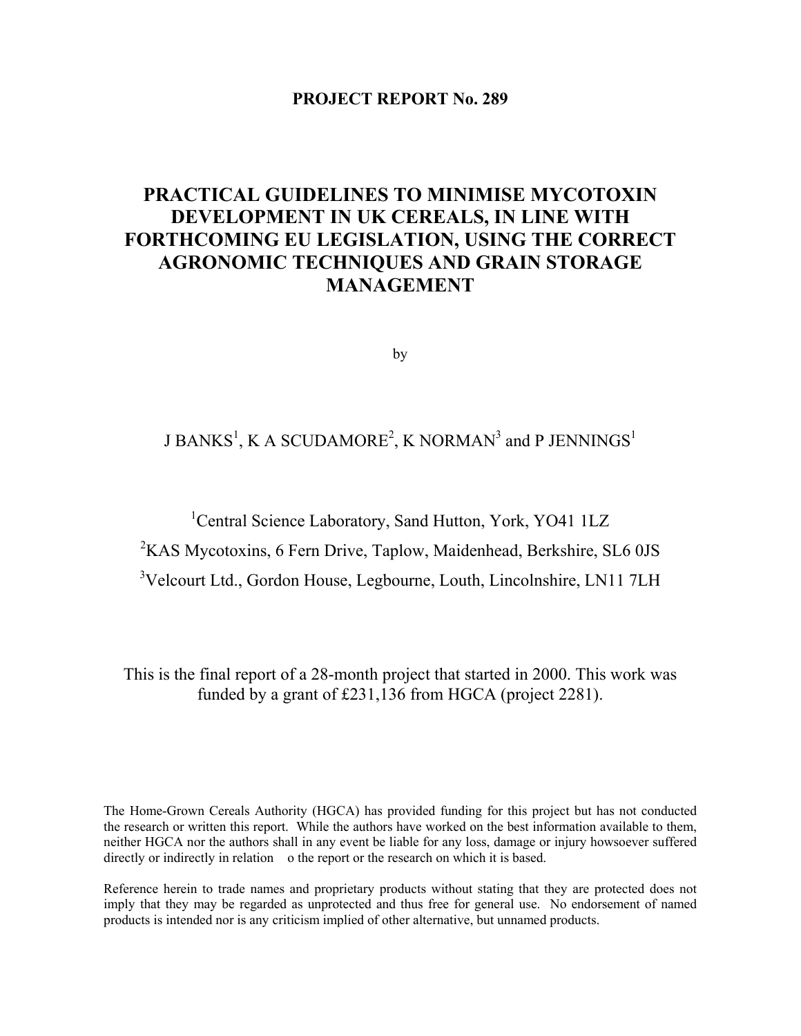**PROJECT REPORT No. 289**

# PRACTICAL GUIDELINES TO MINIMISE MYCOTOXIN DEVELOPMENT IN UK CEREALS, IN LINE WITH FORTHCOMING EU LEGISLATION, USING THE CORRECT AGRONOMIC TECHNIQUES AND GRAIN STORAGE MANAGEMENT

by

J BANKS[1], K A SCUDAMORE[2], K NORMAN[3] and P JENNINGS[1]

[1]Central Science Laboratory, Sand Hutton, York, YO41 1LZ

[2]KAS Mycotoxins, 6 Fern Drive, Taplow, Maidenhead, Berkshire, SL6 0JS

[3]Velcourt Ltd., Gordon House, Legbourne, Louth, Lincolnshire, LN11 7LH

This is the final report of a 28-month project that started in 2000. This work was funded by a grant of £231,136 from HGCA (project 2281).

The Home-Grown Cereals Authority (HGCA) has provided funding for this project but has not conducted the research or written this report. While the authors have worked on the best information available to them, neither HGCA nor the authors shall in any event be liable for any loss, damage or injury howsoever suffered directly or indirectly in relation o the report or the research on which it is based.

Reference herein to trade names and proprietary products without stating that they are protected does not imply that they may be regarded as unprotected and thus free for general use. No endorsement of named products is intended nor is any criticism implied of other alternative, but unnamed products.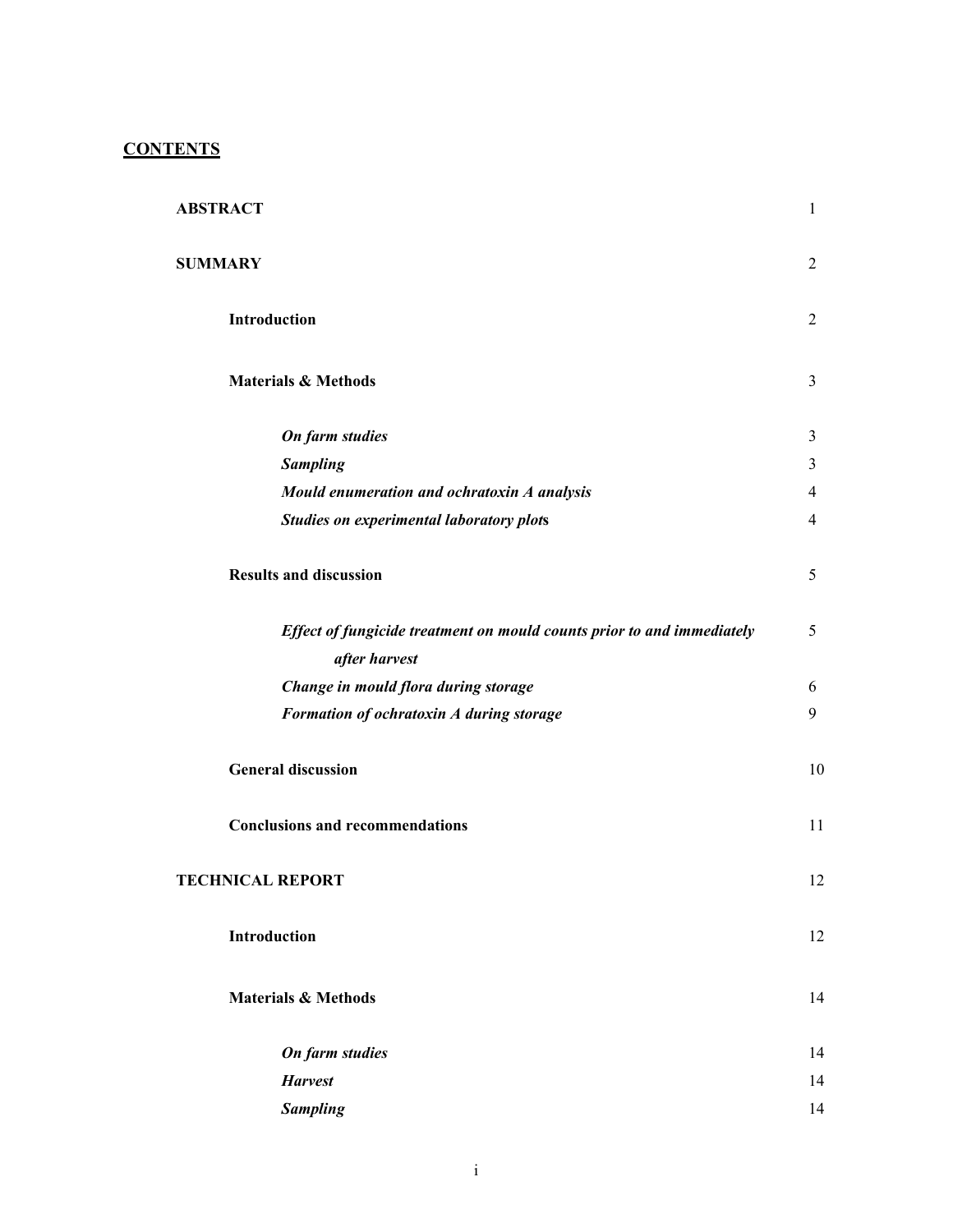## CONTENTS

| | |
|---|---|
| **ABSTRACT** | 1 |
| **SUMMARY** | 2 |
| **Introduction** | 2 |
| **Materials & Methods** | 3 |
| ***On farm studies*** | 3 |
| ***Sampling*** | 3 |
| ***Mould enumeration and ochratoxin A analysis*** | 4 |
| ***Studies on experimental laboratory plots*** | 4 |
| **Results and discussion** | 5 |
| ***Effect of fungicide treatment on mould counts prior to and immediately after harvest*** | 5 |
| ***Change in mould flora during storage*** | 6 |
| ***Formation of ochratoxin A during storage*** | 9 |
| **General discussion** | 10 |
| **Conclusions and recommendations** | 11 |
| **TECHNICAL REPORT** | 12 |
| **Introduction** | 12 |
| **Materials & Methods** | 14 |
| ***On farm studies*** | 14 |
| ***Harvest*** | 14 |
| ***Sampling*** | 14 |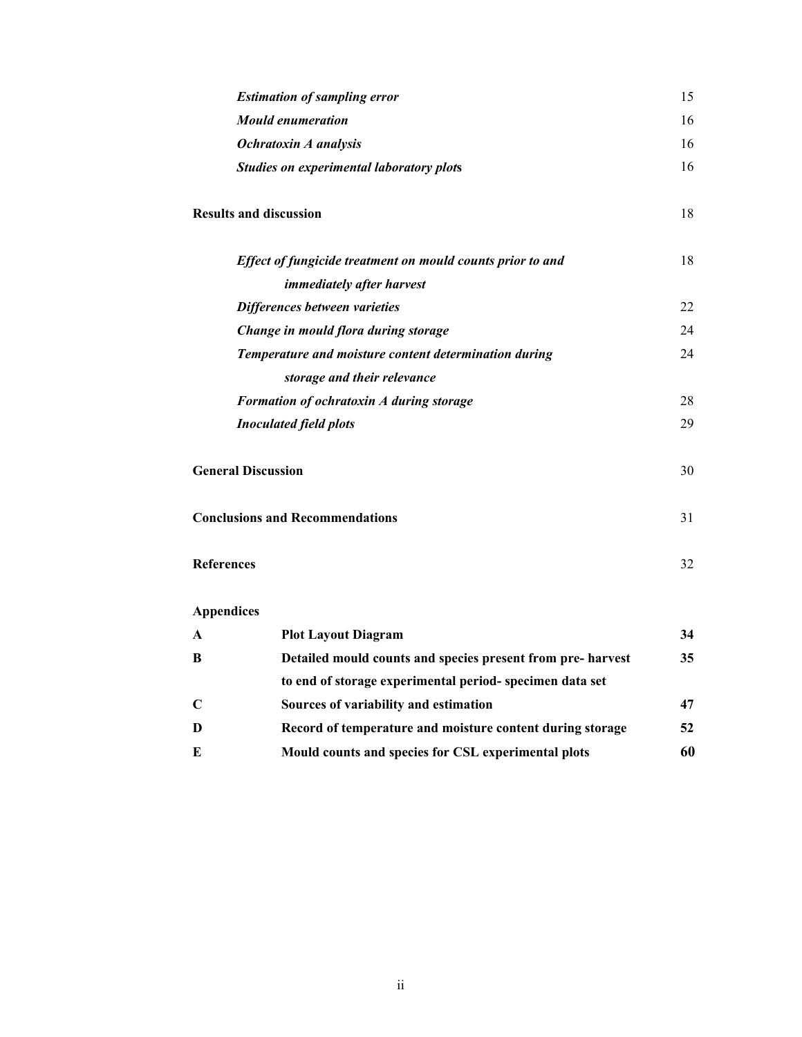*Estimation of sampling error* 15

*Mould enumeration* 16

*Ochratoxin A analysis* 16

*Studies on experimental laboratory plots* 16

**Results and discussion** 18

*Effect of fungicide treatment on mould counts prior to and immediately after harvest* 18

*Differences between varieties* 22

*Change in mould flora during storage* 24

*Temperature and moisture content determination during storage and their relevance* 24

*Formation of ochratoxin A during storage* 28

*Inoculated field plots* 29

**General Discussion** 30

**Conclusions and Recommendations** 31

**References** 32

**Appendices**

| | | |
|---|---|---|
| **A** | **Plot Layout Diagram** | **34** |
| **B** | **Detailed mould counts and species present from pre- harvest to end of storage experimental period- specimen data set** | **35** |
| **C** | **Sources of variability and estimation** | **47** |
| **D** | **Record of temperature and moisture content during storage** | **52** |
| **E** | **Mould counts and species for CSL experimental plots** | **60** |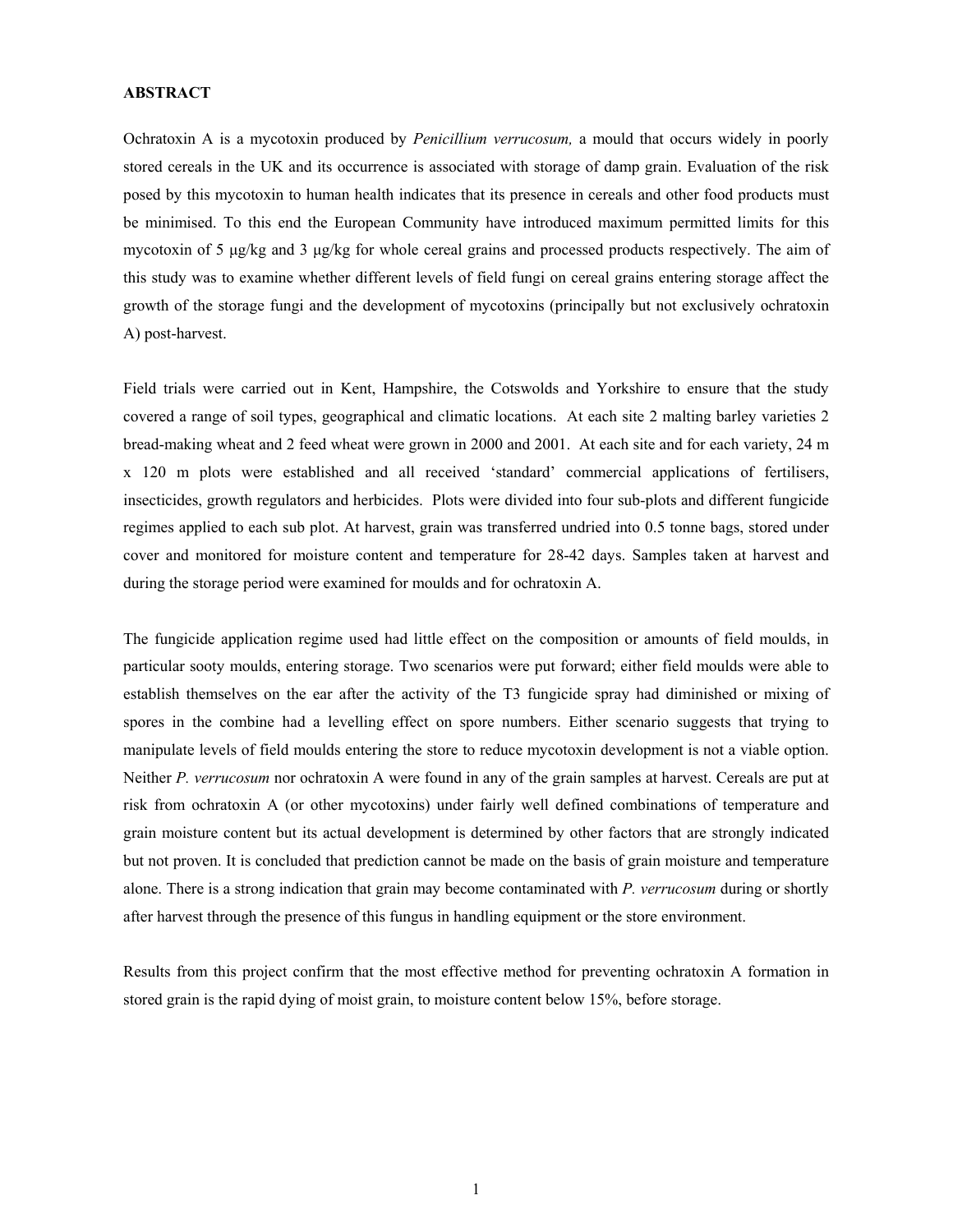**ABSTRACT**

Ochratoxin A is a mycotoxin produced by *Penicillium verrucosum,* a mould that occurs widely in poorly stored cereals in the UK and its occurrence is associated with storage of damp grain. Evaluation of the risk posed by this mycotoxin to human health indicates that its presence in cereals and other food products must be minimised. To this end the European Community have introduced maximum permitted limits for this mycotoxin of 5 µg/kg and 3 µg/kg for whole cereal grains and processed products respectively. The aim of this study was to examine whether different levels of field fungi on cereal grains entering storage affect the growth of the storage fungi and the development of mycotoxins (principally but not exclusively ochratoxin A) post-harvest.

Field trials were carried out in Kent, Hampshire, the Cotswolds and Yorkshire to ensure that the study covered a range of soil types, geographical and climatic locations. At each site 2 malting barley varieties 2 bread-making wheat and 2 feed wheat were grown in 2000 and 2001. At each site and for each variety, 24 m x 120 m plots were established and all received 'standard' commercial applications of fertilisers, insecticides, growth regulators and herbicides. Plots were divided into four sub-plots and different fungicide regimes applied to each sub plot. At harvest, grain was transferred undried into 0.5 tonne bags, stored under cover and monitored for moisture content and temperature for 28-42 days. Samples taken at harvest and during the storage period were examined for moulds and for ochratoxin A.

The fungicide application regime used had little effect on the composition or amounts of field moulds, in particular sooty moulds, entering storage. Two scenarios were put forward; either field moulds were able to establish themselves on the ear after the activity of the T3 fungicide spray had diminished or mixing of spores in the combine had a levelling effect on spore numbers. Either scenario suggests that trying to manipulate levels of field moulds entering the store to reduce mycotoxin development is not a viable option. Neither *P. verrucosum* nor ochratoxin A were found in any of the grain samples at harvest. Cereals are put at risk from ochratoxin A (or other mycotoxins) under fairly well defined combinations of temperature and grain moisture content but its actual development is determined by other factors that are strongly indicated but not proven. It is concluded that prediction cannot be made on the basis of grain moisture and temperature alone. There is a strong indication that grain may become contaminated with *P. verrucosum* during or shortly after harvest through the presence of this fungus in handling equipment or the store environment.

Results from this project confirm that the most effective method for preventing ochratoxin A formation in stored grain is the rapid dying of moist grain, to moisture content below 15%, before storage.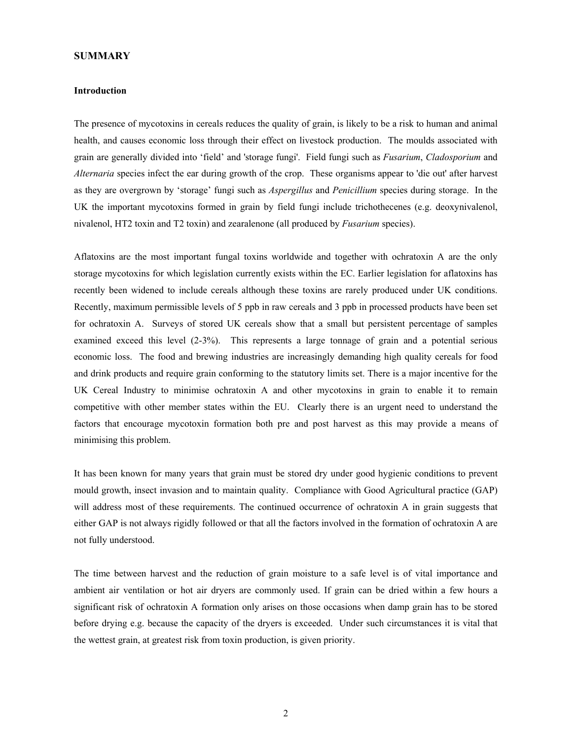## SUMMARY

### Introduction

The presence of mycotoxins in cereals reduces the quality of grain, is likely to be a risk to human and animal health, and causes economic loss through their effect on livestock production. The moulds associated with grain are generally divided into 'field' and 'storage fungi'. Field fungi such as *Fusarium*, *Cladosporium* and *Alternaria* species infect the ear during growth of the crop. These organisms appear to 'die out' after harvest as they are overgrown by 'storage' fungi such as *Aspergillus* and *Penicillium* species during storage. In the UK the important mycotoxins formed in grain by field fungi include trichothecenes (e.g. deoxynivalenol, nivalenol, HT2 toxin and T2 toxin) and zearalenone (all produced by *Fusarium* species).

Aflatoxins are the most important fungal toxins worldwide and together with ochratoxin A are the only storage mycotoxins for which legislation currently exists within the EC. Earlier legislation for aflatoxins has recently been widened to include cereals although these toxins are rarely produced under UK conditions. Recently, maximum permissible levels of 5 ppb in raw cereals and 3 ppb in processed products have been set for ochratoxin A. Surveys of stored UK cereals show that a small but persistent percentage of samples examined exceed this level (2-3%). This represents a large tonnage of grain and a potential serious economic loss. The food and brewing industries are increasingly demanding high quality cereals for food and drink products and require grain conforming to the statutory limits set. There is a major incentive for the UK Cereal Industry to minimise ochratoxin A and other mycotoxins in grain to enable it to remain competitive with other member states within the EU. Clearly there is an urgent need to understand the factors that encourage mycotoxin formation both pre and post harvest as this may provide a means of minimising this problem.

It has been known for many years that grain must be stored dry under good hygienic conditions to prevent mould growth, insect invasion and to maintain quality. Compliance with Good Agricultural practice (GAP) will address most of these requirements. The continued occurrence of ochratoxin A in grain suggests that either GAP is not always rigidly followed or that all the factors involved in the formation of ochratoxin A are not fully understood.

The time between harvest and the reduction of grain moisture to a safe level is of vital importance and ambient air ventilation or hot air dryers are commonly used. If grain can be dried within a few hours a significant risk of ochratoxin A formation only arises on those occasions when damp grain has to be stored before drying e.g. because the capacity of the dryers is exceeded. Under such circumstances it is vital that the wettest grain, at greatest risk from toxin production, is given priority.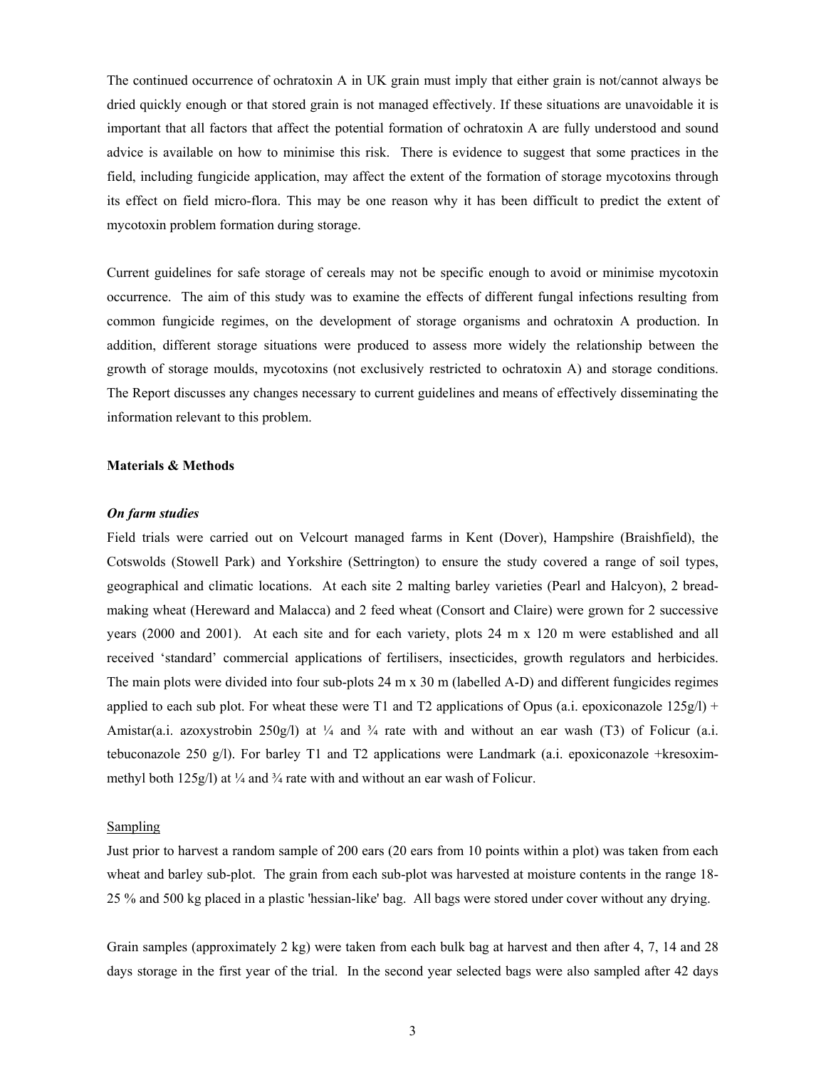The continued occurrence of ochratoxin A in UK grain must imply that either grain is not/cannot always be dried quickly enough or that stored grain is not managed effectively. If these situations are unavoidable it is important that all factors that affect the potential formation of ochratoxin A are fully understood and sound advice is available on how to minimise this risk. There is evidence to suggest that some practices in the field, including fungicide application, may affect the extent of the formation of storage mycotoxins through its effect on field micro-flora. This may be one reason why it has been difficult to predict the extent of mycotoxin problem formation during storage.

Current guidelines for safe storage of cereals may not be specific enough to avoid or minimise mycotoxin occurrence. The aim of this study was to examine the effects of different fungal infections resulting from common fungicide regimes, on the development of storage organisms and ochratoxin A production. In addition, different storage situations were produced to assess more widely the relationship between the growth of storage moulds, mycotoxins (not exclusively restricted to ochratoxin A) and storage conditions. The Report discusses any changes necessary to current guidelines and means of effectively disseminating the information relevant to this problem.

**Materials & Methods**

***On farm studies***

Field trials were carried out on Velcourt managed farms in Kent (Dover), Hampshire (Braishfield), the Cotswolds (Stowell Park) and Yorkshire (Settrington) to ensure the study covered a range of soil types, geographical and climatic locations. At each site 2 malting barley varieties (Pearl and Halcyon), 2 bread-making wheat (Hereward and Malacca) and 2 feed wheat (Consort and Claire) were grown for 2 successive years (2000 and 2001). At each site and for each variety, plots 24 m x 120 m were established and all received 'standard' commercial applications of fertilisers, insecticides, growth regulators and herbicides. The main plots were divided into four sub-plots 24 m x 30 m (labelled A-D) and different fungicides regimes applied to each sub plot. For wheat these were T1 and T2 applications of Opus (a.i. epoxiconazole 125g/l) + Amistar(a.i. azoxystrobin 250g/l) at ¼ and ¾ rate with and without an ear wash (T3) of Folicur (a.i. tebuconazole 250 g/l). For barley T1 and T2 applications were Landmark (a.i. epoxiconazole +kresoxim-methyl both 125g/l) at ¼ and ¾ rate with and without an ear wash of Folicur.

Sampling

Just prior to harvest a random sample of 200 ears (20 ears from 10 points within a plot) was taken from each wheat and barley sub-plot. The grain from each sub-plot was harvested at moisture contents in the range 18-25 % and 500 kg placed in a plastic 'hessian-like' bag. All bags were stored under cover without any drying.

Grain samples (approximately 2 kg) were taken from each bulk bag at harvest and then after 4, 7, 14 and 28 days storage in the first year of the trial. In the second year selected bags were also sampled after 42 days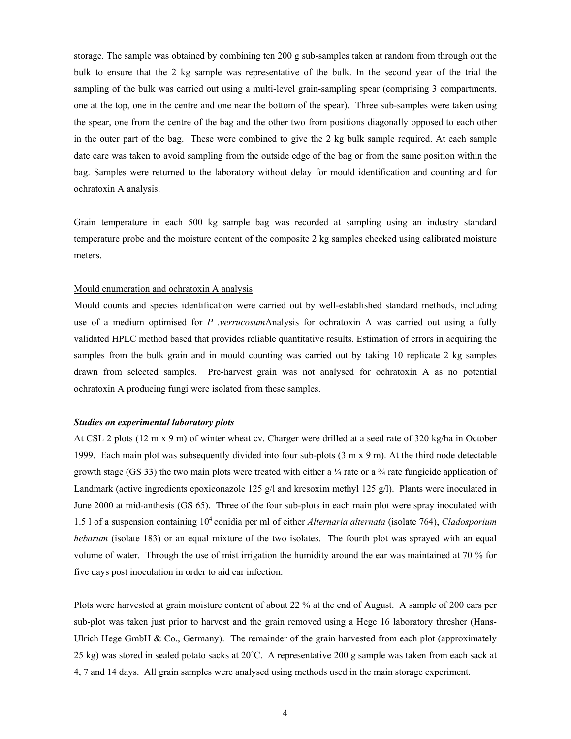storage. The sample was obtained by combining ten 200 g sub-samples taken at random from through out the bulk to ensure that the 2 kg sample was representative of the bulk. In the second year of the trial the sampling of the bulk was carried out using a multi-level grain-sampling spear (comprising 3 compartments, one at the top, one in the centre and one near the bottom of the spear). Three sub-samples were taken using the spear, one from the centre of the bag and the other two from positions diagonally opposed to each other in the outer part of the bag. These were combined to give the 2 kg bulk sample required. At each sample date care was taken to avoid sampling from the outside edge of the bag or from the same position within the bag. Samples were returned to the laboratory without delay for mould identification and counting and for ochratoxin A analysis.

Grain temperature in each 500 kg sample bag was recorded at sampling using an industry standard temperature probe and the moisture content of the composite 2 kg samples checked using calibrated moisture meters.

Mould enumeration and ochratoxin A analysis

Mould counts and species identification were carried out by well-established standard methods, including use of a medium optimised for *P .verrucosum*Analysis for ochratoxin A was carried out using a fully validated HPLC method based that provides reliable quantitative results. Estimation of errors in acquiring the samples from the bulk grain and in mould counting was carried out by taking 10 replicate 2 kg samples drawn from selected samples. Pre-harvest grain was not analysed for ochratoxin A as no potential ochratoxin A producing fungi were isolated from these samples.

***Studies on experimental laboratory plots***

At CSL 2 plots (12 m x 9 m) of winter wheat cv. Charger were drilled at a seed rate of 320 kg/ha in October 1999. Each main plot was subsequently divided into four sub-plots (3 m x 9 m). At the third node detectable growth stage (GS 33) the two main plots were treated with either a ¼ rate or a ¾ rate fungicide application of Landmark (active ingredients epoxiconazole 125 g/l and kresoxim methyl 125 g/l). Plants were inoculated in June 2000 at mid-anthesis (GS 65). Three of the four sub-plots in each main plot were spray inoculated with 1.5 l of a suspension containing $10^4$ conidia per ml of either *Alternaria alternata* (isolate 764), *Cladosporium hebarum* (isolate 183) or an equal mixture of the two isolates. The fourth plot was sprayed with an equal volume of water. Through the use of mist irrigation the humidity around the ear was maintained at 70 % for five days post inoculation in order to aid ear infection.

Plots were harvested at grain moisture content of about 22 % at the end of August. A sample of 200 ears per sub-plot was taken just prior to harvest and the grain removed using a Hege 16 laboratory thresher (Hans-Ulrich Hege GmbH & Co., Germany). The remainder of the grain harvested from each plot (approximately 25 kg) was stored in sealed potato sacks at 20˚C. A representative 200 g sample was taken from each sack at 4, 7 and 14 days. All grain samples were analysed using methods used in the main storage experiment.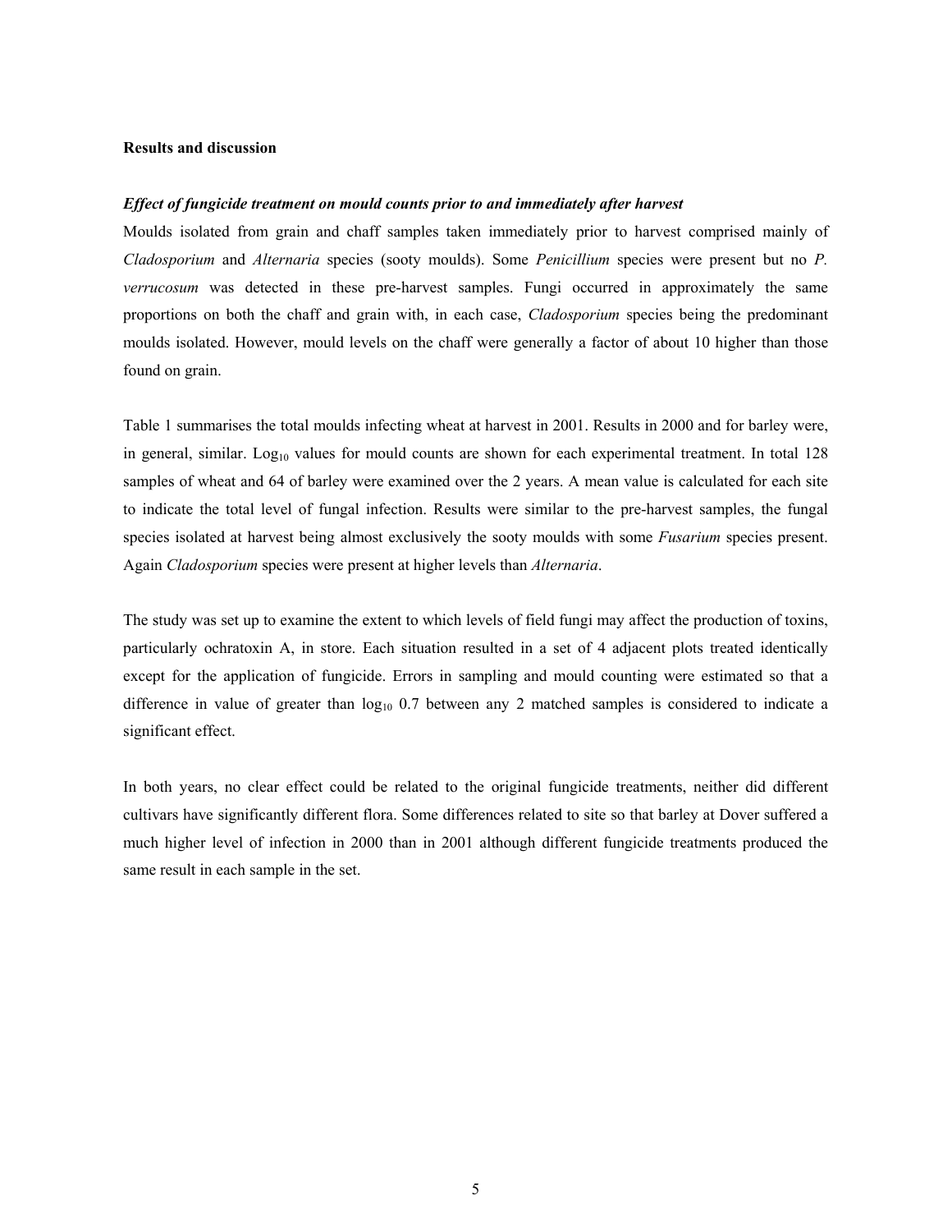## Results and discussion

### *Effect of fungicide treatment on mould counts prior to and immediately after harvest*

Moulds isolated from grain and chaff samples taken immediately prior to harvest comprised mainly of *Cladosporium* and *Alternaria* species (sooty moulds). Some *Penicillium* species were present but no *P. verrucosum* was detected in these pre-harvest samples. Fungi occurred in approximately the same proportions on both the chaff and grain with, in each case, *Cladosporium* species being the predominant moulds isolated. However, mould levels on the chaff were generally a factor of about 10 higher than those found on grain.

Table 1 summarises the total moulds infecting wheat at harvest in 2001. Results in 2000 and for barley were, in general, similar. $\text{Log}_{10}$ values for mould counts are shown for each experimental treatment. In total 128 samples of wheat and 64 of barley were examined over the 2 years. A mean value is calculated for each site to indicate the total level of fungal infection. Results were similar to the pre-harvest samples, the fungal species isolated at harvest being almost exclusively the sooty moulds with some *Fusarium* species present. Again *Cladosporium* species were present at higher levels than *Alternaria*.

The study was set up to examine the extent to which levels of field fungi may affect the production of toxins, particularly ochratoxin A, in store. Each situation resulted in a set of 4 adjacent plots treated identically except for the application of fungicide. Errors in sampling and mould counting were estimated so that a difference in value of greater than $\log_{10}$ 0.7 between any 2 matched samples is considered to indicate a significant effect.

In both years, no clear effect could be related to the original fungicide treatments, neither did different cultivars have significantly different flora. Some differences related to site so that barley at Dover suffered a much higher level of infection in 2000 than in 2001 although different fungicide treatments produced the same result in each sample in the set.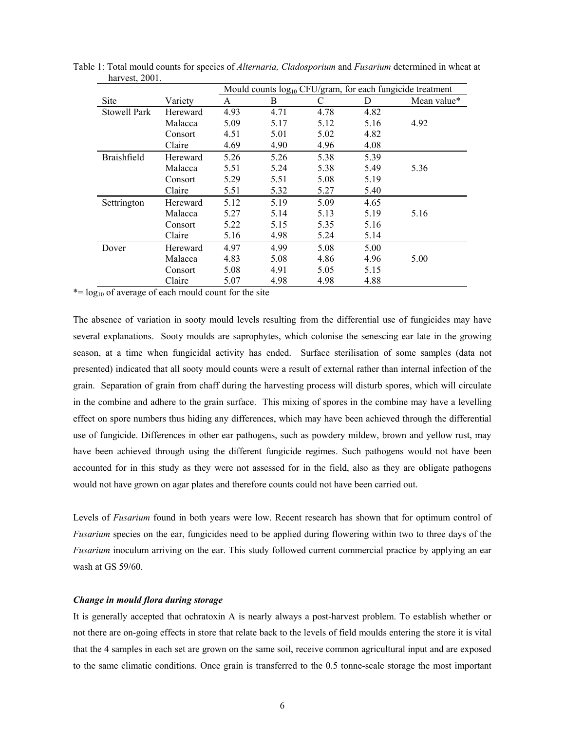Table 1: Total mould counts for species of *Alternaria, Cladosporium* and *Fusarium* determined in wheat at harvest, 2001.

| | | Mould counts $log_{10}$ CFU/gram, for each fungicide treatment | | | | |
|---|---|---|---|---|---|---|
| Site | Variety | A | B | C | D | Mean value* |
| Stowell Park | Hereward | 4.93 | 4.71 | 4.78 | 4.82 | |
| | Malacca | 5.09 | 5.17 | 5.12 | 5.16 | 4.92 |
| | Consort | 4.51 | 5.01 | 5.02 | 4.82 | |
| | Claire | 4.69 | 4.90 | 4.96 | 4.08 | |
| Braishfield | Hereward | 5.26 | 5.26 | 5.38 | 5.39 | |
| | Malacca | 5.51 | 5.24 | 5.38 | 5.49 | 5.36 |
| | Consort | 5.29 | 5.51 | 5.08 | 5.19 | |
| | Claire | 5.51 | 5.32 | 5.27 | 5.40 | |
| Settrington | Hereward | 5.12 | 5.19 | 5.09 | 4.65 | |
| | Malacca | 5.27 | 5.14 | 5.13 | 5.19 | 5.16 |
| | Consort | 5.22 | 5.15 | 5.35 | 5.16 | |
| | Claire | 5.16 | 4.98 | 5.24 | 5.14 | |
| Dover | Hereward | 4.97 | 4.99 | 5.08 | 5.00 | |
| | Malacca | 4.83 | 5.08 | 4.86 | 4.96 | 5.00 |
| | Consort | 5.08 | 4.91 | 5.05 | 5.15 | |
| | Claire | 5.07 | 4.98 | 4.98 | 4.88 | |

*= $log_{10}$ of average of each mould count for the site

The absence of variation in sooty mould levels resulting from the differential use of fungicides may have several explanations. Sooty moulds are saprophytes, which colonise the senescing ear late in the growing season, at a time when fungicidal activity has ended. Surface sterilisation of some samples (data not presented) indicated that all sooty mould counts were a result of external rather than internal infection of the grain. Separation of grain from chaff during the harvesting process will disturb spores, which will circulate in the combine and adhere to the grain surface. This mixing of spores in the combine may have a levelling effect on spore numbers thus hiding any differences, which may have been achieved through the differential use of fungicide. Differences in other ear pathogens, such as powdery mildew, brown and yellow rust, may have been achieved through using the different fungicide regimes. Such pathogens would not have been accounted for in this study as they were not assessed for in the field, also as they are obligate pathogens would not have grown on agar plates and therefore counts could not have been carried out.

Levels of *Fusarium* found in both years were low. Recent research has shown that for optimum control of *Fusarium* species on the ear, fungicides need to be applied during flowering within two to three days of the *Fusarium* inoculum arriving on the ear. This study followed current commercial practice by applying an ear wash at GS 59/60.

### *Change in mould flora during storage*

It is generally accepted that ochratoxin A is nearly always a post-harvest problem. To establish whether or not there are on-going effects in store that relate back to the levels of field moulds entering the store it is vital that the 4 samples in each set are grown on the same soil, receive common agricultural input and are exposed to the same climatic conditions. Once grain is transferred to the 0.5 tonne-scale storage the most important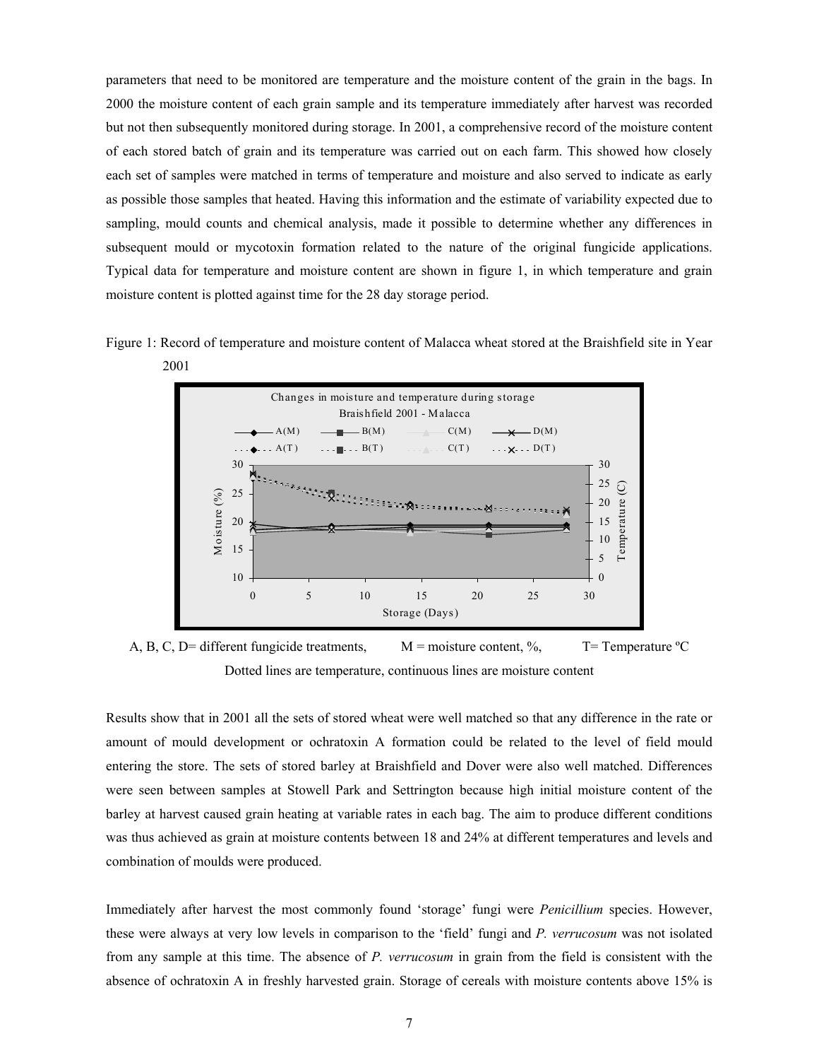parameters that need to be monitored are temperature and the moisture content of the grain in the bags. In 2000 the moisture content of each grain sample and its temperature immediately after harvest was recorded but not then subsequently monitored during storage. In 2001, a comprehensive record of the moisture content of each stored batch of grain and its temperature was carried out on each farm. This showed how closely each set of samples were matched in terms of temperature and moisture and also served to indicate as early as possible those samples that heated. Having this information and the estimate of variability expected due to sampling, mould counts and chemical analysis, made it possible to determine whether any differences in subsequent mould or mycotoxin formation related to the nature of the original fungicide applications. Typical data for temperature and moisture content are shown in figure 1, in which temperature and grain moisture content is plotted against time for the 28 day storage period.

Figure 1: Record of temperature and moisture content of Malacca wheat stored at the Braishfield site in Year 2001

A, B, C, D= different fungicide treatments, M = moisture content, %, T= Temperature ºC

Dotted lines are temperature, continuous lines are moisture content

Results show that in 2001 all the sets of stored wheat were well matched so that any difference in the rate or amount of mould development or ochratoxin A formation could be related to the level of field mould entering the store. The sets of stored barley at Braishfield and Dover were also well matched. Differences were seen between samples at Stowell Park and Settrington because high initial moisture content of the barley at harvest caused grain heating at variable rates in each bag. The aim to produce different conditions was thus achieved as grain at moisture contents between 18 and 24% at different temperatures and levels and combination of moulds were produced.

Immediately after harvest the most commonly found 'storage' fungi were *Penicillium* species. However, these were always at very low levels in comparison to the 'field' fungi and *P. verrucosum* was not isolated from any sample at this time. The absence of *P. verrucosum* in grain from the field is consistent with the absence of ochratoxin A in freshly harvested grain. Storage of cereals with moisture contents above 15% is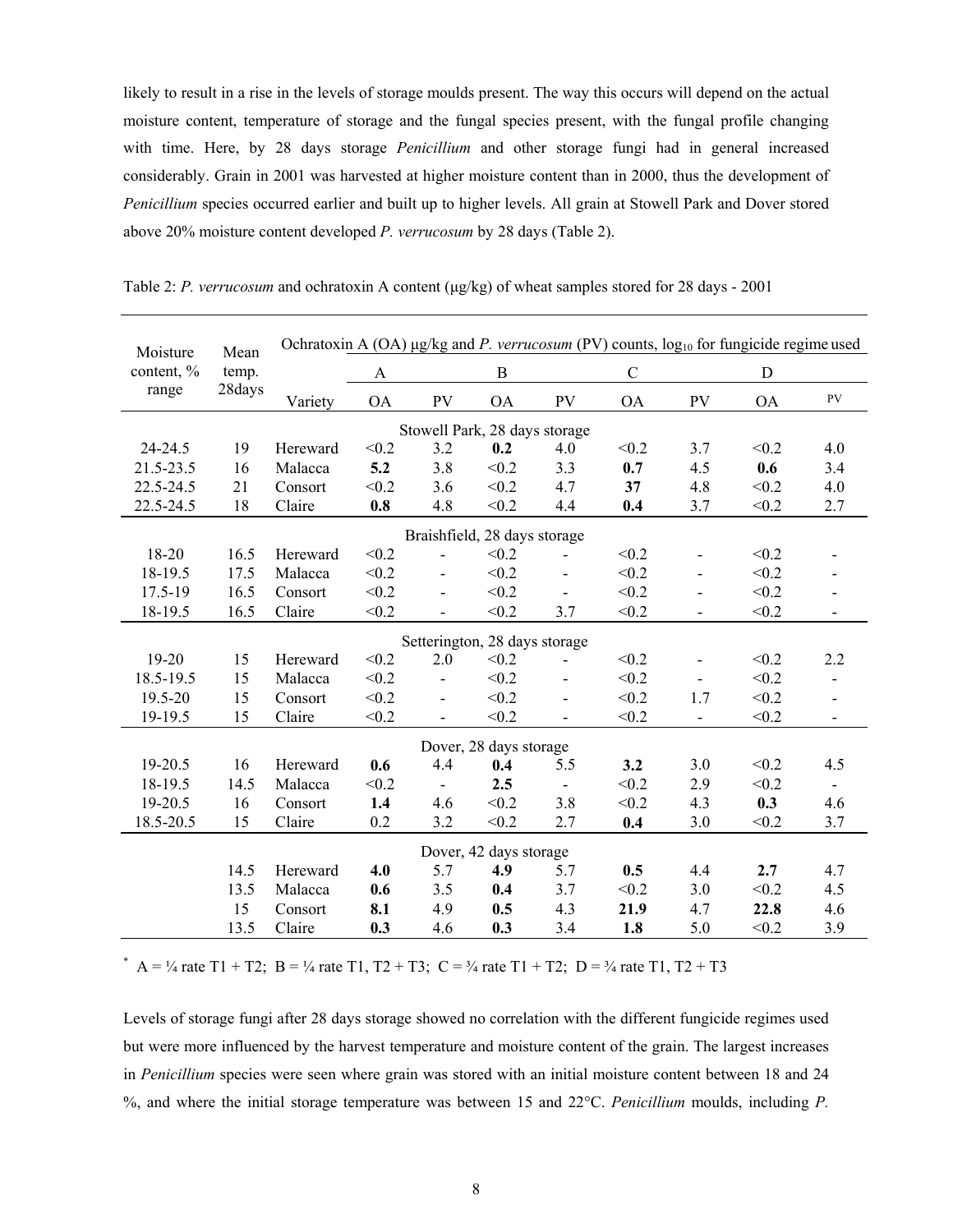likely to result in a rise in the levels of storage moulds present. The way this occurs will depend on the actual moisture content, temperature of storage and the fungal species present, with the fungal profile changing with time. Here, by 28 days storage *Penicillium* and other storage fungi had in general increased considerably. Grain in 2001 was harvested at higher moisture content than in 2000, thus the development of *Penicillium* species occurred earlier and built up to higher levels. All grain at Stowell Park and Dover stored above 20% moisture content developed *P. verrucosum* by 28 days (Table 2).

Table 2: *P. verrucosum* and ochratoxin A content (μg/kg) of wheat samples stored for 28 days - 2001

| Moisture content, % range | Mean temp. 28days | Variety | Ochratoxin A (OA) μg/kg and *P. verrucosum* (PV) counts, $\log_{10}$ for fungicide regime used | | | | | | | |
|---|---|---|---|---|---|---|---|---|---|---|
| | | | A | | B | | C | | D | |
| | | | OA | PV | OA | PV | OA | PV | OA | PV |
| | | | Stowell Park, 28 days storage | | | | | | | |
| 24-24.5 | 19 | Hereward | <0.2 | 3.2 | **0.2** | 4.0 | <0.2 | 3.7 | <0.2 | 4.0 |
| 21.5-23.5 | 16 | Malacca | **5.2** | 3.8 | <0.2 | 3.3 | **0.7** | 4.5 | **0.6** | 3.4 |
| 22.5-24.5 | 21 | Consort | <0.2 | 3.6 | <0.2 | 4.7 | **37** | 4.8 | <0.2 | 4.0 |
| 22.5-24.5 | 18 | Claire | **0.8** | 4.8 | <0.2 | 4.4 | **0.4** | 3.7 | <0.2 | 2.7 |
| | | | Braishfield, 28 days storage | | | | | | | |
| 18-20 | 16.5 | Hereward | <0.2 | - | <0.2 | - | <0.2 | - | <0.2 | - |
| 18-19.5 | 17.5 | Malacca | <0.2 | - | <0.2 | - | <0.2 | - | <0.2 | - |
| 17.5-19 | 16.5 | Consort | <0.2 | - | <0.2 | - | <0.2 | - | <0.2 | - |
| 18-19.5 | 16.5 | Claire | <0.2 | - | <0.2 | 3.7 | <0.2 | - | <0.2 | - |
| | | | Setterington, 28 days storage | | | | | | | |
| 19-20 | 15 | Hereward | <0.2 | 2.0 | <0.2 | - | <0.2 | - | <0.2 | 2.2 |
| 18.5-19.5 | 15 | Malacca | <0.2 | - | <0.2 | - | <0.2 | - | <0.2 | - |
| 19.5-20 | 15 | Consort | <0.2 | - | <0.2 | - | <0.2 | 1.7 | <0.2 | - |
| 19-19.5 | 15 | Claire | <0.2 | - | <0.2 | - | <0.2 | - | <0.2 | - |
| | | | Dover, 28 days storage | | | | | | | |
| 19-20.5 | 16 | Hereward | **0.6** | 4.4 | **0.4** | 5.5 | **3.2** | 3.0 | <0.2 | 4.5 |
| 18-19.5 | 14.5 | Malacca | <0.2 | - | **2.5** | - | <0.2 | 2.9 | <0.2 | - |
| 19-20.5 | 16 | Consort | **1.4** | 4.6 | <0.2 | 3.8 | <0.2 | 4.3 | **0.3** | 4.6 |
| 18.5-20.5 | 15 | Claire | 0.2 | 3.2 | <0.2 | 2.7 | **0.4** | 3.0 | <0.2 | 3.7 |
| | | | Dover, 42 days storage | | | | | | | |
| | 14.5 | Hereward | **4.0** | 5.7 | **4.9** | 5.7 | **0.5** | 4.4 | **2.7** | 4.7 |
| | 13.5 | Malacca | **0.6** | 3.5 | **0.4** | 3.7 | <0.2 | 3.0 | <0.2 | 4.5 |
| | 15 | Consort | **8.1** | 4.9 | **0.5** | 4.3 | **21.9** | 4.7 | **22.8** | 4.6 |
| | 13.5 | Claire | **0.3** | 4.6 | **0.3** | 3.4 | **1.8** | 5.0 | <0.2 | 3.9 |

[*] A = ¼ rate T1 + T2; B = ¼ rate T1, T2 + T3; C = ¾ rate T1 + T2; D = ¾ rate T1, T2 + T3

Levels of storage fungi after 28 days storage showed no correlation with the different fungicide regimes used but were more influenced by the harvest temperature and moisture content of the grain. The largest increases in *Penicillium* species were seen where grain was stored with an initial moisture content between 18 and 24 %, and where the initial storage temperature was between 15 and 22°C. *Penicillium* moulds, including *P.*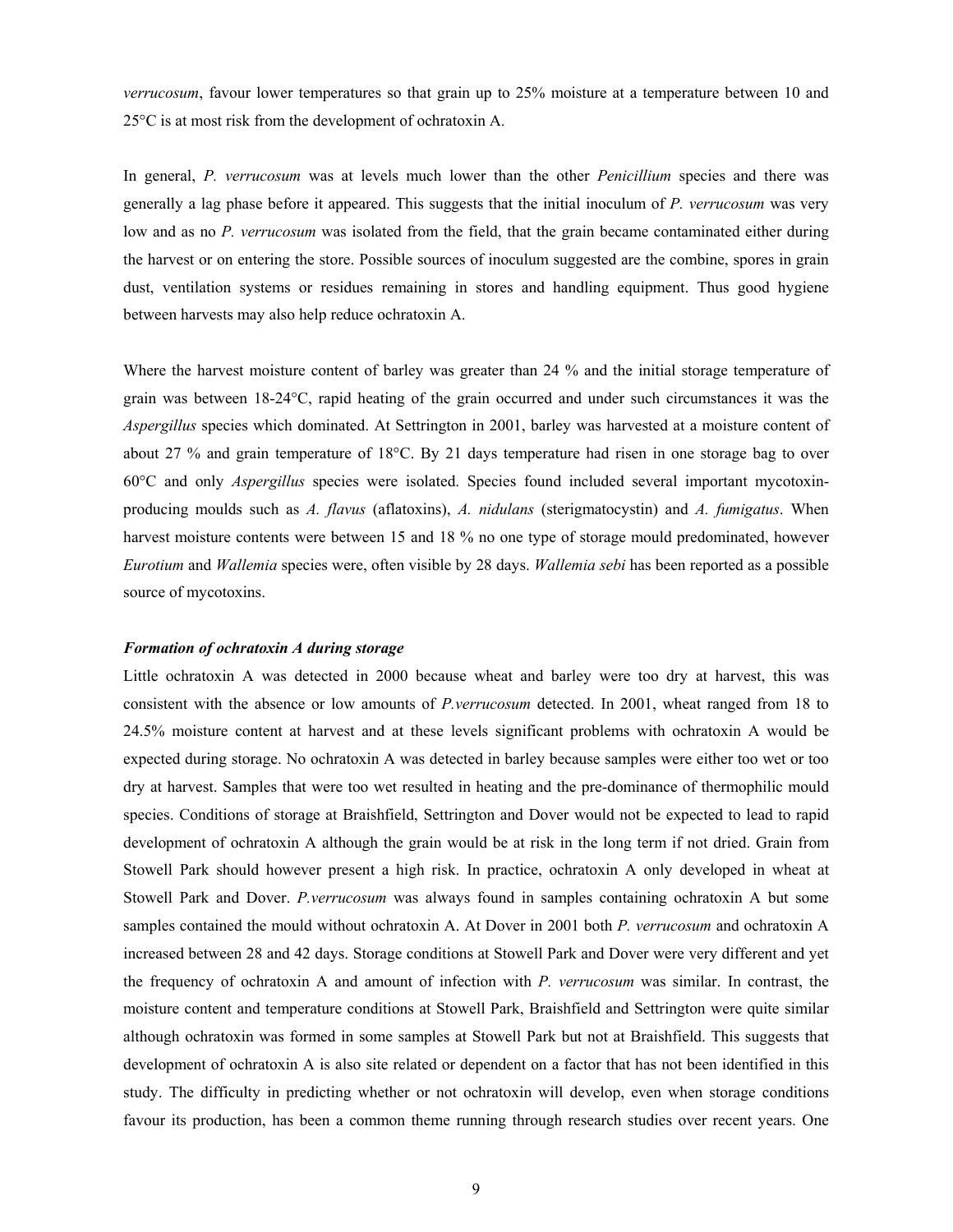*verrucosum*, favour lower temperatures so that grain up to 25% moisture at a temperature between 10 and 25°C is at most risk from the development of ochratoxin A.

In general, *P. verrucosum* was at levels much lower than the other *Penicillium* species and there was generally a lag phase before it appeared. This suggests that the initial inoculum of *P. verrucosum* was very low and as no *P. verrucosum* was isolated from the field, that the grain became contaminated either during the harvest or on entering the store. Possible sources of inoculum suggested are the combine, spores in grain dust, ventilation systems or residues remaining in stores and handling equipment. Thus good hygiene between harvests may also help reduce ochratoxin A.

Where the harvest moisture content of barley was greater than 24 % and the initial storage temperature of grain was between 18-24°C, rapid heating of the grain occurred and under such circumstances it was the *Aspergillus* species which dominated. At Settrington in 2001, barley was harvested at a moisture content of about 27 % and grain temperature of 18°C. By 21 days temperature had risen in one storage bag to over 60°C and only *Aspergillus* species were isolated. Species found included several important mycotoxin-producing moulds such as *A. flavus* (aflatoxins), *A. nidulans* (sterigmatocystin) and *A. fumigatus*. When harvest moisture contents were between 15 and 18 % no one type of storage mould predominated, however *Eurotium* and *Wallemia* species were, often visible by 28 days. *Wallemia sebi* has been reported as a possible source of mycotoxins.

***Formation of ochratoxin A during storage***

Little ochratoxin A was detected in 2000 because wheat and barley were too dry at harvest, this was consistent with the absence or low amounts of *P.verrucosum* detected. In 2001, wheat ranged from 18 to 24.5% moisture content at harvest and at these levels significant problems with ochratoxin A would be expected during storage. No ochratoxin A was detected in barley because samples were either too wet or too dry at harvest. Samples that were too wet resulted in heating and the pre-dominance of thermophilic mould species. Conditions of storage at Braishfield, Settrington and Dover would not be expected to lead to rapid development of ochratoxin A although the grain would be at risk in the long term if not dried. Grain from Stowell Park should however present a high risk. In practice, ochratoxin A only developed in wheat at Stowell Park and Dover. *P.verrucosum* was always found in samples containing ochratoxin A but some samples contained the mould without ochratoxin A. At Dover in 2001 both *P. verrucosum* and ochratoxin A increased between 28 and 42 days. Storage conditions at Stowell Park and Dover were very different and yet the frequency of ochratoxin A and amount of infection with *P. verrucosum* was similar. In contrast, the moisture content and temperature conditions at Stowell Park, Braishfield and Settrington were quite similar although ochratoxin was formed in some samples at Stowell Park but not at Braishfield. This suggests that development of ochratoxin A is also site related or dependent on a factor that has not been identified in this study. The difficulty in predicting whether or not ochratoxin will develop, even when storage conditions favour its production, has been a common theme running through research studies over recent years. One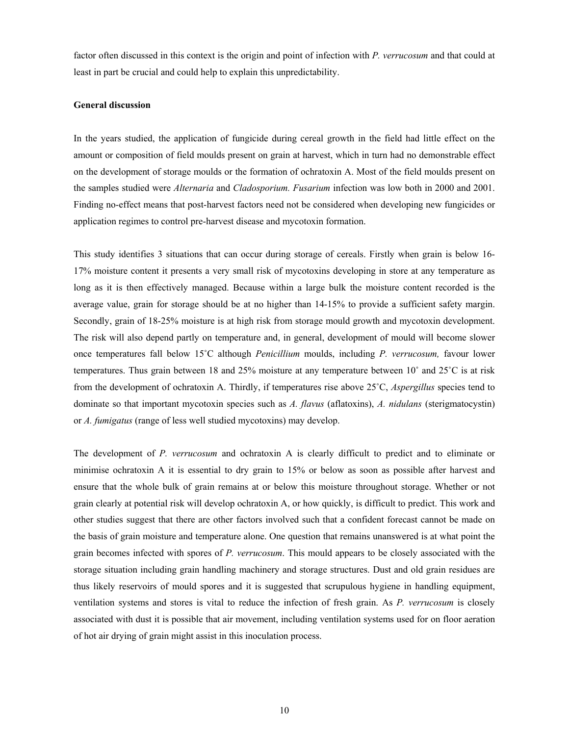factor often discussed in this context is the origin and point of infection with *P. verrucosum* and that could at least in part be crucial and could help to explain this unpredictability.

**General discussion**

In the years studied, the application of fungicide during cereal growth in the field had little effect on the amount or composition of field moulds present on grain at harvest, which in turn had no demonstrable effect on the development of storage moulds or the formation of ochratoxin A. Most of the field moulds present on the samples studied were *Alternaria* and *Cladosporium. Fusarium* infection was low both in 2000 and 2001. Finding no-effect means that post-harvest factors need not be considered when developing new fungicides or application regimes to control pre-harvest disease and mycotoxin formation.

This study identifies 3 situations that can occur during storage of cereals. Firstly when grain is below 16-17% moisture content it presents a very small risk of mycotoxins developing in store at any temperature as long as it is then effectively managed. Because within a large bulk the moisture content recorded is the average value, grain for storage should be at no higher than 14-15% to provide a sufficient safety margin. Secondly, grain of 18-25% moisture is at high risk from storage mould growth and mycotoxin development. The risk will also depend partly on temperature and, in general, development of mould will become slower once temperatures fall below 15˚C although *Penicillium* moulds, including *P. verrucosum,* favour lower temperatures. Thus grain between 18 and 25% moisture at any temperature between 10˚ and 25˚C is at risk from the development of ochratoxin A. Thirdly, if temperatures rise above 25˚C, *Aspergillus* species tend to dominate so that important mycotoxin species such as *A. flavus* (aflatoxins), *A. nidulans* (sterigmatocystin) or *A. fumigatus* (range of less well studied mycotoxins) may develop.

The development of *P. verrucosum* and ochratoxin A is clearly difficult to predict and to eliminate or minimise ochratoxin A it is essential to dry grain to 15% or below as soon as possible after harvest and ensure that the whole bulk of grain remains at or below this moisture throughout storage. Whether or not grain clearly at potential risk will develop ochratoxin A, or how quickly, is difficult to predict. This work and other studies suggest that there are other factors involved such that a confident forecast cannot be made on the basis of grain moisture and temperature alone. One question that remains unanswered is at what point the grain becomes infected with spores of *P. verrucosum*. This mould appears to be closely associated with the storage situation including grain handling machinery and storage structures. Dust and old grain residues are thus likely reservoirs of mould spores and it is suggested that scrupulous hygiene in handling equipment, ventilation systems and stores is vital to reduce the infection of fresh grain. As *P. verrucosum* is closely associated with dust it is possible that air movement, including ventilation systems used for on floor aeration of hot air drying of grain might assist in this inoculation process.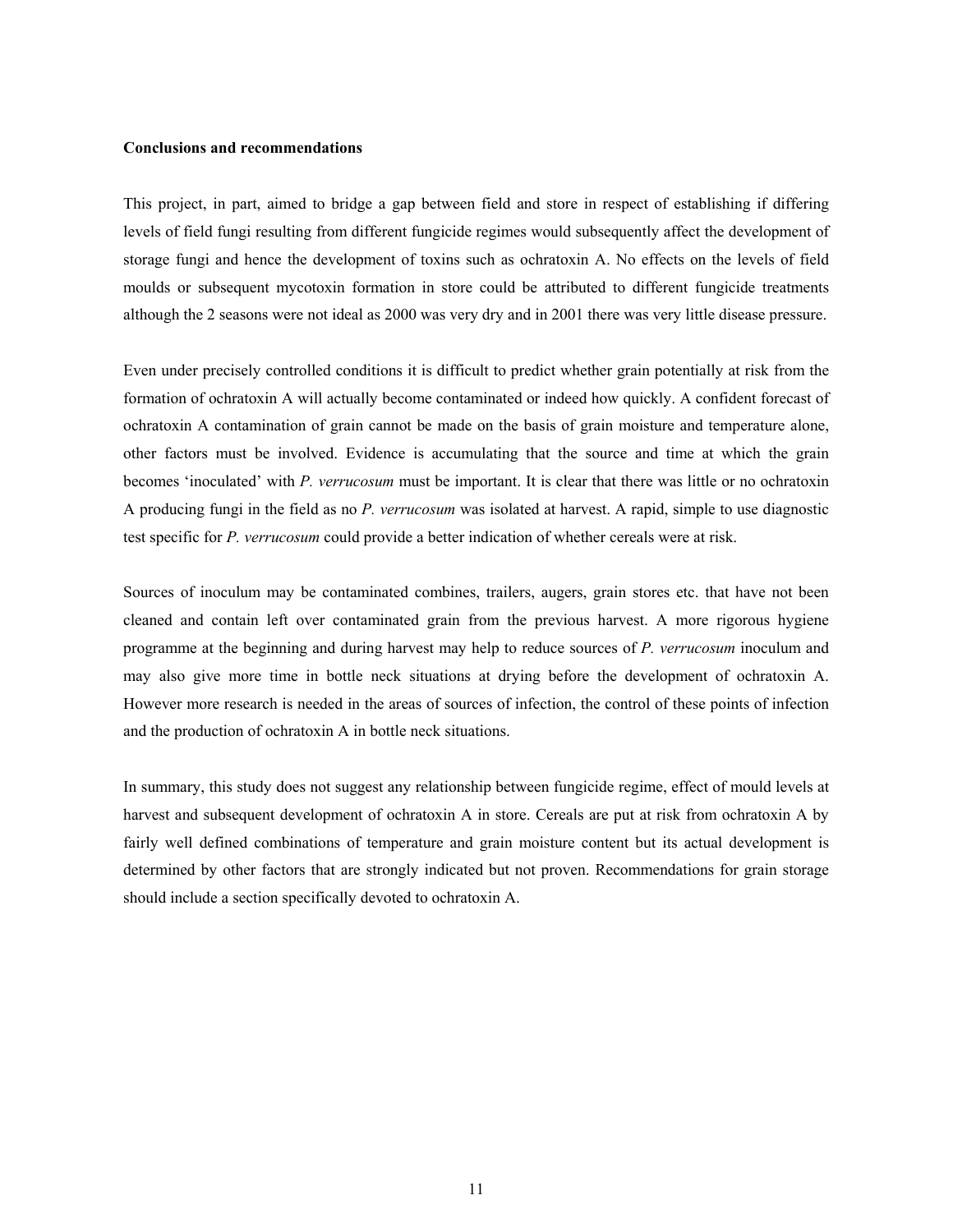**Conclusions and recommendations**

This project, in part, aimed to bridge a gap between field and store in respect of establishing if differing levels of field fungi resulting from different fungicide regimes would subsequently affect the development of storage fungi and hence the development of toxins such as ochratoxin A. No effects on the levels of field moulds or subsequent mycotoxin formation in store could be attributed to different fungicide treatments although the 2 seasons were not ideal as 2000 was very dry and in 2001 there was very little disease pressure.

Even under precisely controlled conditions it is difficult to predict whether grain potentially at risk from the formation of ochratoxin A will actually become contaminated or indeed how quickly. A confident forecast of ochratoxin A contamination of grain cannot be made on the basis of grain moisture and temperature alone, other factors must be involved. Evidence is accumulating that the source and time at which the grain becomes 'inoculated' with *P. verrucosum* must be important. It is clear that there was little or no ochratoxin A producing fungi in the field as no *P. verrucosum* was isolated at harvest. A rapid, simple to use diagnostic test specific for *P. verrucosum* could provide a better indication of whether cereals were at risk.

Sources of inoculum may be contaminated combines, trailers, augers, grain stores etc. that have not been cleaned and contain left over contaminated grain from the previous harvest. A more rigorous hygiene programme at the beginning and during harvest may help to reduce sources of *P. verrucosum* inoculum and may also give more time in bottle neck situations at drying before the development of ochratoxin A. However more research is needed in the areas of sources of infection, the control of these points of infection and the production of ochratoxin A in bottle neck situations.

In summary, this study does not suggest any relationship between fungicide regime, effect of mould levels at harvest and subsequent development of ochratoxin A in store. Cereals are put at risk from ochratoxin A by fairly well defined combinations of temperature and grain moisture content but its actual development is determined by other factors that are strongly indicated but not proven. Recommendations for grain storage should include a section specifically devoted to ochratoxin A.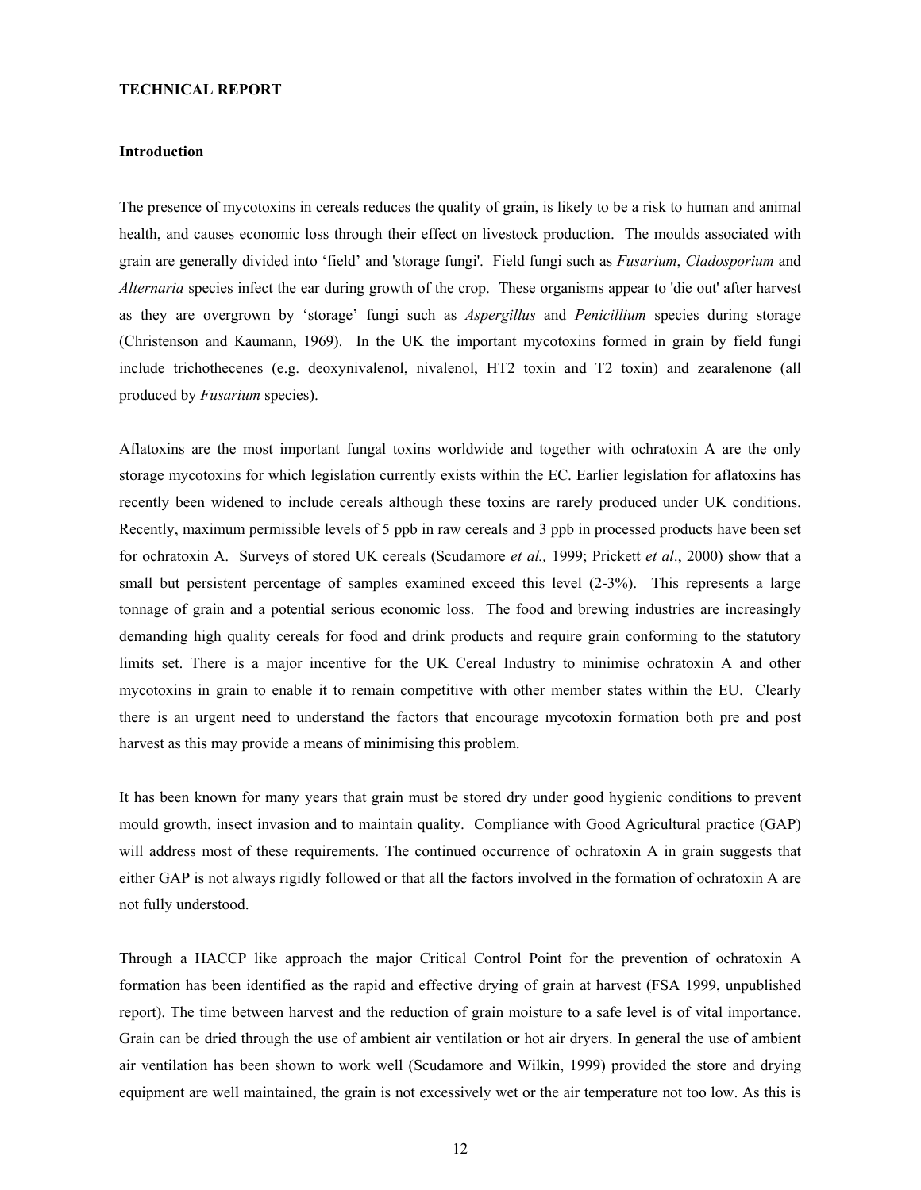**TECHNICAL REPORT**

**Introduction**

The presence of mycotoxins in cereals reduces the quality of grain, is likely to be a risk to human and animal health, and causes economic loss through their effect on livestock production. The moulds associated with grain are generally divided into 'field' and 'storage fungi'. Field fungi such as *Fusarium*, *Cladosporium* and *Alternaria* species infect the ear during growth of the crop. These organisms appear to 'die out' after harvest as they are overgrown by 'storage' fungi such as *Aspergillus* and *Penicillium* species during storage (Christenson and Kaumann, 1969). In the UK the important mycotoxins formed in grain by field fungi include trichothecenes (e.g. deoxynivalenol, nivalenol, HT2 toxin and T2 toxin) and zearalenone (all produced by *Fusarium* species).

Aflatoxins are the most important fungal toxins worldwide and together with ochratoxin A are the only storage mycotoxins for which legislation currently exists within the EC. Earlier legislation for aflatoxins has recently been widened to include cereals although these toxins are rarely produced under UK conditions. Recently, maximum permissible levels of 5 ppb in raw cereals and 3 ppb in processed products have been set for ochratoxin A. Surveys of stored UK cereals (Scudamore *et al.,* 1999; Prickett *et al*., 2000) show that a small but persistent percentage of samples examined exceed this level (2-3%). This represents a large tonnage of grain and a potential serious economic loss. The food and brewing industries are increasingly demanding high quality cereals for food and drink products and require grain conforming to the statutory limits set. There is a major incentive for the UK Cereal Industry to minimise ochratoxin A and other mycotoxins in grain to enable it to remain competitive with other member states within the EU. Clearly there is an urgent need to understand the factors that encourage mycotoxin formation both pre and post harvest as this may provide a means of minimising this problem.

It has been known for many years that grain must be stored dry under good hygienic conditions to prevent mould growth, insect invasion and to maintain quality. Compliance with Good Agricultural practice (GAP) will address most of these requirements. The continued occurrence of ochratoxin A in grain suggests that either GAP is not always rigidly followed or that all the factors involved in the formation of ochratoxin A are not fully understood.

Through a HACCP like approach the major Critical Control Point for the prevention of ochratoxin A formation has been identified as the rapid and effective drying of grain at harvest (FSA 1999, unpublished report). The time between harvest and the reduction of grain moisture to a safe level is of vital importance. Grain can be dried through the use of ambient air ventilation or hot air dryers. In general the use of ambient air ventilation has been shown to work well (Scudamore and Wilkin, 1999) provided the store and drying equipment are well maintained, the grain is not excessively wet or the air temperature not too low. As this is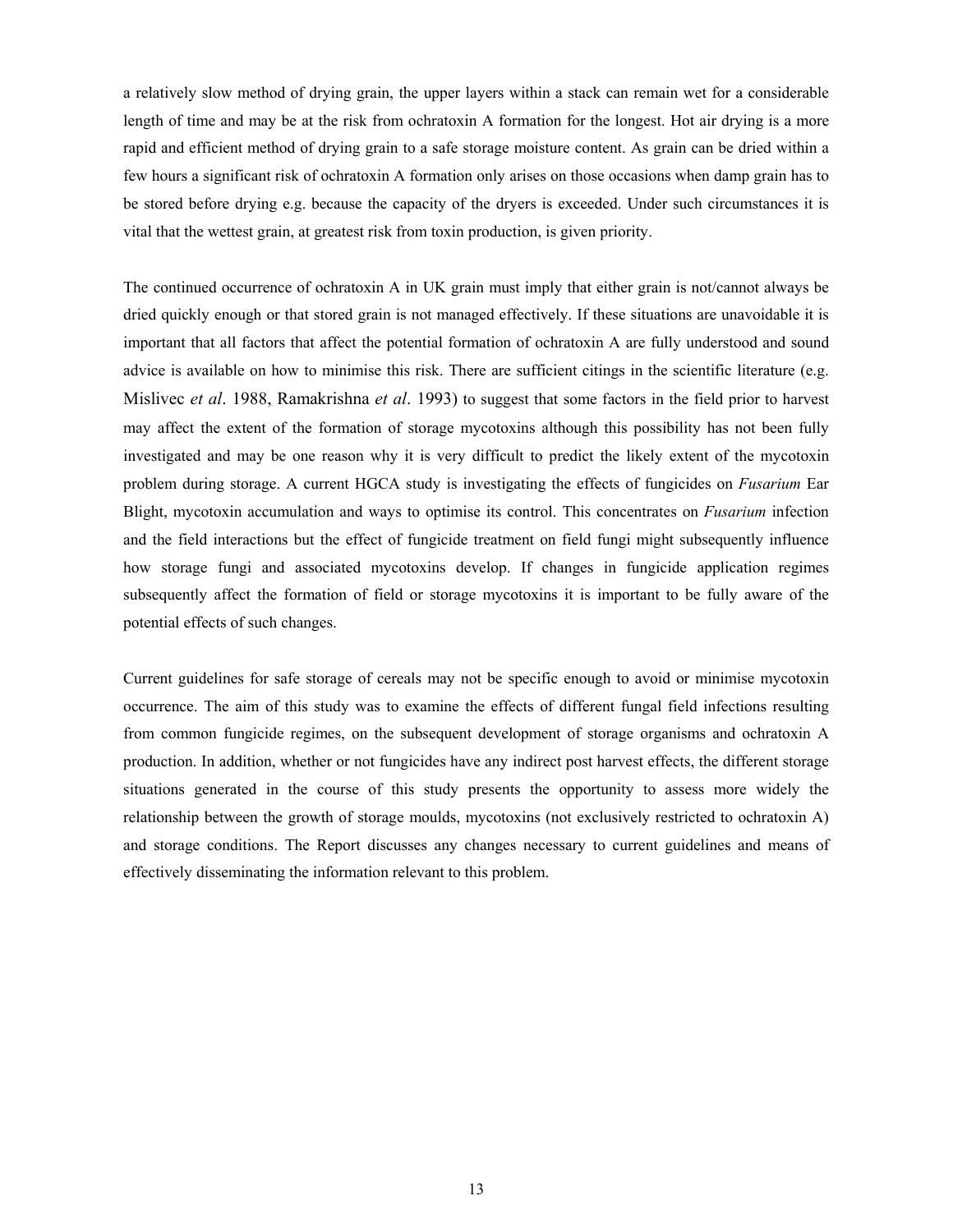a relatively slow method of drying grain, the upper layers within a stack can remain wet for a considerable length of time and may be at the risk from ochratoxin A formation for the longest. Hot air drying is a more rapid and efficient method of drying grain to a safe storage moisture content. As grain can be dried within a few hours a significant risk of ochratoxin A formation only arises on those occasions when damp grain has to be stored before drying e.g. because the capacity of the dryers is exceeded. Under such circumstances it is vital that the wettest grain, at greatest risk from toxin production, is given priority.

The continued occurrence of ochratoxin A in UK grain must imply that either grain is not/cannot always be dried quickly enough or that stored grain is not managed effectively. If these situations are unavoidable it is important that all factors that affect the potential formation of ochratoxin A are fully understood and sound advice is available on how to minimise this risk. There are sufficient citings in the scientific literature (e.g. Mislivec *et al*. 1988, Ramakrishna *et al*. 1993) to suggest that some factors in the field prior to harvest may affect the extent of the formation of storage mycotoxins although this possibility has not been fully investigated and may be one reason why it is very difficult to predict the likely extent of the mycotoxin problem during storage. A current HGCA study is investigating the effects of fungicides on *Fusarium* Ear Blight, mycotoxin accumulation and ways to optimise its control. This concentrates on *Fusarium* infection and the field interactions but the effect of fungicide treatment on field fungi might subsequently influence how storage fungi and associated mycotoxins develop. If changes in fungicide application regimes subsequently affect the formation of field or storage mycotoxins it is important to be fully aware of the potential effects of such changes.

Current guidelines for safe storage of cereals may not be specific enough to avoid or minimise mycotoxin occurrence. The aim of this study was to examine the effects of different fungal field infections resulting from common fungicide regimes, on the subsequent development of storage organisms and ochratoxin A production. In addition, whether or not fungicides have any indirect post harvest effects, the different storage situations generated in the course of this study presents the opportunity to assess more widely the relationship between the growth of storage moulds, mycotoxins (not exclusively restricted to ochratoxin A) and storage conditions. The Report discusses any changes necessary to current guidelines and means of effectively disseminating the information relevant to this problem.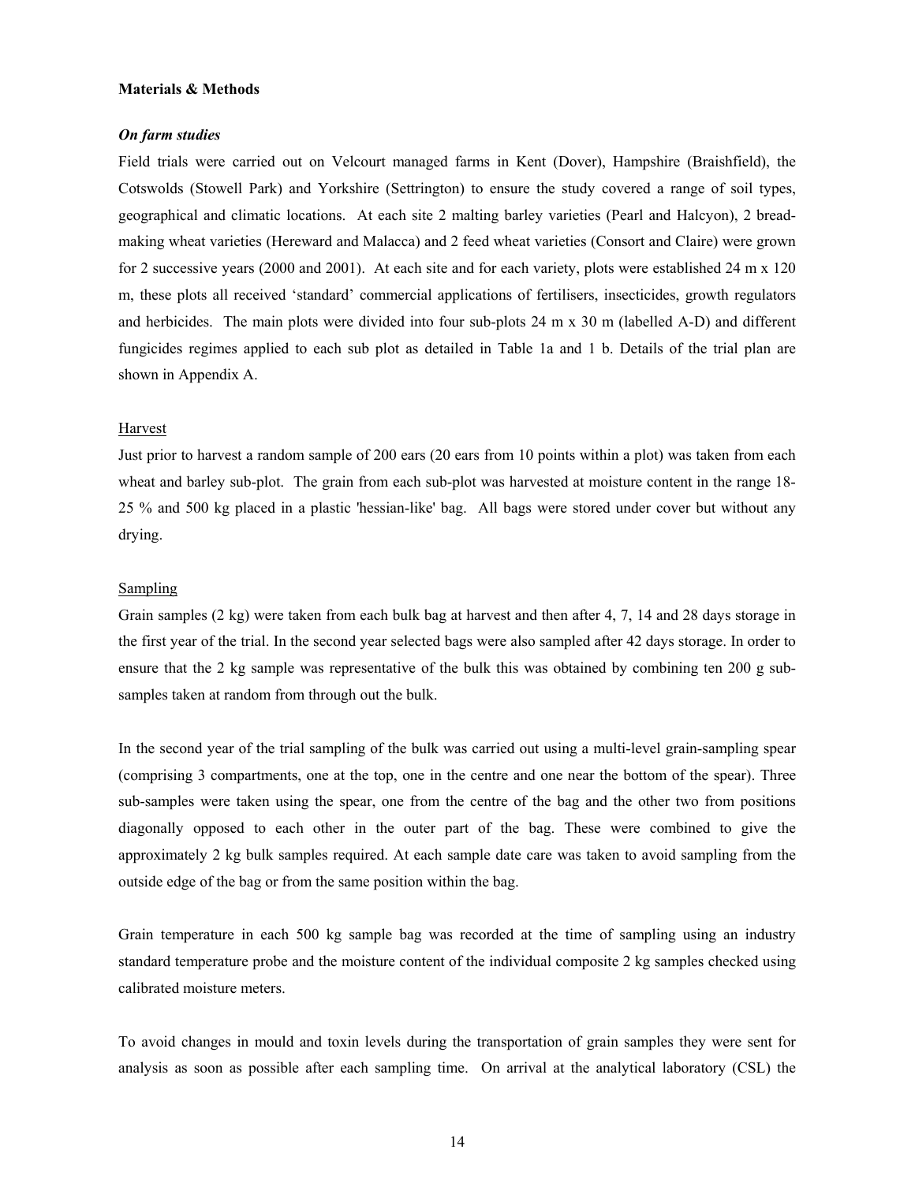**Materials & Methods**

***On farm studies***

Field trials were carried out on Velcourt managed farms in Kent (Dover), Hampshire (Braishfield), the Cotswolds (Stowell Park) and Yorkshire (Settrington) to ensure the study covered a range of soil types, geographical and climatic locations. At each site 2 malting barley varieties (Pearl and Halcyon), 2 bread-making wheat varieties (Hereward and Malacca) and 2 feed wheat varieties (Consort and Claire) were grown for 2 successive years (2000 and 2001). At each site and for each variety, plots were established 24 m x 120 m, these plots all received 'standard' commercial applications of fertilisers, insecticides, growth regulators and herbicides. The main plots were divided into four sub-plots 24 m x 30 m (labelled A-D) and different fungicides regimes applied to each sub plot as detailed in Table 1a and 1 b. Details of the trial plan are shown in Appendix A.

Harvest

Just prior to harvest a random sample of 200 ears (20 ears from 10 points within a plot) was taken from each wheat and barley sub-plot. The grain from each sub-plot was harvested at moisture content in the range 18-25 % and 500 kg placed in a plastic 'hessian-like' bag. All bags were stored under cover but without any drying.

Sampling

Grain samples (2 kg) were taken from each bulk bag at harvest and then after 4, 7, 14 and 28 days storage in the first year of the trial. In the second year selected bags were also sampled after 42 days storage. In order to ensure that the 2 kg sample was representative of the bulk this was obtained by combining ten 200 g sub-samples taken at random from through out the bulk.

In the second year of the trial sampling of the bulk was carried out using a multi-level grain-sampling spear (comprising 3 compartments, one at the top, one in the centre and one near the bottom of the spear). Three sub-samples were taken using the spear, one from the centre of the bag and the other two from positions diagonally opposed to each other in the outer part of the bag. These were combined to give the approximately 2 kg bulk samples required. At each sample date care was taken to avoid sampling from the outside edge of the bag or from the same position within the bag.

Grain temperature in each 500 kg sample bag was recorded at the time of sampling using an industry standard temperature probe and the moisture content of the individual composite 2 kg samples checked using calibrated moisture meters.

To avoid changes in mould and toxin levels during the transportation of grain samples they were sent for analysis as soon as possible after each sampling time. On arrival at the analytical laboratory (CSL) the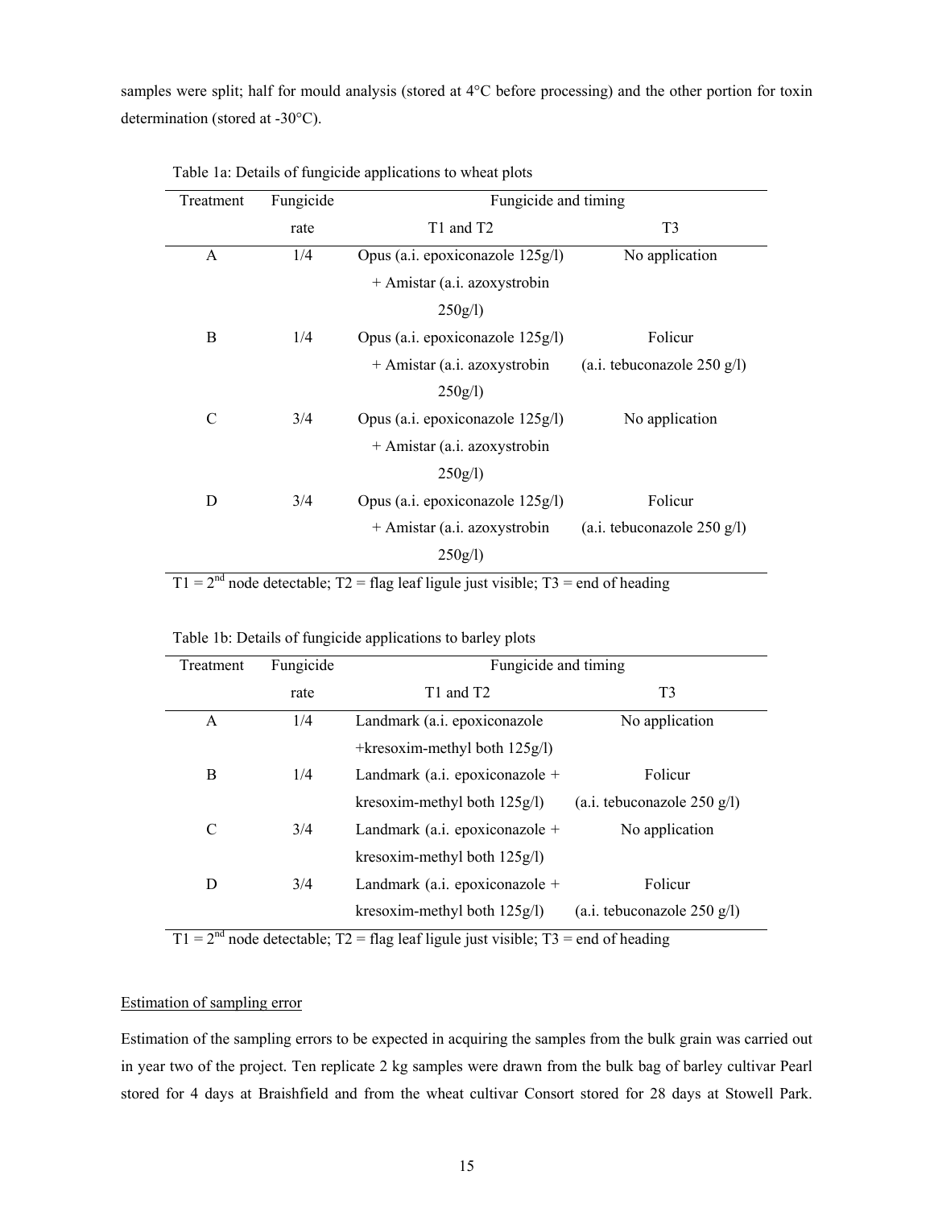samples were split; half for mould analysis (stored at 4°C before processing) and the other portion for toxin determination (stored at -30°C).

Table 1a: Details of fungicide applications to wheat plots

| Treatment | Fungicide rate | Fungicide and timing | |
|---|---|---|---|
| | | T1 and T2 | T3 |
| A | 1/4 | Opus (a.i. epoxiconazole 125g/l) + Amistar (a.i. azoxystrobin 250g/l) | No application |
| B | 1/4 | Opus (a.i. epoxiconazole 125g/l) + Amistar (a.i. azoxystrobin 250g/l) | Folicur (a.i. tebuconazole 250 g/l) |
| C | 3/4 | Opus (a.i. epoxiconazole 125g/l) + Amistar (a.i. azoxystrobin 250g/l) | No application |
| D | 3/4 | Opus (a.i. epoxiconazole 125g/l) + Amistar (a.i. azoxystrobin 250g/l) | Folicur (a.i. tebuconazole 250 g/l) |

T1 = 2nd node detectable; T2 = flag leaf ligule just visible; T3 = end of heading

Table 1b: Details of fungicide applications to barley plots

| Treatment | Fungicide rate | Fungicide and timing | |
|---|---|---|---|
| | | T1 and T2 | T3 |
| A | 1/4 | Landmark (a.i. epoxiconazole +kresoxim-methyl both 125g/l) | No application |
| B | 1/4 | Landmark (a.i. epoxiconazole + kresoxim-methyl both 125g/l) | Folicur (a.i. tebuconazole 250 g/l) |
| C | 3/4 | Landmark (a.i. epoxiconazole + kresoxim-methyl both 125g/l) | No application |
| D | 3/4 | Landmark (a.i. epoxiconazole + kresoxim-methyl both 125g/l) | Folicur (a.i. tebuconazole 250 g/l) |

T1 = 2nd node detectable; T2 = flag leaf ligule just visible; T3 = end of heading

Estimation of sampling error

Estimation of the sampling errors to be expected in acquiring the samples from the bulk grain was carried out in year two of the project. Ten replicate 2 kg samples were drawn from the bulk bag of barley cultivar Pearl stored for 4 days at Braishfield and from the wheat cultivar Consort stored for 28 days at Stowell Park.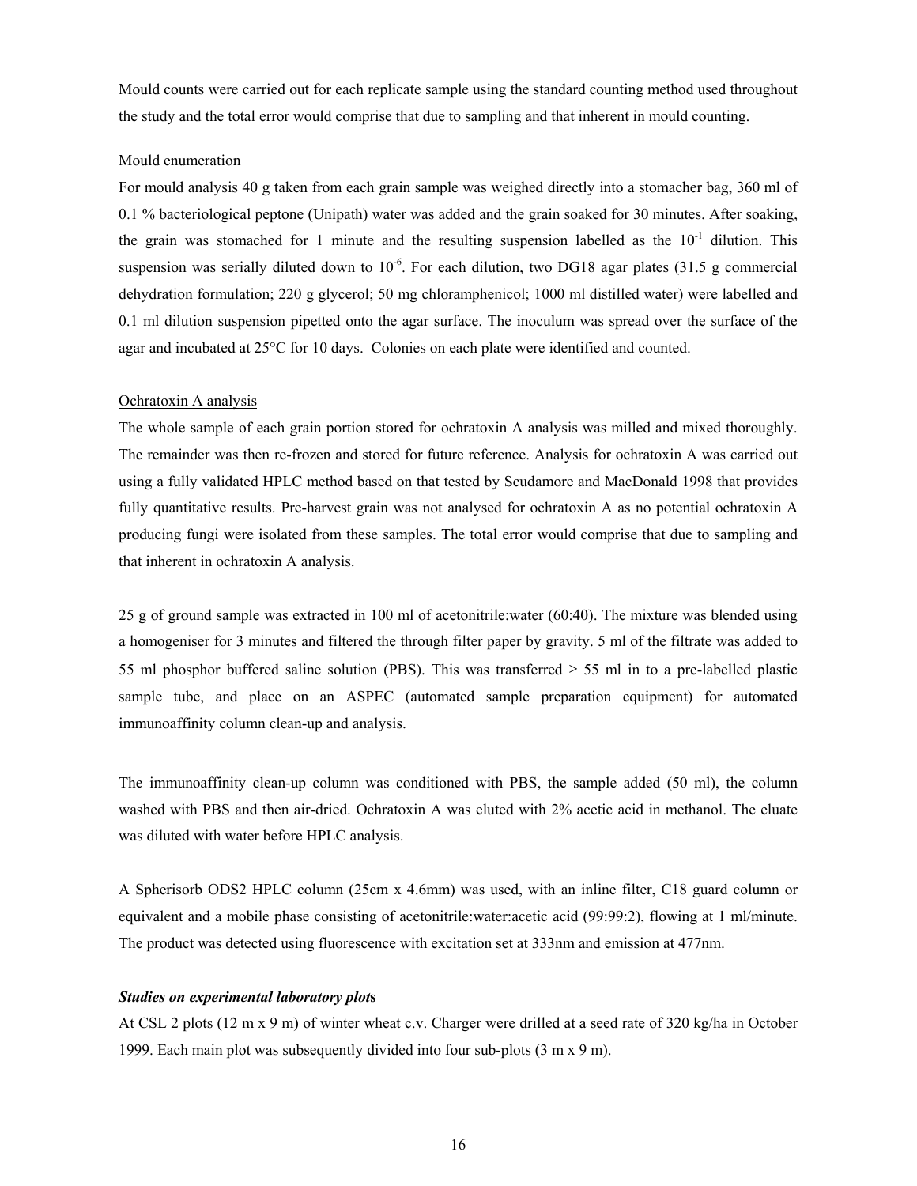Mould counts were carried out for each replicate sample using the standard counting method used throughout the study and the total error would comprise that due to sampling and that inherent in mould counting.

Mould enumeration

For mould analysis 40 g taken from each grain sample was weighed directly into a stomacher bag, 360 ml of 0.1 % bacteriological peptone (Unipath) water was added and the grain soaked for 30 minutes. After soaking, the grain was stomached for 1 minute and the resulting suspension labelled as the $10^{-1}$ dilution. This suspension was serially diluted down to $10^{-6}$. For each dilution, two DG18 agar plates (31.5 g commercial dehydration formulation; 220 g glycerol; 50 mg chloramphenicol; 1000 ml distilled water) were labelled and 0.1 ml dilution suspension pipetted onto the agar surface. The inoculum was spread over the surface of the agar and incubated at 25°C for 10 days. Colonies on each plate were identified and counted.

Ochratoxin A analysis

The whole sample of each grain portion stored for ochratoxin A analysis was milled and mixed thoroughly. The remainder was then re-frozen and stored for future reference. Analysis for ochratoxin A was carried out using a fully validated HPLC method based on that tested by Scudamore and MacDonald 1998 that provides fully quantitative results. Pre-harvest grain was not analysed for ochratoxin A as no potential ochratoxin A producing fungi were isolated from these samples. The total error would comprise that due to sampling and that inherent in ochratoxin A analysis.

25 g of ground sample was extracted in 100 ml of acetonitrile:water (60:40). The mixture was blended using a homogeniser for 3 minutes and filtered the through filter paper by gravity. 5 ml of the filtrate was added to 55 ml phosphor buffered saline solution (PBS). This was transferred ≥ 55 ml in to a pre-labelled plastic sample tube, and place on an ASPEC (automated sample preparation equipment) for automated immunoaffinity column clean-up and analysis.

The immunoaffinity clean-up column was conditioned with PBS, the sample added (50 ml), the column washed with PBS and then air-dried. Ochratoxin A was eluted with 2% acetic acid in methanol. The eluate was diluted with water before HPLC analysis.

A Spherisorb ODS2 HPLC column (25cm x 4.6mm) was used, with an inline filter, C18 guard column or equivalent and a mobile phase consisting of acetonitrile:water:acetic acid (99:99:2), flowing at 1 ml/minute. The product was detected using fluorescence with excitation set at 333nm and emission at 477nm.

***Studies on experimental laboratory plots***

At CSL 2 plots (12 m x 9 m) of winter wheat c.v. Charger were drilled at a seed rate of 320 kg/ha in October 1999. Each main plot was subsequently divided into four sub-plots (3 m x 9 m).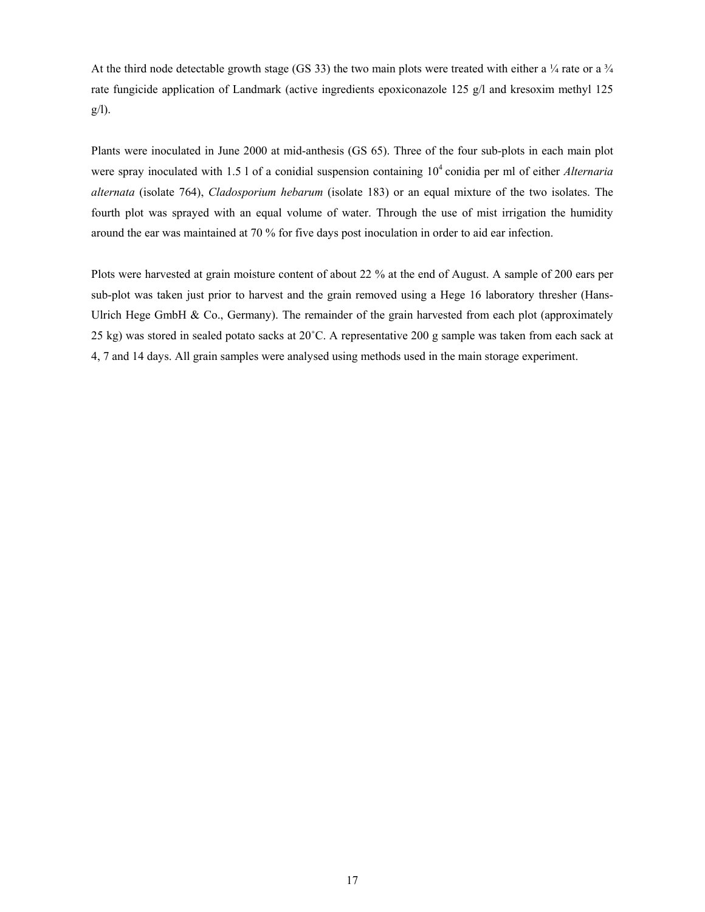At the third node detectable growth stage (GS 33) the two main plots were treated with either a ¼ rate or a ¾ rate fungicide application of Landmark (active ingredients epoxiconazole 125 g/l and kresoxim methyl 125 g/l).

Plants were inoculated in June 2000 at mid-anthesis (GS 65). Three of the four sub-plots in each main plot were spray inoculated with 1.5 l of a conidial suspension containing $10^4$ conidia per ml of either *Alternaria alternata* (isolate 764), *Cladosporium hebarum* (isolate 183) or an equal mixture of the two isolates. The fourth plot was sprayed with an equal volume of water. Through the use of mist irrigation the humidity around the ear was maintained at 70 % for five days post inoculation in order to aid ear infection.

Plots were harvested at grain moisture content of about 22 % at the end of August. A sample of 200 ears per sub-plot was taken just prior to harvest and the grain removed using a Hege 16 laboratory thresher (Hans-Ulrich Hege GmbH & Co., Germany). The remainder of the grain harvested from each plot (approximately 25 kg) was stored in sealed potato sacks at 20˚C. A representative 200 g sample was taken from each sack at 4, 7 and 14 days. All grain samples were analysed using methods used in the main storage experiment.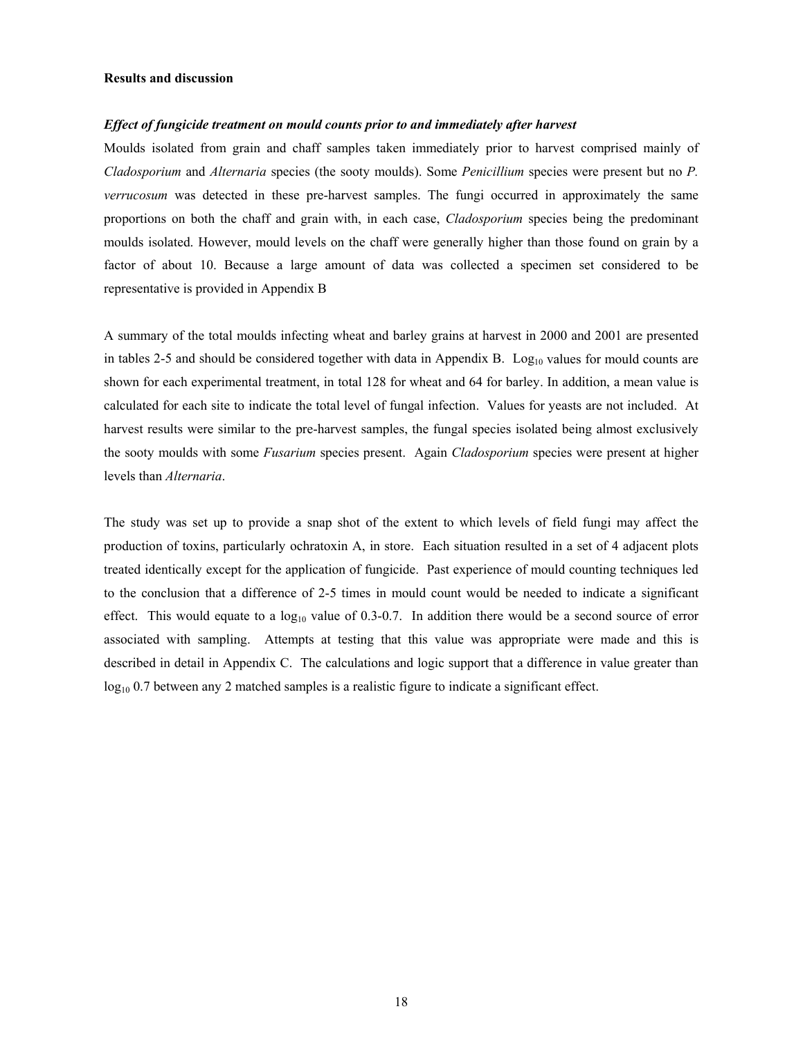**Results and discussion**

***Effect of fungicide treatment on mould counts prior to and immediately after harvest***

Moulds isolated from grain and chaff samples taken immediately prior to harvest comprised mainly of *Cladosporium* and *Alternaria* species (the sooty moulds). Some *Penicillium* species were present but no *P. verrucosum* was detected in these pre-harvest samples. The fungi occurred in approximately the same proportions on both the chaff and grain with, in each case, *Cladosporium* species being the predominant moulds isolated. However, mould levels on the chaff were generally higher than those found on grain by a factor of about 10. Because a large amount of data was collected a specimen set considered to be representative is provided in Appendix B

A summary of the total moulds infecting wheat and barley grains at harvest in 2000 and 2001 are presented in tables 2-5 and should be considered together with data in Appendix B. $Log_{10}$ values for mould counts are shown for each experimental treatment, in total 128 for wheat and 64 for barley. In addition, a mean value is calculated for each site to indicate the total level of fungal infection. Values for yeasts are not included. At harvest results were similar to the pre-harvest samples, the fungal species isolated being almost exclusively the sooty moulds with some *Fusarium* species present. Again *Cladosporium* species were present at higher levels than *Alternaria*.

The study was set up to provide a snap shot of the extent to which levels of field fungi may affect the production of toxins, particularly ochratoxin A, in store. Each situation resulted in a set of 4 adjacent plots treated identically except for the application of fungicide. Past experience of mould counting techniques led to the conclusion that a difference of 2-5 times in mould count would be needed to indicate a significant effect. This would equate to a $log_{10}$ value of 0.3-0.7. In addition there would be a second source of error associated with sampling. Attempts at testing that this value was appropriate were made and this is described in detail in Appendix C. The calculations and logic support that a difference in value greater than $log_{10}$ 0.7 between any 2 matched samples is a realistic figure to indicate a significant effect.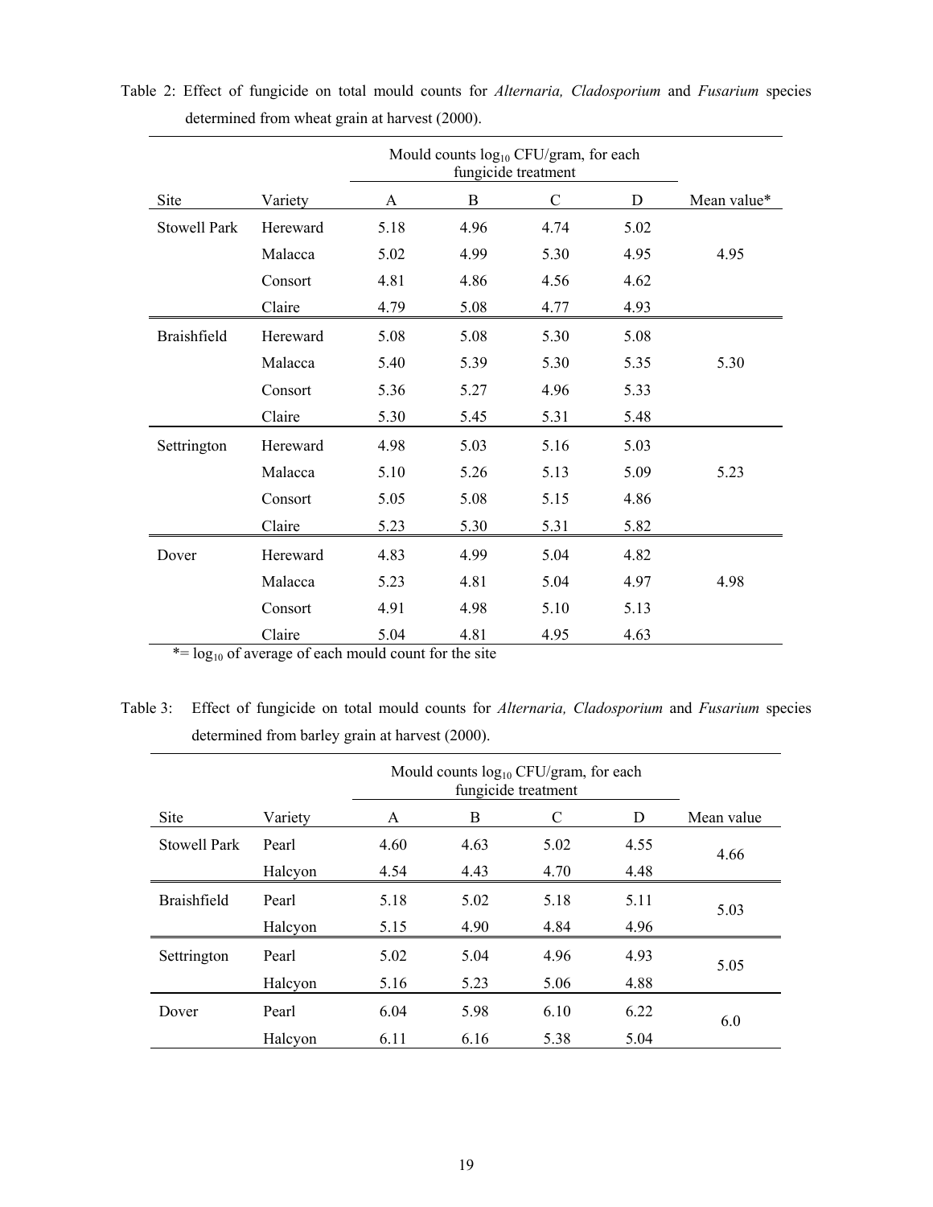Table 2: Effect of fungicide on total mould counts for *Alternaria, Cladosporium* and *Fusarium* species determined from wheat grain at harvest (2000).

| | | Mould counts $\log_{10}$ CFU/gram, for each fungicide treatment | | | | |
|---|---|---|---|---|---|---|
| Site | Variety | A | B | C | D | Mean value* |
| Stowell Park | Hereward | 5.18 | 4.96 | 4.74 | 5.02 | |
| | Malacca | 5.02 | 4.99 | 5.30 | 4.95 | 4.95 |
| | Consort | 4.81 | 4.86 | 4.56 | 4.62 | |
| | Claire | 4.79 | 5.08 | 4.77 | 4.93 | |
| Braishfield | Hereward | 5.08 | 5.08 | 5.30 | 5.08 | |
| | Malacca | 5.40 | 5.39 | 5.30 | 5.35 | 5.30 |
| | Consort | 5.36 | 5.27 | 4.96 | 5.33 | |
| | Claire | 5.30 | 5.45 | 5.31 | 5.48 | |
| Settrington | Hereward | 4.98 | 5.03 | 5.16 | 5.03 | |
| | Malacca | 5.10 | 5.26 | 5.13 | 5.09 | 5.23 |
| | Consort | 5.05 | 5.08 | 5.15 | 4.86 | |
| | Claire | 5.23 | 5.30 | 5.31 | 5.82 | |
| Dover | Hereward | 4.83 | 4.99 | 5.04 | 4.82 | |
| | Malacca | 5.23 | 4.81 | 5.04 | 4.97 | 4.98 |
| | Consort | 4.91 | 4.98 | 5.10 | 5.13 | |
| | Claire | 5.04 | 4.81 | 4.95 | 4.63 | |

*= $\log_{10}$ of average of each mould count for the site

Table 3: Effect of fungicide on total mould counts for *Alternaria, Cladosporium* and *Fusarium* species determined from barley grain at harvest (2000).

| | | Mould counts $\log_{10}$ CFU/gram, for each fungicide treatment | | | | |
|---|---|---|---|---|---|---|
| Site | Variety | A | B | C | D | Mean value |
| Stowell Park | Pearl | 4.60 | 4.63 | 5.02 | 4.55 | 4.66 |
| | Halcyon | 4.54 | 4.43 | 4.70 | 4.48 | |
| Braishfield | Pearl | 5.18 | 5.02 | 5.18 | 5.11 | 5.03 |
| | Halcyon | 5.15 | 4.90 | 4.84 | 4.96 | |
| Settrington | Pearl | 5.02 | 5.04 | 4.96 | 4.93 | 5.05 |
| | Halcyon | 5.16 | 5.23 | 5.06 | 4.88 | |
| Dover | Pearl | 6.04 | 5.98 | 6.10 | 6.22 | 6.0 |
| | Halcyon | 6.11 | 6.16 | 5.38 | 5.04 | |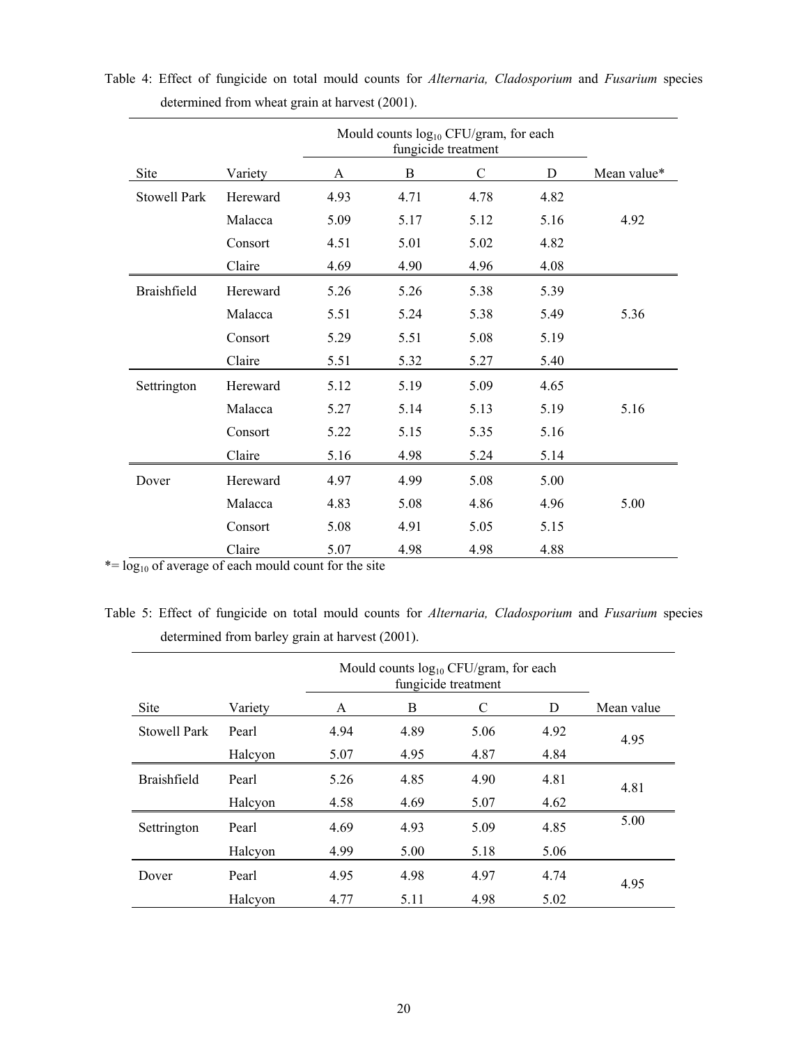Table 4: Effect of fungicide on total mould counts for *Alternaria, Cladosporium* and *Fusarium* species determined from wheat grain at harvest (2001).

| | | Mould counts $\log_{10}$ CFU/gram, for each fungicide treatment | | | | |
|---|---|---|---|---|---|---|
| Site | Variety | A | B | C | D | Mean value* |
| Stowell Park | Hereward | 4.93 | 4.71 | 4.78 | 4.82 | |
| | Malacca | 5.09 | 5.17 | 5.12 | 5.16 | 4.92 |
| | Consort | 4.51 | 5.01 | 5.02 | 4.82 | |
| | Claire | 4.69 | 4.90 | 4.96 | 4.08 | |
| Braishfield | Hereward | 5.26 | 5.26 | 5.38 | 5.39 | |
| | Malacca | 5.51 | 5.24 | 5.38 | 5.49 | 5.36 |
| | Consort | 5.29 | 5.51 | 5.08 | 5.19 | |
| | Claire | 5.51 | 5.32 | 5.27 | 5.40 | |
| Settrington | Hereward | 5.12 | 5.19 | 5.09 | 4.65 | |
| | Malacca | 5.27 | 5.14 | 5.13 | 5.19 | 5.16 |
| | Consort | 5.22 | 5.15 | 5.35 | 5.16 | |
| | Claire | 5.16 | 4.98 | 5.24 | 5.14 | |
| Dover | Hereward | 4.97 | 4.99 | 5.08 | 5.00 | |
| | Malacca | 4.83 | 5.08 | 4.86 | 4.96 | 5.00 |
| | Consort | 5.08 | 4.91 | 5.05 | 5.15 | |
| | Claire | 5.07 | 4.98 | 4.98 | 4.88 | |

*= $\log_{10}$ of average of each mould count for the site

Table 5: Effect of fungicide on total mould counts for *Alternaria, Cladosporium* and *Fusarium* species determined from barley grain at harvest (2001).

| | | Mould counts $\log_{10}$ CFU/gram, for each fungicide treatment | | | | |
|---|---|---|---|---|---|---|
| Site | Variety | A | B | C | D | Mean value |
| Stowell Park | Pearl | 4.94 | 4.89 | 5.06 | 4.92 | 4.95 |
| | Halcyon | 5.07 | 4.95 | 4.87 | 4.84 | |
| Braishfield | Pearl | 5.26 | 4.85 | 4.90 | 4.81 | 4.81 |
| | Halcyon | 4.58 | 4.69 | 5.07 | 4.62 | |
| Settrington | Pearl | 4.69 | 4.93 | 5.09 | 4.85 | 5.00 |
| | Halcyon | 4.99 | 5.00 | 5.18 | 5.06 | |
| Dover | Pearl | 4.95 | 4.98 | 4.97 | 4.74 | 4.95 |
| | Halcyon | 4.77 | 5.11 | 4.98 | 5.02 | |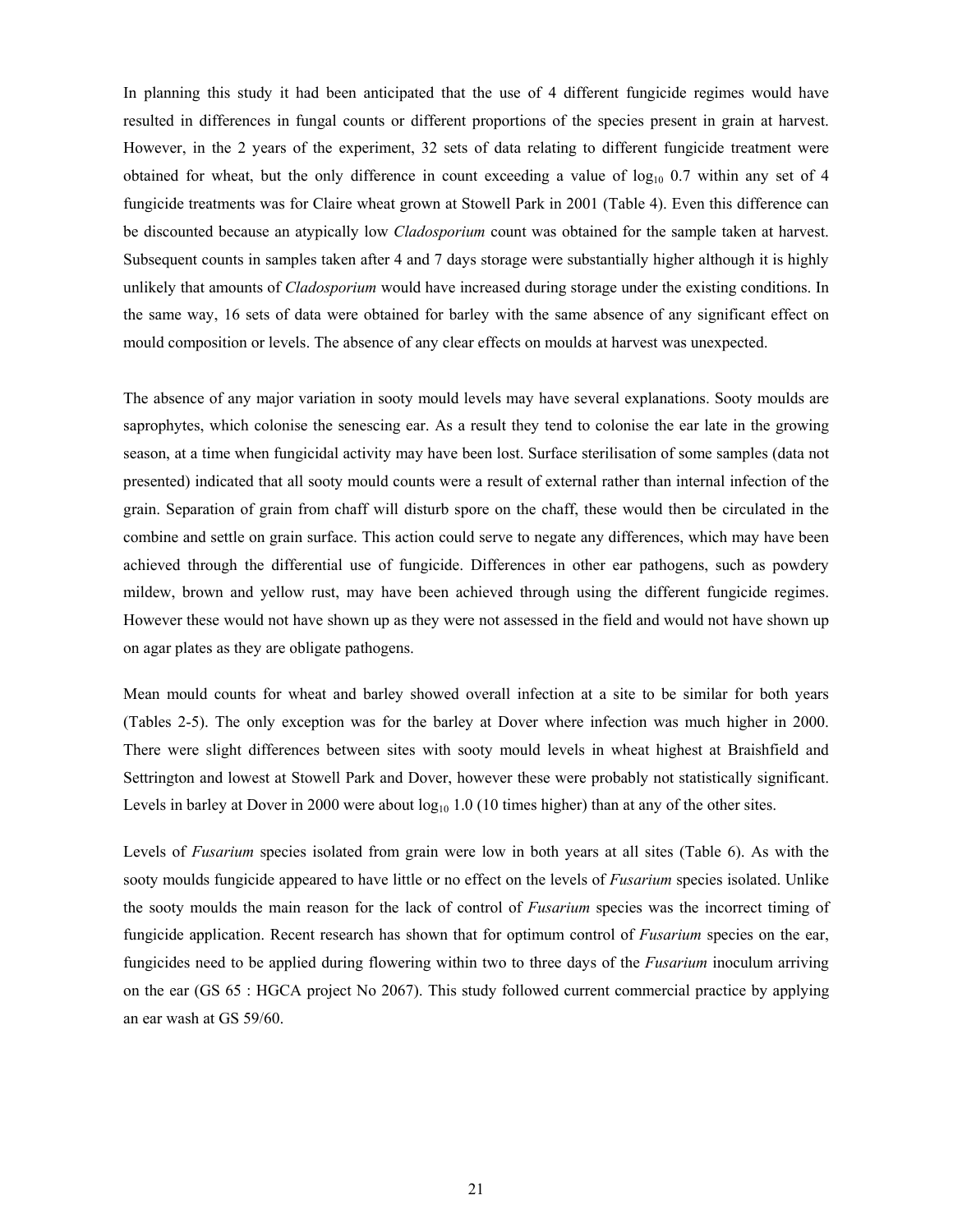In planning this study it had been anticipated that the use of 4 different fungicide regimes would have resulted in differences in fungal counts or different proportions of the species present in grain at harvest. However, in the 2 years of the experiment, 32 sets of data relating to different fungicide treatment were obtained for wheat, but the only difference in count exceeding a value of $\log_{10}$ 0.7 within any set of 4 fungicide treatments was for Claire wheat grown at Stowell Park in 2001 (Table 4). Even this difference can be discounted because an atypically low *Cladosporium* count was obtained for the sample taken at harvest. Subsequent counts in samples taken after 4 and 7 days storage were substantially higher although it is highly unlikely that amounts of *Cladosporium* would have increased during storage under the existing conditions. In the same way, 16 sets of data were obtained for barley with the same absence of any significant effect on mould composition or levels. The absence of any clear effects on moulds at harvest was unexpected.

The absence of any major variation in sooty mould levels may have several explanations. Sooty moulds are saprophytes, which colonise the senescing ear. As a result they tend to colonise the ear late in the growing season, at a time when fungicidal activity may have been lost. Surface sterilisation of some samples (data not presented) indicated that all sooty mould counts were a result of external rather than internal infection of the grain. Separation of grain from chaff will disturb spore on the chaff, these would then be circulated in the combine and settle on grain surface. This action could serve to negate any differences, which may have been achieved through the differential use of fungicide. Differences in other ear pathogens, such as powdery mildew, brown and yellow rust, may have been achieved through using the different fungicide regimes. However these would not have shown up as they were not assessed in the field and would not have shown up on agar plates as they are obligate pathogens.

Mean mould counts for wheat and barley showed overall infection at a site to be similar for both years (Tables 2-5). The only exception was for the barley at Dover where infection was much higher in 2000. There were slight differences between sites with sooty mould levels in wheat highest at Braishfield and Settrington and lowest at Stowell Park and Dover, however these were probably not statistically significant. Levels in barley at Dover in 2000 were about $\log_{10}$ 1.0 (10 times higher) than at any of the other sites.

Levels of *Fusarium* species isolated from grain were low in both years at all sites (Table 6). As with the sooty moulds fungicide appeared to have little or no effect on the levels of *Fusarium* species isolated. Unlike the sooty moulds the main reason for the lack of control of *Fusarium* species was the incorrect timing of fungicide application. Recent research has shown that for optimum control of *Fusarium* species on the ear, fungicides need to be applied during flowering within two to three days of the *Fusarium* inoculum arriving on the ear (GS 65 : HGCA project No 2067). This study followed current commercial practice by applying an ear wash at GS 59/60.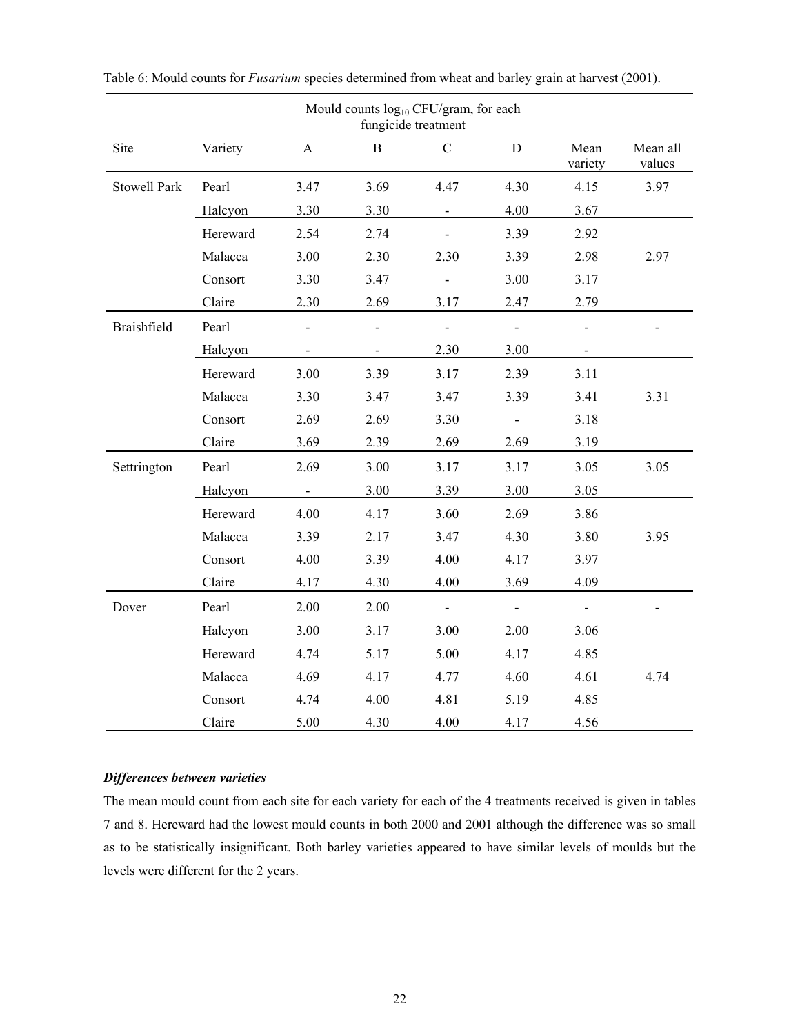Table 6: Mould counts for *Fusarium* species determined from wheat and barley grain at harvest (2001).

| Site | Variety | Mould counts $\log_{10}$ CFU/gram, for each fungicide treatment | | | | Mean variety | Mean all values |
|---|---|---|---|---|---|---|---|
| | | A | B | C | D | | |
| Stowell Park | Pearl | 3.47 | 3.69 | 4.47 | 4.30 | 4.15 | 3.97 |
| | Halcyon | 3.30 | 3.30 | - | 4.00 | 3.67 | |
| | Hereward | 2.54 | 2.74 | - | 3.39 | 2.92 | |
| | Malacca | 3.00 | 2.30 | 2.30 | 3.39 | 2.98 | 2.97 |
| | Consort | 3.30 | 3.47 | - | 3.00 | 3.17 | |
| | Claire | 2.30 | 2.69 | 3.17 | 2.47 | 2.79 | |
| Braishfield | Pearl | - | - | - | - | - | - |
| | Halcyon | - | - | 2.30 | 3.00 | - | |
| | Hereward | 3.00 | 3.39 | 3.17 | 2.39 | 3.11 | |
| | Malacca | 3.30 | 3.47 | 3.47 | 3.39 | 3.41 | 3.31 |
| | Consort | 2.69 | 2.69 | 3.30 | - | 3.18 | |
| | Claire | 3.69 | 2.39 | 2.69 | 2.69 | 3.19 | |
| Settrington | Pearl | 2.69 | 3.00 | 3.17 | 3.17 | 3.05 | 3.05 |
| | Halcyon | - | 3.00 | 3.39 | 3.00 | 3.05 | |
| | Hereward | 4.00 | 4.17 | 3.60 | 2.69 | 3.86 | |
| | Malacca | 3.39 | 2.17 | 3.47 | 4.30 | 3.80 | 3.95 |
| | Consort | 4.00 | 3.39 | 4.00 | 4.17 | 3.97 | |
| | Claire | 4.17 | 4.30 | 4.00 | 3.69 | 4.09 | |
| Dover | Pearl | 2.00 | 2.00 | - | - | - | - |
| | Halcyon | 3.00 | 3.17 | 3.00 | 2.00 | 3.06 | |
| | Hereward | 4.74 | 5.17 | 5.00 | 4.17 | 4.85 | |
| | Malacca | 4.69 | 4.17 | 4.77 | 4.60 | 4.61 | 4.74 |
| | Consort | 4.74 | 4.00 | 4.81 | 5.19 | 4.85 | |
| | Claire | 5.00 | 4.30 | 4.00 | 4.17 | 4.56 | |

***Differences between varieties***

The mean mould count from each site for each variety for each of the 4 treatments received is given in tables 7 and 8. Hereward had the lowest mould counts in both 2000 and 2001 although the difference was so small as to be statistically insignificant. Both barley varieties appeared to have similar levels of moulds but the levels were different for the 2 years.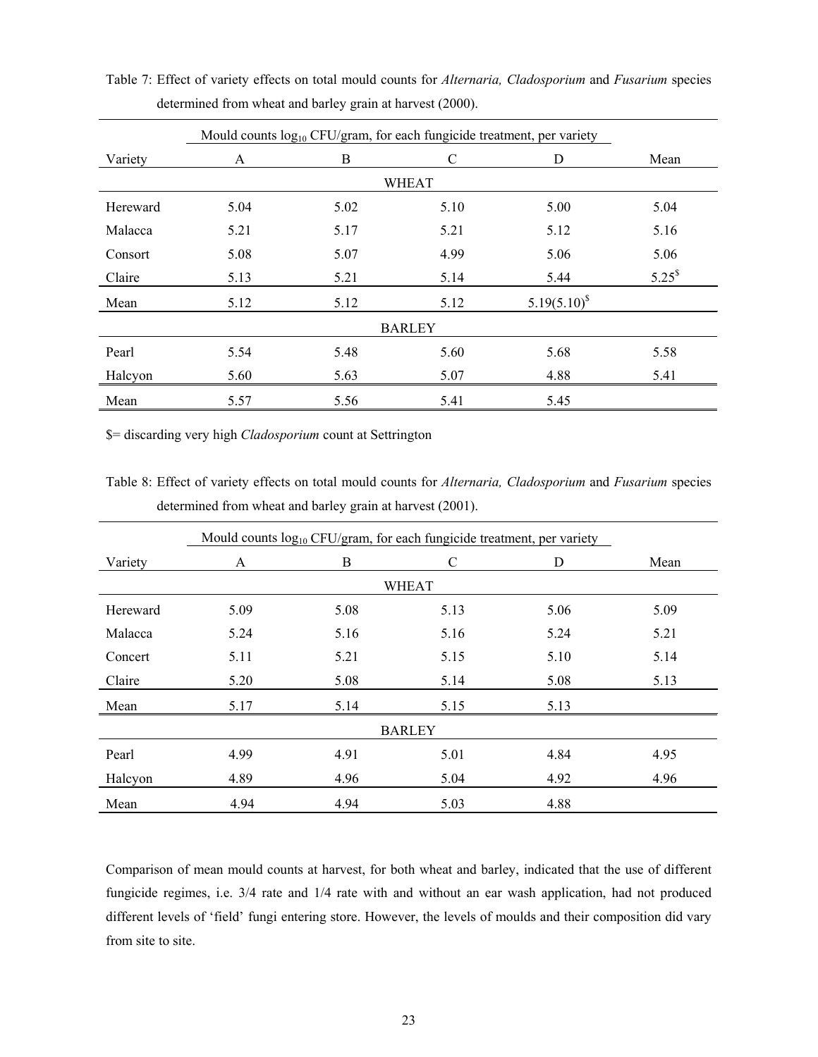Table 7: Effect of variety effects on total mould counts for *Alternaria, Cladosporium* and *Fusarium* species determined from wheat and barley grain at harvest (2000).

| | Mould counts $log_{10}$ CFU/gram, for each fungicide treatment, per variety | | | | |
|---|---|---|---|---|---|
| Variety | A | B | C | D | Mean |
| | | | WHEAT | | |
| Hereward | 5.04 | 5.02 | 5.10 | 5.00 | 5.04 |
| Malacca | 5.21 | 5.17 | 5.21 | 5.12 | 5.16 |
| Consort | 5.08 | 5.07 | 4.99 | 5.06 | 5.06 |
| Claire | 5.13 | 5.21 | 5.14 | 5.44 | 5.25[$] |
| Mean | 5.12 | 5.12 | 5.12 | 5.19(5.10)[$] | |
| | | | BARLEY | | |
| Pearl | 5.54 | 5.48 | 5.60 | 5.68 | 5.58 |
| Halcyon | 5.60 | 5.63 | 5.07 | 4.88 | 5.41 |
| Mean | 5.57 | 5.56 | 5.41 | 5.45 | |

$= discarding very high *Cladosporium* count at Settrington

Table 8: Effect of variety effects on total mould counts for *Alternaria, Cladosporium* and *Fusarium* species determined from wheat and barley grain at harvest (2001).

| | Mould counts $log_{10}$ CFU/gram, for each fungicide treatment, per variety | | | | |
|---|---|---|---|---|---|
| Variety | A | B | C | D | Mean |
| | | | WHEAT | | |
| Hereward | 5.09 | 5.08 | 5.13 | 5.06 | 5.09 |
| Malacca | 5.24 | 5.16 | 5.16 | 5.24 | 5.21 |
| Concert | 5.11 | 5.21 | 5.15 | 5.10 | 5.14 |
| Claire | 5.20 | 5.08 | 5.14 | 5.08 | 5.13 |
| Mean | 5.17 | 5.14 | 5.15 | 5.13 | |
| | | | BARLEY | | |
| Pearl | 4.99 | 4.91 | 5.01 | 4.84 | 4.95 |
| Halcyon | 4.89 | 4.96 | 5.04 | 4.92 | 4.96 |
| Mean | 4.94 | 4.94 | 5.03 | 4.88 | |

Comparison of mean mould counts at harvest, for both wheat and barley, indicated that the use of different fungicide regimes, i.e. 3/4 rate and 1/4 rate with and without an ear wash application, had not produced different levels of 'field' fungi entering store. However, the levels of moulds and their composition did vary from site to site.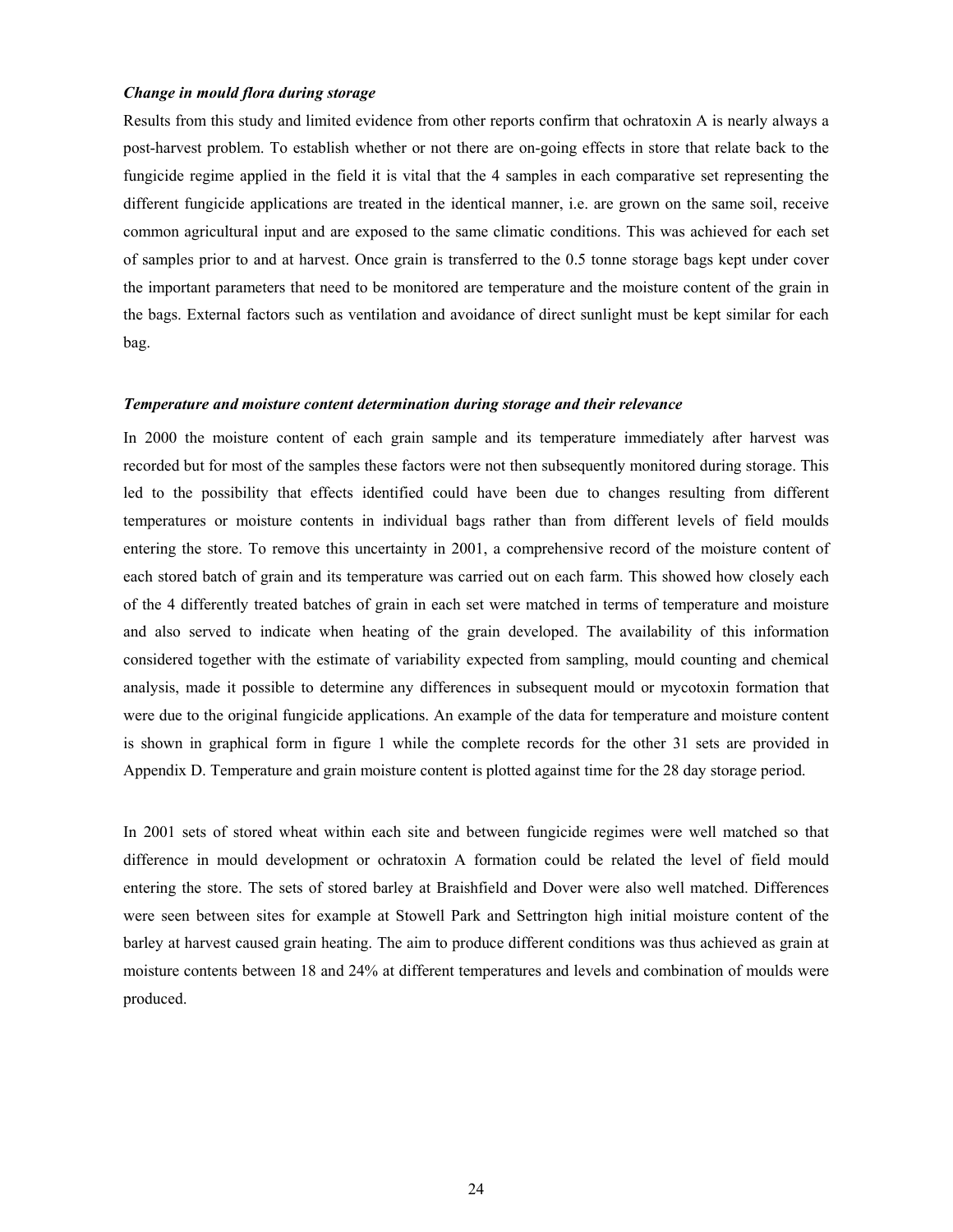### *Change in mould flora during storage*

Results from this study and limited evidence from other reports confirm that ochratoxin A is nearly always a post-harvest problem. To establish whether or not there are on-going effects in store that relate back to the fungicide regime applied in the field it is vital that the 4 samples in each comparative set representing the different fungicide applications are treated in the identical manner, i.e. are grown on the same soil, receive common agricultural input and are exposed to the same climatic conditions. This was achieved for each set of samples prior to and at harvest. Once grain is transferred to the 0.5 tonne storage bags kept under cover the important parameters that need to be monitored are temperature and the moisture content of the grain in the bags. External factors such as ventilation and avoidance of direct sunlight must be kept similar for each bag.

### *Temperature and moisture content determination during storage and their relevance*

In 2000 the moisture content of each grain sample and its temperature immediately after harvest was recorded but for most of the samples these factors were not then subsequently monitored during storage. This led to the possibility that effects identified could have been due to changes resulting from different temperatures or moisture contents in individual bags rather than from different levels of field moulds entering the store. To remove this uncertainty in 2001, a comprehensive record of the moisture content of each stored batch of grain and its temperature was carried out on each farm. This showed how closely each of the 4 differently treated batches of grain in each set were matched in terms of temperature and moisture and also served to indicate when heating of the grain developed. The availability of this information considered together with the estimate of variability expected from sampling, mould counting and chemical analysis, made it possible to determine any differences in subsequent mould or mycotoxin formation that were due to the original fungicide applications. An example of the data for temperature and moisture content is shown in graphical form in figure 1 while the complete records for the other 31 sets are provided in Appendix D. Temperature and grain moisture content is plotted against time for the 28 day storage period.

In 2001 sets of stored wheat within each site and between fungicide regimes were well matched so that difference in mould development or ochratoxin A formation could be related the level of field mould entering the store. The sets of stored barley at Braishfield and Dover were also well matched. Differences were seen between sites for example at Stowell Park and Settrington high initial moisture content of the barley at harvest caused grain heating. The aim to produce different conditions was thus achieved as grain at moisture contents between 18 and 24% at different temperatures and levels and combination of moulds were produced.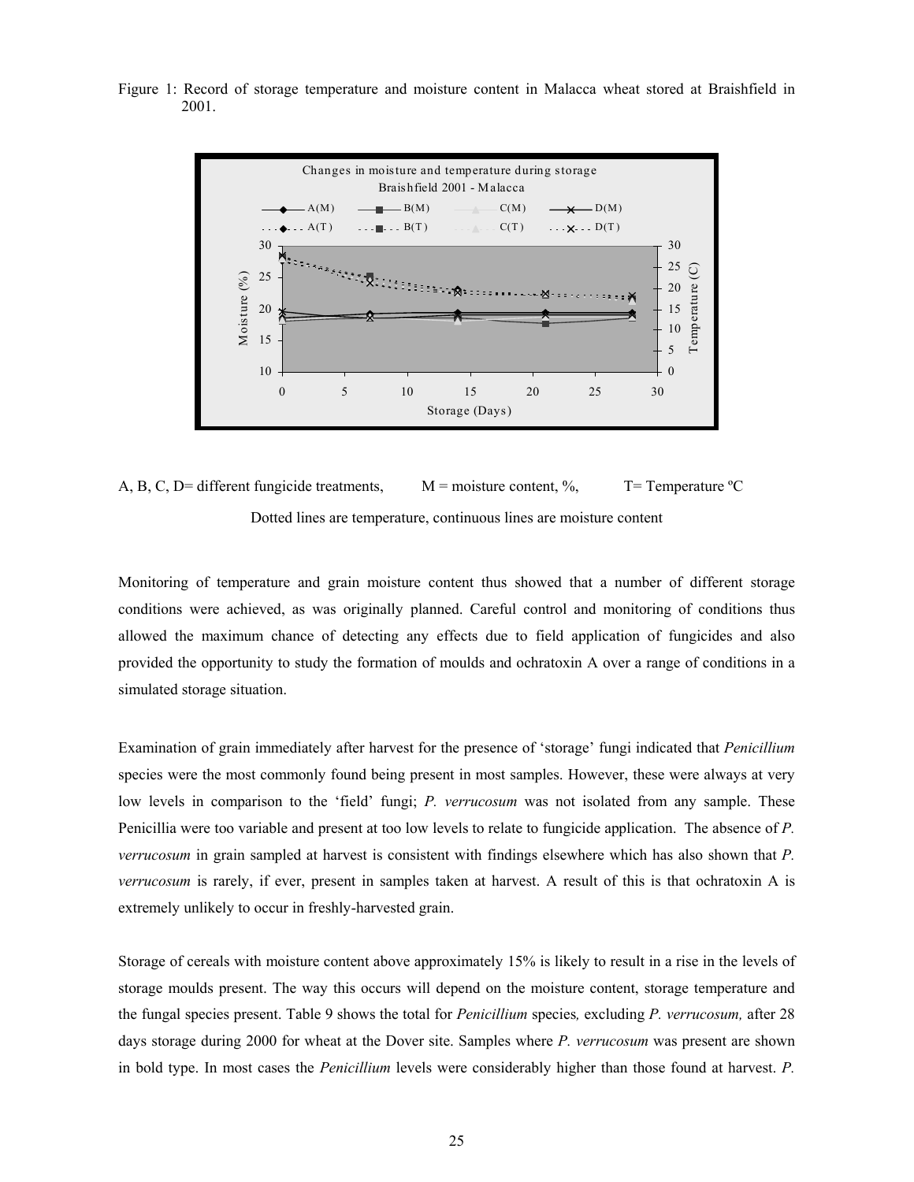Figure 1: Record of storage temperature and moisture content in Malacca wheat stored at Braishfield in 2001.

A, B, C, D= different fungicide treatments, M = moisture content, %, T= Temperature ºC

Dotted lines are temperature, continuous lines are moisture content

Monitoring of temperature and grain moisture content thus showed that a number of different storage conditions were achieved, as was originally planned. Careful control and monitoring of conditions thus allowed the maximum chance of detecting any effects due to field application of fungicides and also provided the opportunity to study the formation of moulds and ochratoxin A over a range of conditions in a simulated storage situation.

Examination of grain immediately after harvest for the presence of 'storage' fungi indicated that *Penicillium* species were the most commonly found being present in most samples. However, these were always at very low levels in comparison to the 'field' fungi; *P. verrucosum* was not isolated from any sample. These Penicillia were too variable and present at too low levels to relate to fungicide application. The absence of *P. verrucosum* in grain sampled at harvest is consistent with findings elsewhere which has also shown that *P. verrucosum* is rarely, if ever, present in samples taken at harvest. A result of this is that ochratoxin A is extremely unlikely to occur in freshly-harvested grain.

Storage of cereals with moisture content above approximately 15% is likely to result in a rise in the levels of storage moulds present. The way this occurs will depend on the moisture content, storage temperature and the fungal species present. Table 9 shows the total for *Penicillium* species*,* excluding *P. verrucosum,* after 28 days storage during 2000 for wheat at the Dover site. Samples where *P. verrucosum* was present are shown in bold type. In most cases the *Penicillium* levels were considerably higher than those found at harvest. *P.*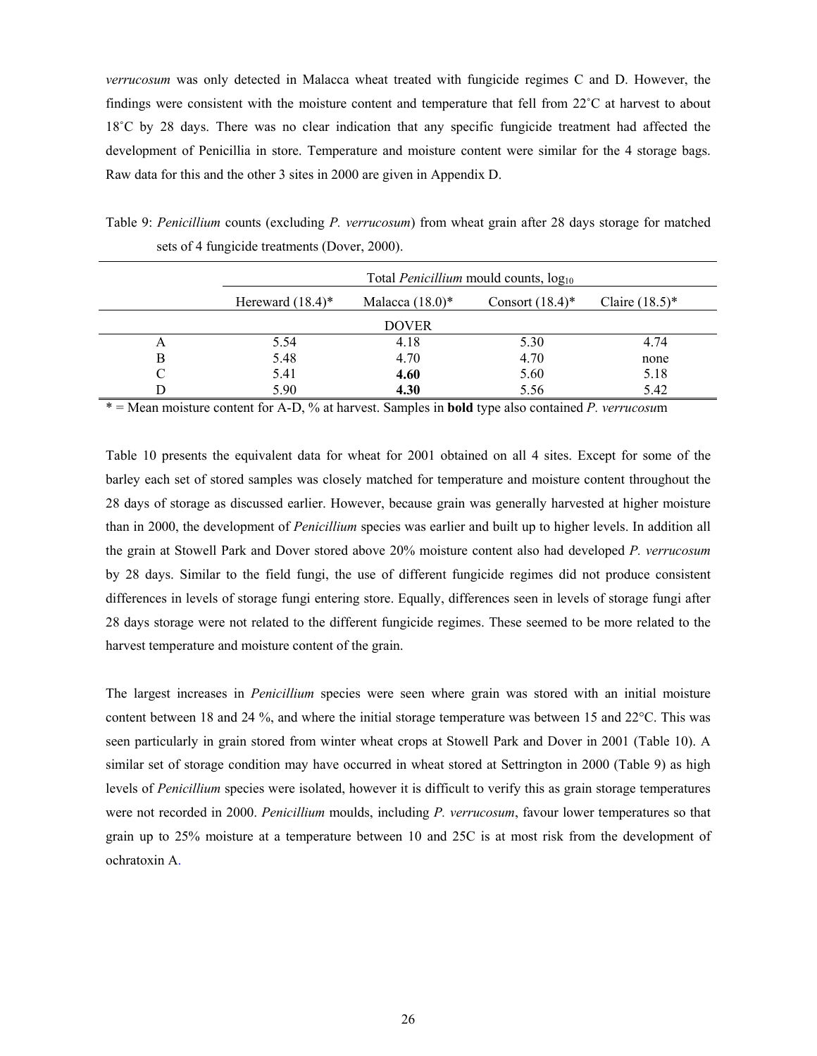*verrucosum* was only detected in Malacca wheat treated with fungicide regimes C and D. However, the findings were consistent with the moisture content and temperature that fell from 22˚C at harvest to about 18˚C by 28 days. There was no clear indication that any specific fungicide treatment had affected the development of Penicillia in store. Temperature and moisture content were similar for the 4 storage bags. Raw data for this and the other 3 sites in 2000 are given in Appendix D.

Table 9: *Penicillium* counts (excluding *P. verrucosum*) from wheat grain after 28 days storage for matched sets of 4 fungicide treatments (Dover, 2000).

| | Total *Penicillium* mould counts, $\log_{10}$ | | | |
|---|---|---|---|---|
| | Hereward (18.4)* | Malacca (18.0)* | Consort (18.4)* | Claire (18.5)* |
| | | DOVER | | |
| A | 5.54 | 4.18 | 5.30 | 4.74 |
| B | 5.48 | 4.70 | 4.70 | none |
| C | 5.41 | **4.60** | 5.60 | 5.18 |
| D | 5.90 | **4.30** | 5.56 | 5.42 |

* = Mean moisture content for A-D, % at harvest. Samples in **bold** type also contained *P. verrucosu*m

Table 10 presents the equivalent data for wheat for 2001 obtained on all 4 sites. Except for some of the barley each set of stored samples was closely matched for temperature and moisture content throughout the 28 days of storage as discussed earlier. However, because grain was generally harvested at higher moisture than in 2000, the development of *Penicillium* species was earlier and built up to higher levels. In addition all the grain at Stowell Park and Dover stored above 20% moisture content also had developed *P. verrucosum* by 28 days. Similar to the field fungi, the use of different fungicide regimes did not produce consistent differences in levels of storage fungi entering store. Equally, differences seen in levels of storage fungi after 28 days storage were not related to the different fungicide regimes. These seemed to be more related to the harvest temperature and moisture content of the grain.

The largest increases in *Penicillium* species were seen where grain was stored with an initial moisture content between 18 and 24 %, and where the initial storage temperature was between 15 and 22°C. This was seen particularly in grain stored from winter wheat crops at Stowell Park and Dover in 2001 (Table 10). A similar set of storage condition may have occurred in wheat stored at Settrington in 2000 (Table 9) as high levels of *Penicillium* species were isolated, however it is difficult to verify this as grain storage temperatures were not recorded in 2000. *Penicillium* moulds, including *P. verrucosum*, favour lower temperatures so that grain up to 25% moisture at a temperature between 10 and 25C is at most risk from the development of ochratoxin A.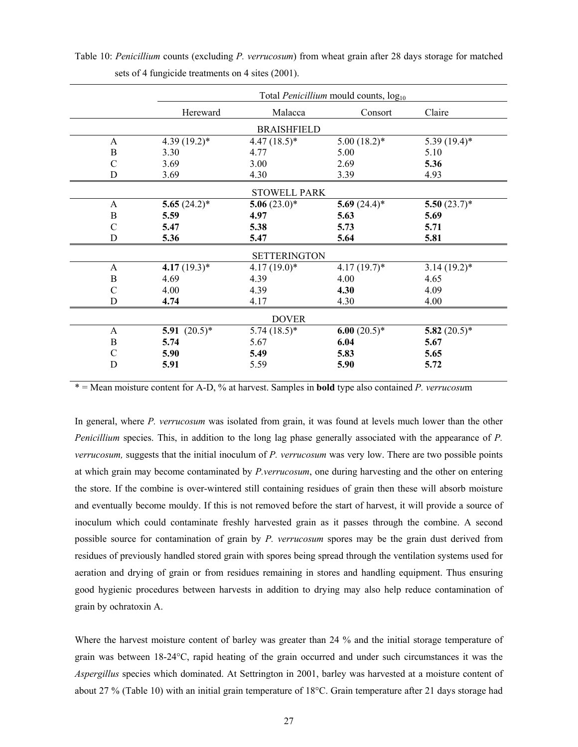Table 10: *Penicillium* counts (excluding *P. verrucosum*) from wheat grain after 28 days storage for matched sets of 4 fungicide treatments on 4 sites (2001).

| | Total *Penicillium* mould counts, $\log_{10}$ | | | |
|---|---|---|---|---|
| | Hereward | Malacca | Consort | Claire |
| | | **BRAISHFIELD** | | |
| A | 4.39 (19.2)* | 4.47 (18.5)* | 5.00 (18.2)* | 5.39 (19.4)* |
| B | 3.30 | 4.77 | 5.00 | 5.10 |
| C | 3.69 | 3.00 | 2.69 | **5.36** |
| D | 3.69 | 4.30 | 3.39 | 4.93 |
| | | **STOWELL PARK** | | |
| A | **5.65** (24.2)* | **5.06** (23.0)* | **5.69** (24.4)* | **5.50** (23.7)* |
| B | **5.59** | **4.97** | **5.63** | **5.69** |
| C | **5.47** | **5.38** | **5.73** | **5.71** |
| D | **5.36** | **5.47** | **5.64** | **5.81** |
| | | **SETTERINGTON** | | |
| A | **4.17** (19.3)* | 4.17 (19.0)* | 4.17 (19.7)* | 3.14 (19.2)* |
| B | 4.69 | 4.39 | 4.00 | 4.65 |
| C | 4.00 | 4.39 | **4.30** | 4.09 |
| D | **4.74** | 4.17 | 4.30 | 4.00 |
| | | **DOVER** | | |
| A | **5.91** (20.5)* | 5.74 (18.5)* | **6.00** (20.5)* | **5.82** (20.5)* |
| B | **5.74** | 5.67 | **6.04** | **5.67** |
| C | **5.90** | **5.49** | **5.83** | **5.65** |
| D | **5.91** | 5.59 | **5.90** | **5.72** |

\* = Mean moisture content for A-D, % at harvest. Samples in **bold** type also contained *P. verrucosu*m

In general, where *P. verrucosum* was isolated from grain, it was found at levels much lower than the other *Penicillium* species. This, in addition to the long lag phase generally associated with the appearance of *P. verrucosum,* suggests that the initial inoculum of *P. verrucosum* was very low. There are two possible points at which grain may become contaminated by *P.verrucosum*, one during harvesting and the other on entering the store. If the combine is over-wintered still containing residues of grain then these will absorb moisture and eventually become mouldy. If this is not removed before the start of harvest, it will provide a source of inoculum which could contaminate freshly harvested grain as it passes through the combine. A second possible source for contamination of grain by *P. verrucosum* spores may be the grain dust derived from residues of previously handled stored grain with spores being spread through the ventilation systems used for aeration and drying of grain or from residues remaining in stores and handling equipment. Thus ensuring good hygienic procedures between harvests in addition to drying may also help reduce contamination of grain by ochratoxin A.

Where the harvest moisture content of barley was greater than 24 % and the initial storage temperature of grain was between 18-24°C, rapid heating of the grain occurred and under such circumstances it was the *Aspergillus* species which dominated. At Settrington in 2001, barley was harvested at a moisture content of about 27 % (Table 10) with an initial grain temperature of 18°C. Grain temperature after 21 days storage had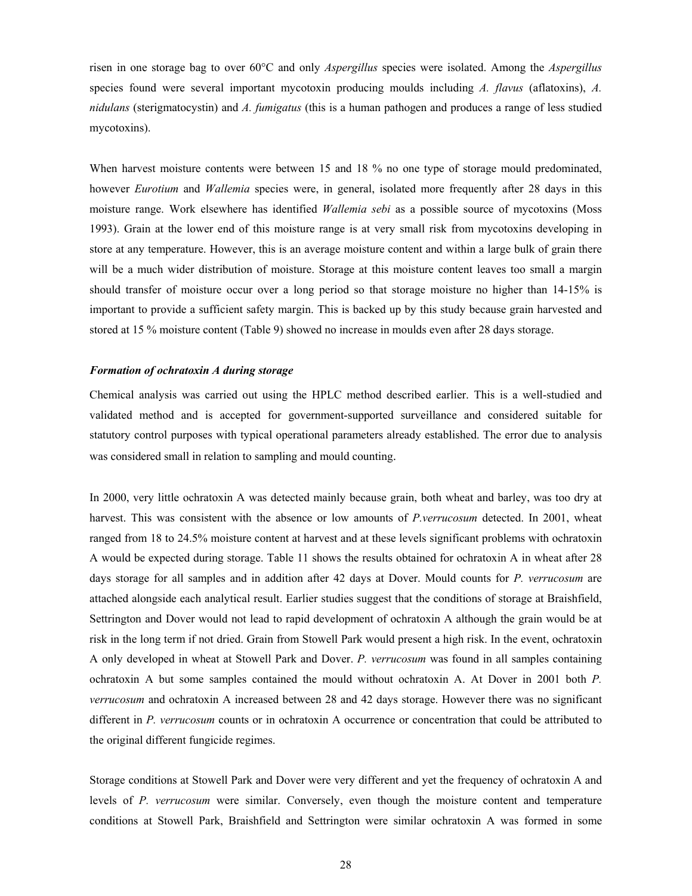risen in one storage bag to over 60°C and only *Aspergillus* species were isolated. Among the *Aspergillus* species found were several important mycotoxin producing moulds including *A. flavus* (aflatoxins), *A. nidulans* (sterigmatocystin) and *A. fumigatus* (this is a human pathogen and produces a range of less studied mycotoxins).

When harvest moisture contents were between 15 and 18 % no one type of storage mould predominated, however *Eurotium* and *Wallemia* species were, in general, isolated more frequently after 28 days in this moisture range. Work elsewhere has identified *Wallemia sebi* as a possible source of mycotoxins (Moss 1993). Grain at the lower end of this moisture range is at very small risk from mycotoxins developing in store at any temperature. However, this is an average moisture content and within a large bulk of grain there will be a much wider distribution of moisture. Storage at this moisture content leaves too small a margin should transfer of moisture occur over a long period so that storage moisture no higher than 14-15% is important to provide a sufficient safety margin. This is backed up by this study because grain harvested and stored at 15 % moisture content (Table 9) showed no increase in moulds even after 28 days storage.

***Formation of ochratoxin A during storage***

Chemical analysis was carried out using the HPLC method described earlier. This is a well-studied and validated method and is accepted for government-supported surveillance and considered suitable for statutory control purposes with typical operational parameters already established. The error due to analysis was considered small in relation to sampling and mould counting.

In 2000, very little ochratoxin A was detected mainly because grain, both wheat and barley, was too dry at harvest. This was consistent with the absence or low amounts of *P.verrucosum* detected. In 2001, wheat ranged from 18 to 24.5% moisture content at harvest and at these levels significant problems with ochratoxin A would be expected during storage. Table 11 shows the results obtained for ochratoxin A in wheat after 28 days storage for all samples and in addition after 42 days at Dover. Mould counts for *P. verrucosum* are attached alongside each analytical result. Earlier studies suggest that the conditions of storage at Braishfield, Settrington and Dover would not lead to rapid development of ochratoxin A although the grain would be at risk in the long term if not dried. Grain from Stowell Park would present a high risk. In the event, ochratoxin A only developed in wheat at Stowell Park and Dover. *P. verrucosum* was found in all samples containing ochratoxin A but some samples contained the mould without ochratoxin A. At Dover in 2001 both *P. verrucosum* and ochratoxin A increased between 28 and 42 days storage. However there was no significant different in *P. verrucosum* counts or in ochratoxin A occurrence or concentration that could be attributed to the original different fungicide regimes.

Storage conditions at Stowell Park and Dover were very different and yet the frequency of ochratoxin A and levels of *P. verrucosum* were similar. Conversely, even though the moisture content and temperature conditions at Stowell Park, Braishfield and Settrington were similar ochratoxin A was formed in some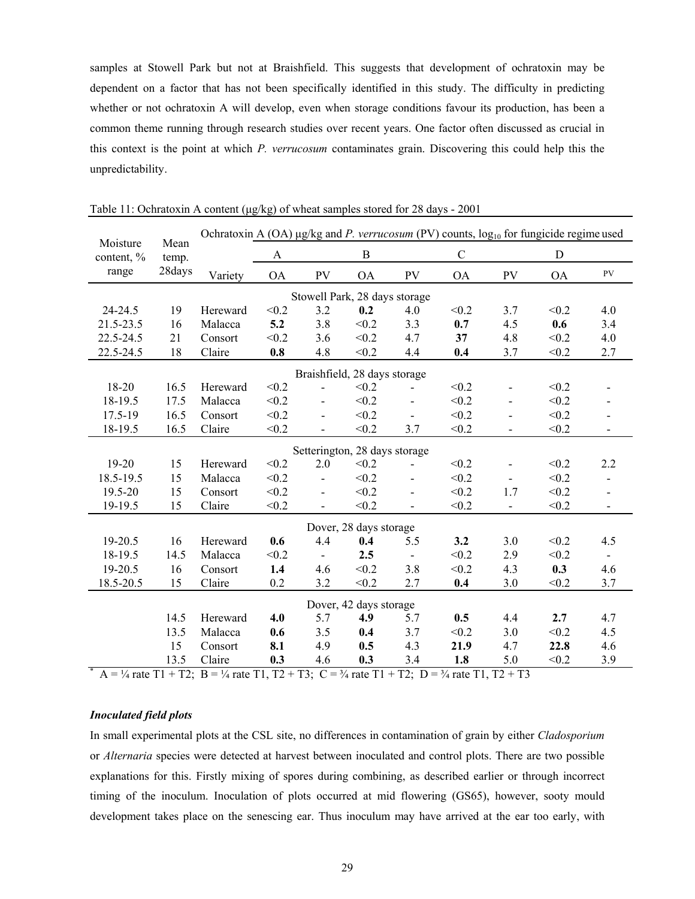samples at Stowell Park but not at Braishfield. This suggests that development of ochratoxin may be dependent on a factor that has not been specifically identified in this study. The difficulty in predicting whether or not ochratoxin A will develop, even when storage conditions favour its production, has been a common theme running through research studies over recent years. One factor often discussed as crucial in this context is the point at which *P. verrucosum* contaminates grain. Discovering this could help this the unpredictability.

Table 11: Ochratoxin A content (μg/kg) of wheat samples stored for 28 days - 2001

| Moisture content, % range | Mean temp. 28days | Variety | Ochratoxin A (OA) μg/kg and *P. verrucosum* (PV) counts, $log_{10}$ for fungicide regime used | | | | | | | |
|---|---|---|---|---|---|---|---|---|---|---|
| | | | A | | B | | C | | D | |
| | | | OA | PV | OA | PV | OA | PV | OA | PV |
| | | | Stowell Park, 28 days storage | | | | | | | |
| 24-24.5 | 19 | Hereward | <0.2 | 3.2 | **0.2** | 4.0 | <0.2 | 3.7 | <0.2 | 4.0 |
| 21.5-23.5 | 16 | Malacca | **5.2** | 3.8 | <0.2 | 3.3 | **0.7** | 4.5 | **0.6** | 3.4 |
| 22.5-24.5 | 21 | Consort | <0.2 | 3.6 | <0.2 | 4.7 | **37** | 4.8 | <0.2 | 4.0 |
| 22.5-24.5 | 18 | Claire | **0.8** | 4.8 | <0.2 | 4.4 | **0.4** | 3.7 | <0.2 | 2.7 |
| | | | Braishfield, 28 days storage | | | | | | | |
| 18-20 | 16.5 | Hereward | <0.2 | - | <0.2 | - | <0.2 | - | <0.2 | - |
| 18-19.5 | 17.5 | Malacca | <0.2 | - | <0.2 | - | <0.2 | - | <0.2 | - |
| 17.5-19 | 16.5 | Consort | <0.2 | - | <0.2 | - | <0.2 | - | <0.2 | - |
| 18-19.5 | 16.5 | Claire | <0.2 | - | <0.2 | 3.7 | <0.2 | - | <0.2 | - |
| | | | Setterington, 28 days storage | | | | | | | |
| 19-20 | 15 | Hereward | <0.2 | 2.0 | <0.2 | - | <0.2 | - | <0.2 | 2.2 |
| 18.5-19.5 | 15 | Malacca | <0.2 | - | <0.2 | - | <0.2 | - | <0.2 | - |
| 19.5-20 | 15 | Consort | <0.2 | - | <0.2 | - | <0.2 | 1.7 | <0.2 | - |
| 19-19.5 | 15 | Claire | <0.2 | - | <0.2 | - | <0.2 | - | <0.2 | - |
| | | | Dover, 28 days storage | | | | | | | |
| 19-20.5 | 16 | Hereward | **0.6** | 4.4 | **0.4** | 5.5 | **3.2** | 3.0 | <0.2 | 4.5 |
| 18-19.5 | 14.5 | Malacca | <0.2 | - | **2.5** | - | <0.2 | 2.9 | <0.2 | - |
| 19-20.5 | 16 | Consort | **1.4** | 4.6 | <0.2 | 3.8 | <0.2 | 4.3 | **0.3** | 4.6 |
| 18.5-20.5 | 15 | Claire | 0.2 | 3.2 | <0.2 | 2.7 | **0.4** | 3.0 | <0.2 | 3.7 |
| | | | Dover, 42 days storage | | | | | | | |
| | 14.5 | Hereward | **4.0** | 5.7 | **4.9** | 5.7 | **0.5** | 4.4 | **2.7** | 4.7 |
| | 13.5 | Malacca | **0.6** | 3.5 | **0.4** | 3.7 | <0.2 | 3.0 | <0.2 | 4.5 |
| | 15 | Consort | **8.1** | 4.9 | **0.5** | 4.3 | **21.9** | 4.7 | **22.8** | 4.6 |
| | 13.5 | Claire | **0.3** | 4.6 | **0.3** | 3.4 | **1.8** | 5.0 | <0.2 | 3.9 |

\* A = ¼ rate T1 + T2; B = ¼ rate T1, T2 + T3; C = ¾ rate T1 + T2; D = ¾ rate T1, T2 + T3

### *Inoculated field plots*

In small experimental plots at the CSL site, no differences in contamination of grain by either *Cladosporium* or *Alternaria* species were detected at harvest between inoculated and control plots. There are two possible explanations for this. Firstly mixing of spores during combining, as described earlier or through incorrect timing of the inoculum. Inoculation of plots occurred at mid flowering (GS65), however, sooty mould development takes place on the senescing ear. Thus inoculum may have arrived at the ear too early, with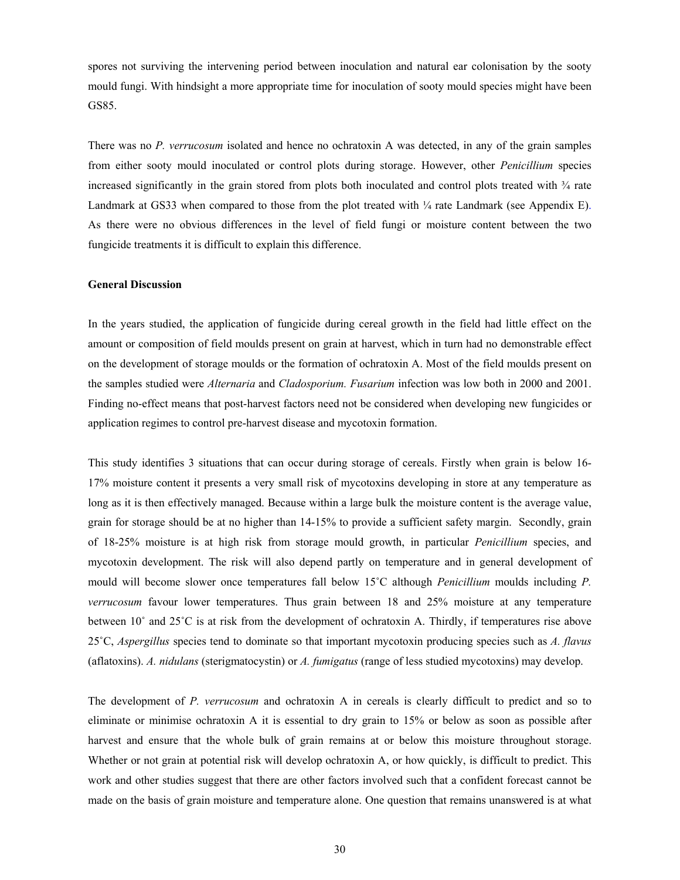spores not surviving the intervening period between inoculation and natural ear colonisation by the sooty mould fungi. With hindsight a more appropriate time for inoculation of sooty mould species might have been GS85.

There was no *P. verrucosum* isolated and hence no ochratoxin A was detected, in any of the grain samples from either sooty mould inoculated or control plots during storage. However, other *Penicillium* species increased significantly in the grain stored from plots both inoculated and control plots treated with ¾ rate Landmark at GS33 when compared to those from the plot treated with ¼ rate Landmark (see Appendix E). As there were no obvious differences in the level of field fungi or moisture content between the two fungicide treatments it is difficult to explain this difference.

**General Discussion**

In the years studied, the application of fungicide during cereal growth in the field had little effect on the amount or composition of field moulds present on grain at harvest, which in turn had no demonstrable effect on the development of storage moulds or the formation of ochratoxin A. Most of the field moulds present on the samples studied were *Alternaria* and *Cladosporium. Fusarium* infection was low both in 2000 and 2001. Finding no-effect means that post-harvest factors need not be considered when developing new fungicides or application regimes to control pre-harvest disease and mycotoxin formation.

This study identifies 3 situations that can occur during storage of cereals. Firstly when grain is below 16-17% moisture content it presents a very small risk of mycotoxins developing in store at any temperature as long as it is then effectively managed. Because within a large bulk the moisture content is the average value, grain for storage should be at no higher than 14-15% to provide a sufficient safety margin. Secondly, grain of 18-25% moisture is at high risk from storage mould growth, in particular *Penicillium* species, and mycotoxin development. The risk will also depend partly on temperature and in general development of mould will become slower once temperatures fall below 15˚C although *Penicillium* moulds including *P. verrucosum* favour lower temperatures. Thus grain between 18 and 25% moisture at any temperature between 10˚ and 25˚C is at risk from the development of ochratoxin A. Thirdly, if temperatures rise above 25˚C, *Aspergillus* species tend to dominate so that important mycotoxin producing species such as *A. flavus* (aflatoxins). *A. nidulans* (sterigmatocystin) or *A. fumigatus* (range of less studied mycotoxins) may develop.

The development of *P. verrucosum* and ochratoxin A in cereals is clearly difficult to predict and so to eliminate or minimise ochratoxin A it is essential to dry grain to 15% or below as soon as possible after harvest and ensure that the whole bulk of grain remains at or below this moisture throughout storage. Whether or not grain at potential risk will develop ochratoxin A, or how quickly, is difficult to predict. This work and other studies suggest that there are other factors involved such that a confident forecast cannot be made on the basis of grain moisture and temperature alone. One question that remains unanswered is at what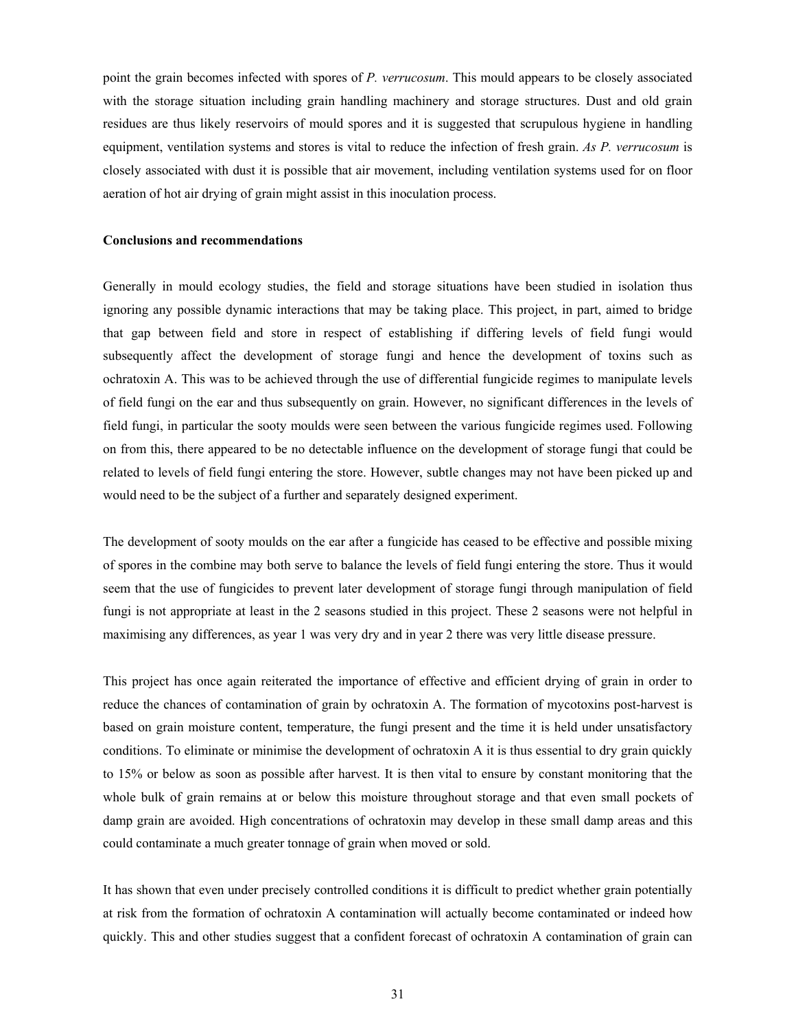point the grain becomes infected with spores of *P. verrucosum*. This mould appears to be closely associated with the storage situation including grain handling machinery and storage structures. Dust and old grain residues are thus likely reservoirs of mould spores and it is suggested that scrupulous hygiene in handling equipment, ventilation systems and stores is vital to reduce the infection of fresh grain. *As P. verrucosum* is closely associated with dust it is possible that air movement, including ventilation systems used for on floor aeration of hot air drying of grain might assist in this inoculation process.

**Conclusions and recommendations**

Generally in mould ecology studies, the field and storage situations have been studied in isolation thus ignoring any possible dynamic interactions that may be taking place. This project, in part, aimed to bridge that gap between field and store in respect of establishing if differing levels of field fungi would subsequently affect the development of storage fungi and hence the development of toxins such as ochratoxin A. This was to be achieved through the use of differential fungicide regimes to manipulate levels of field fungi on the ear and thus subsequently on grain. However, no significant differences in the levels of field fungi, in particular the sooty moulds were seen between the various fungicide regimes used. Following on from this, there appeared to be no detectable influence on the development of storage fungi that could be related to levels of field fungi entering the store. However, subtle changes may not have been picked up and would need to be the subject of a further and separately designed experiment.

The development of sooty moulds on the ear after a fungicide has ceased to be effective and possible mixing of spores in the combine may both serve to balance the levels of field fungi entering the store. Thus it would seem that the use of fungicides to prevent later development of storage fungi through manipulation of field fungi is not appropriate at least in the 2 seasons studied in this project. These 2 seasons were not helpful in maximising any differences, as year 1 was very dry and in year 2 there was very little disease pressure.

This project has once again reiterated the importance of effective and efficient drying of grain in order to reduce the chances of contamination of grain by ochratoxin A. The formation of mycotoxins post-harvest is based on grain moisture content, temperature, the fungi present and the time it is held under unsatisfactory conditions. To eliminate or minimise the development of ochratoxin A it is thus essential to dry grain quickly to 15% or below as soon as possible after harvest. It is then vital to ensure by constant monitoring that the whole bulk of grain remains at or below this moisture throughout storage and that even small pockets of damp grain are avoided. High concentrations of ochratoxin may develop in these small damp areas and this could contaminate a much greater tonnage of grain when moved or sold.

It has shown that even under precisely controlled conditions it is difficult to predict whether grain potentially at risk from the formation of ochratoxin A contamination will actually become contaminated or indeed how quickly. This and other studies suggest that a confident forecast of ochratoxin A contamination of grain can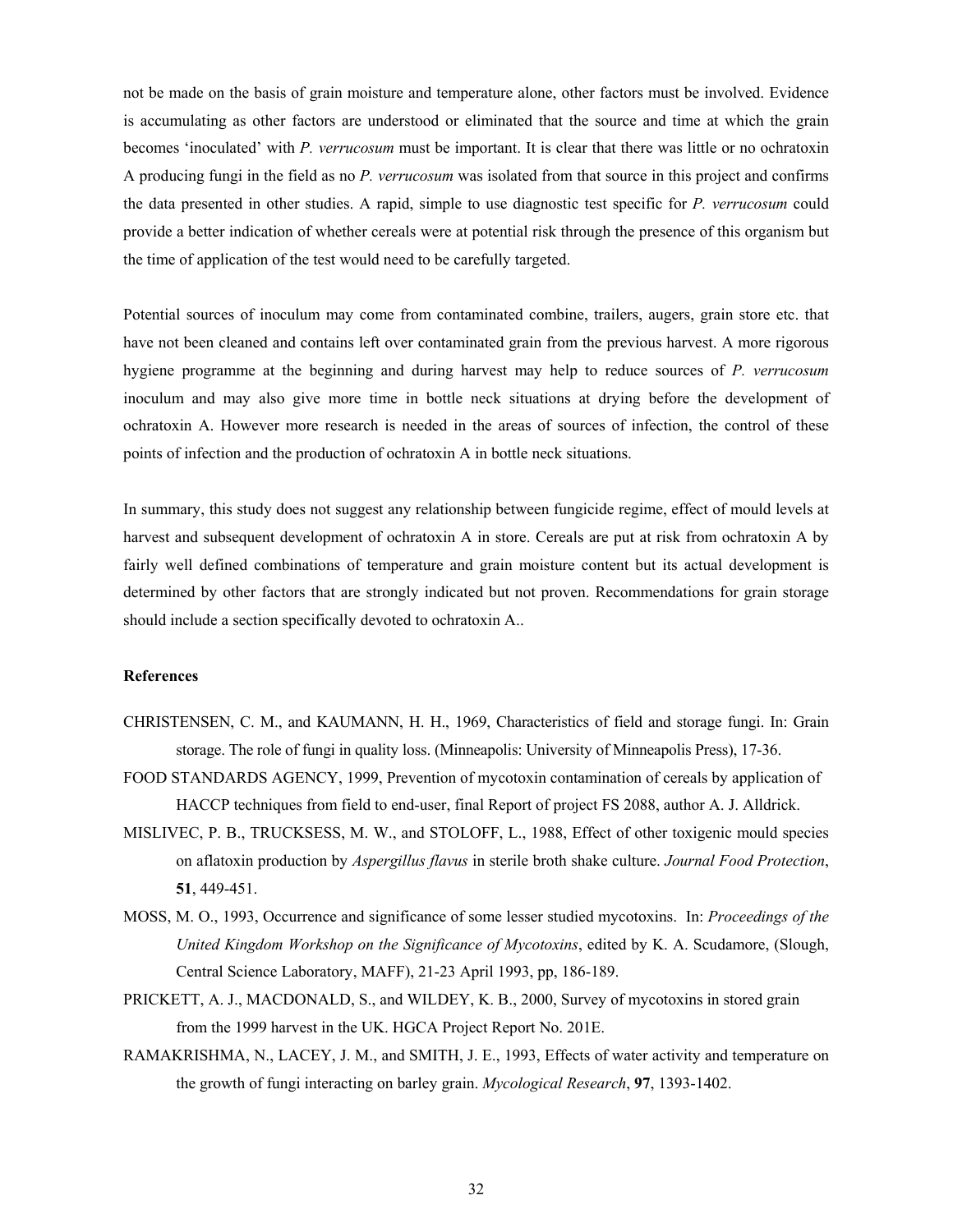not be made on the basis of grain moisture and temperature alone, other factors must be involved. Evidence is accumulating as other factors are understood or eliminated that the source and time at which the grain becomes 'inoculated' with *P. verrucosum* must be important. It is clear that there was little or no ochratoxin A producing fungi in the field as no *P. verrucosum* was isolated from that source in this project and confirms the data presented in other studies. A rapid, simple to use diagnostic test specific for *P. verrucosum* could provide a better indication of whether cereals were at potential risk through the presence of this organism but the time of application of the test would need to be carefully targeted.

Potential sources of inoculum may come from contaminated combine, trailers, augers, grain store etc. that have not been cleaned and contains left over contaminated grain from the previous harvest. A more rigorous hygiene programme at the beginning and during harvest may help to reduce sources of *P. verrucosum* inoculum and may also give more time in bottle neck situations at drying before the development of ochratoxin A. However more research is needed in the areas of sources of infection, the control of these points of infection and the production of ochratoxin A in bottle neck situations.

In summary, this study does not suggest any relationship between fungicide regime, effect of mould levels at harvest and subsequent development of ochratoxin A in store. Cereals are put at risk from ochratoxin A by fairly well defined combinations of temperature and grain moisture content but its actual development is determined by other factors that are strongly indicated but not proven. Recommendations for grain storage should include a section specifically devoted to ochratoxin A..

**References**

CHRISTENSEN, C. M., and KAUMANN, H. H., 1969, Characteristics of field and storage fungi. In: Grain storage. The role of fungi in quality loss. (Minneapolis: University of Minneapolis Press), 17-36.

FOOD STANDARDS AGENCY, 1999, Prevention of mycotoxin contamination of cereals by application of HACCP techniques from field to end-user, final Report of project FS 2088, author A. J. Alldrick.

MISLIVEC, P. B., TRUCKSESS, M. W., and STOLOFF, L., 1988, Effect of other toxigenic mould species on aflatoxin production by *Aspergillus flavus* in sterile broth shake culture. *Journal Food Protection*, **51**, 449-451.

MOSS, M. O., 1993, Occurrence and significance of some lesser studied mycotoxins. In: *Proceedings of the United Kingdom Workshop on the Significance of Mycotoxins*, edited by K. A. Scudamore, (Slough, Central Science Laboratory, MAFF), 21-23 April 1993, pp, 186-189.

PRICKETT, A. J., MACDONALD, S., and WILDEY, K. B., 2000, Survey of mycotoxins in stored grain from the 1999 harvest in the UK. HGCA Project Report No. 201E.

RAMAKRISHMA, N., LACEY, J. M., and SMITH, J. E., 1993, Effects of water activity and temperature on the growth of fungi interacting on barley grain. *Mycological Research*, **97**, 1393-1402.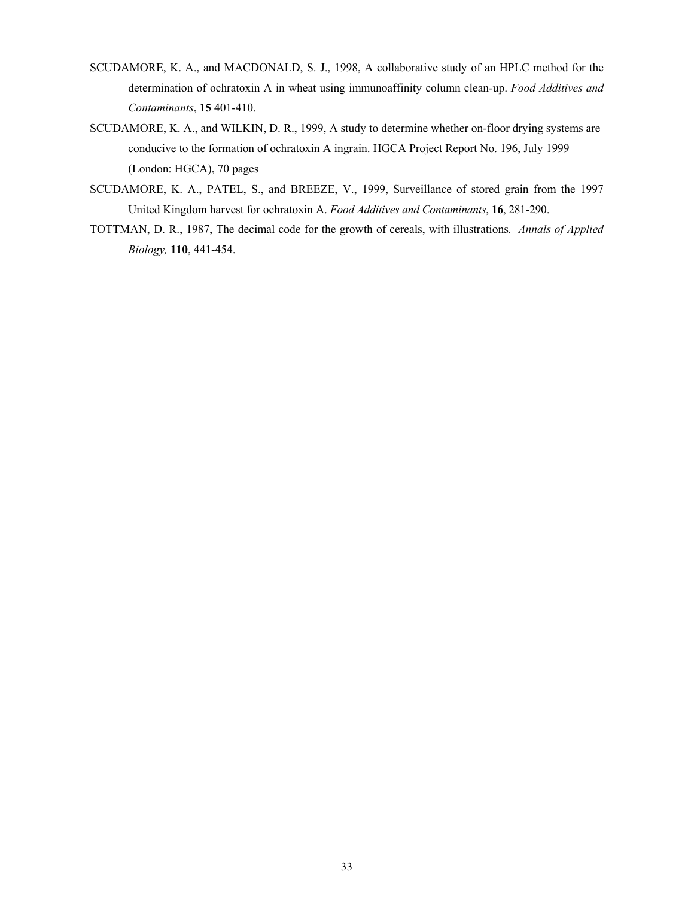SCUDAMORE, K. A., and MACDONALD, S. J., 1998, A collaborative study of an HPLC method for the determination of ochratoxin A in wheat using immunoaffinity column clean-up. *Food Additives and Contaminants*, **15** 401-410.

SCUDAMORE, K. A., and WILKIN, D. R., 1999, A study to determine whether on-floor drying systems are conducive to the formation of ochratoxin A ingrain. HGCA Project Report No. 196, July 1999 (London: HGCA), 70 pages

SCUDAMORE, K. A., PATEL, S., and BREEZE, V., 1999, Surveillance of stored grain from the 1997 United Kingdom harvest for ochratoxin A. *Food Additives and Contaminants*, **16**, 281-290.

TOTTMAN, D. R., 1987, The decimal code for the growth of cereals, with illustrations*. Annals of Applied Biology,* **110**, 441-454.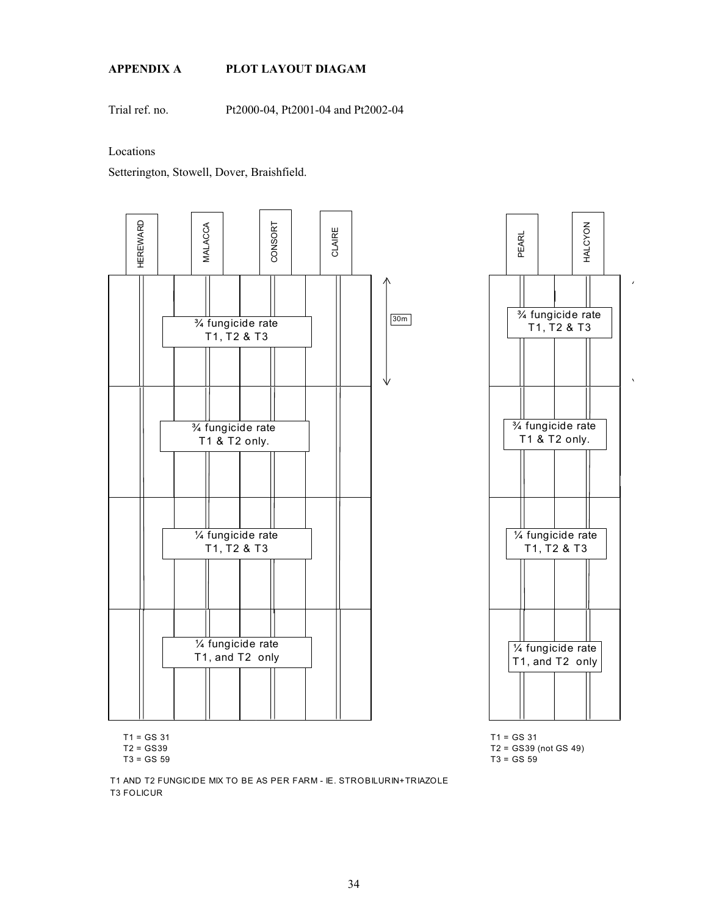**APPENDIX A PLOT LAYOUT DIAGAM**

Trial ref. no. Pt2000-04, Pt2001-04 and Pt2002-04

Locations

Setterington, Stowell, Dover, Braishfield.

HEREWARD MALACCA CONSORT CLAIRE

30m

¾ fungicide rate
T1, T2 & T3

¾ fungicide rate
T1 & T2 only.

¼ fungicide rate
T1, T2 & T3

¼ fungicide rate
T1, and T2 only

T1 = GS 31
T2 = GS39
T3 = GS 59

PEARL HALCYON

¾ fungicide rate
T1, T2 & T3

¾ fungicide rate
T1 & T2 only.

¼ fungicide rate
T1, T2 & T3

¼ fungicide rate
T1, and T2 only

T1 = GS 31
T2 = GS39 (not GS 49)
T3 = GS 59

T1 AND T2 FUNGICIDE MIX TO BE AS PER FARM - IE. STROBILURIN+TRIAZOLE
T3 FOLICUR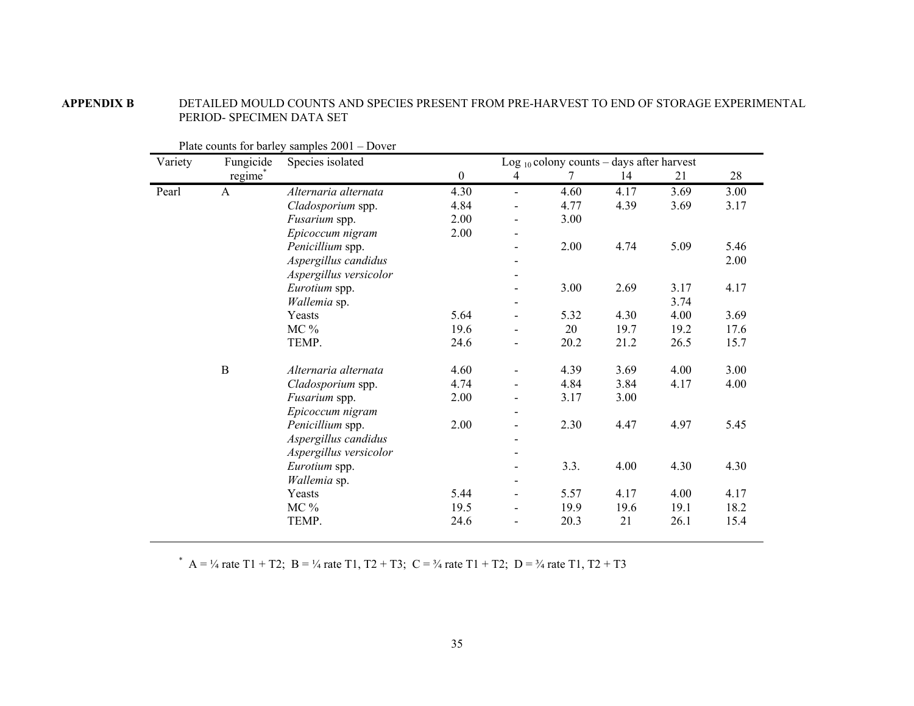**APPENDIX B** DETAILED MOULD COUNTS AND SPECIES PRESENT FROM PRE-HARVEST TO END OF STORAGE EXPERIMENTAL PERIOD- SPECIMEN DATA SET

Plate counts for barley samples 2001 – Dover

| Variety | Fungicide regime* | Species isolated | $Log_{10}$ colony counts – days after harvest | | | | | |
|---|---|---|---|---|---|---|---|---|
| | | | 0 | 4 | 7 | 14 | 21 | 28 |
| Pearl | A | *Alternaria alternata* | 4.30 | - | 4.60 | 4.17 | 3.69 | 3.00 |
| | | *Cladosporium* spp. | 4.84 | - | 4.77 | 4.39 | 3.69 | 3.17 |
| | | *Fusarium* spp. | 2.00 | - | 3.00 | | | |
| | | *Epicoccum nigram* | 2.00 | - | | | | |
| | | *Penicillium* spp. | | - | 2.00 | 4.74 | 5.09 | 5.46 |
| | | *Aspergillus candidus* | | - | | | | 2.00 |
| | | *Aspergillus versicolor* | | - | | | | |
| | | *Eurotium* spp. | | - | 3.00 | 2.69 | 3.17 | 4.17 |
| | | *Wallemia* sp. | | - | | | 3.74 | |
| | | Yeasts | 5.64 | - | 5.32 | 4.30 | 4.00 | 3.69 |
| | | MC % | 19.6 | - | 20 | 19.7 | 19.2 | 17.6 |
| | | TEMP. | 24.6 | - | 20.2 | 21.2 | 26.5 | 15.7 |
| | B | *Alternaria alternata* | 4.60 | - | 4.39 | 3.69 | 4.00 | 3.00 |
| | | *Cladosporium* spp. | 4.74 | - | 4.84 | 3.84 | 4.17 | 4.00 |
| | | *Fusarium* spp. | 2.00 | - | 3.17 | 3.00 | | |
| | | *Epicoccum nigram* | | - | | | | |
| | | *Penicillium* spp. | 2.00 | - | 2.30 | 4.47 | 4.97 | 5.45 |
| | | *Aspergillus candidus* | | - | | | | |
| | | *Aspergillus versicolor* | | - | | | | |
| | | *Eurotium* spp. | | - | 3.3. | 4.00 | 4.30 | 4.30 |
| | | *Wallemia* sp. | | - | | | | |
| | | Yeasts | 5.44 | - | 5.57 | 4.17 | 4.00 | 4.17 |
| | | MC % | 19.5 | - | 19.9 | 19.6 | 19.1 | 18.2 |
| | | TEMP. | 24.6 | - | 20.3 | 21 | 26.1 | 15.4 |

\* A = ¼ rate T1 + T2; B = ¼ rate T1, T2 + T3; C = ¾ rate T1 + T2; D = ¾ rate T1, T2 + T3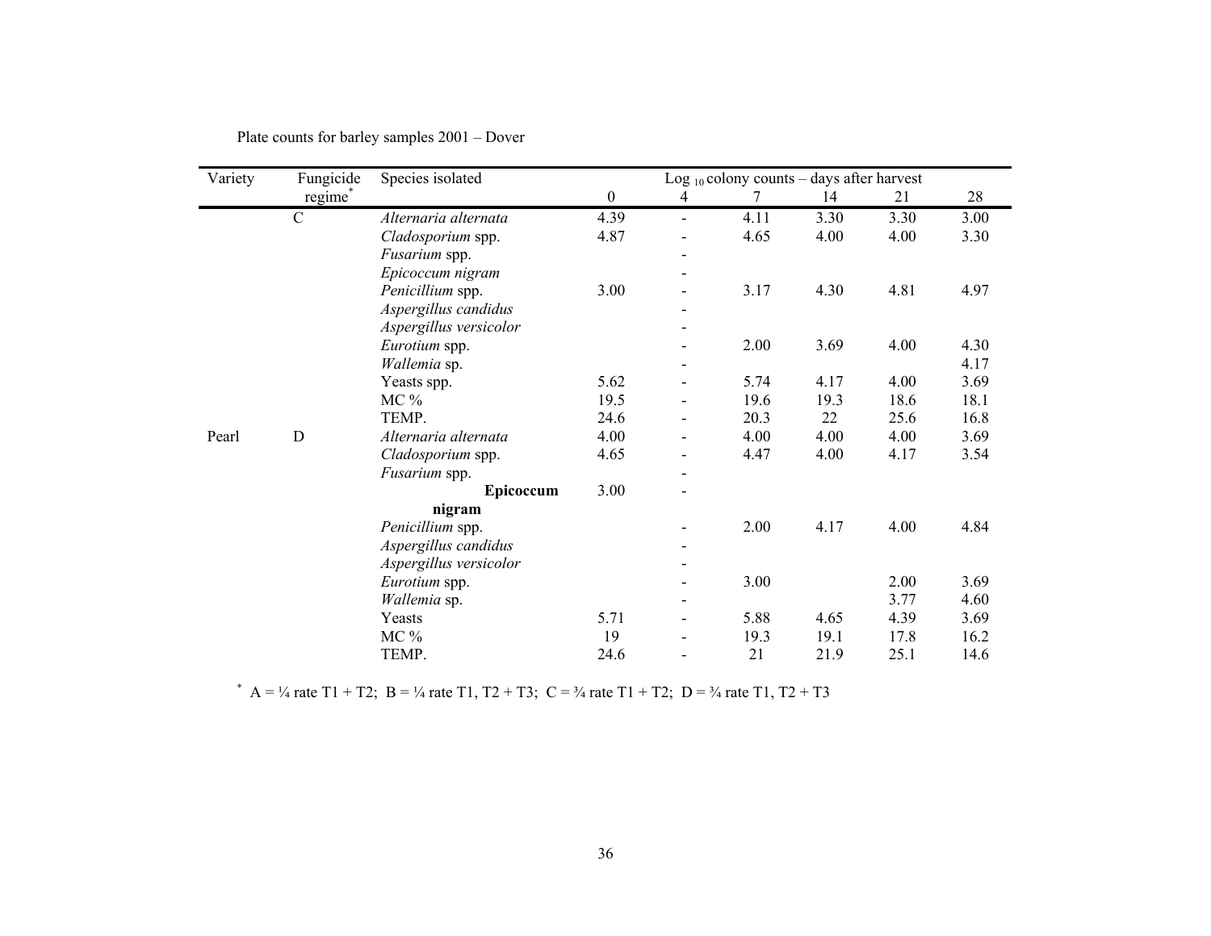Plate counts for barley samples 2001 – Dover

| Variety | Fungicide regime* | Species isolated | Log $_{10}$ colony counts – days after harvest | | | | | |
|---|---|---|---|---|---|---|---|---|
| | | | 0 | 4 | 7 | 14 | 21 | 28 |
| | C | *Alternaria alternata* | 4.39 | - | 4.11 | 3.30 | 3.30 | 3.00 |
| | | *Cladosporium* spp. | 4.87 | - | 4.65 | 4.00 | 4.00 | 3.30 |
| | | *Fusarium* spp. | | - | | | | |
| | | *Epicoccum nigram* | | - | | | | |
| | | *Penicillium* spp. | 3.00 | - | 3.17 | 4.30 | 4.81 | 4.97 |
| | | *Aspergillus candidus* | | - | | | | |
| | | *Aspergillus versicolor* | | - | | | | |
| | | *Eurotium* spp. | | - | 2.00 | 3.69 | 4.00 | 4.30 |
| | | *Wallemia* sp. | | - | | | | 4.17 |
| | | Yeasts spp. | 5.62 | - | 5.74 | 4.17 | 4.00 | 3.69 |
| | | MC % | 19.5 | - | 19.6 | 19.3 | 18.6 | 18.1 |
| | | TEMP. | 24.6 | - | 20.3 | 22 | 25.6 | 16.8 |
| Pearl | D | *Alternaria alternata* | 4.00 | - | 4.00 | 4.00 | 4.00 | 3.69 |
| | | *Cladosporium* spp. | 4.65 | - | 4.47 | 4.00 | 4.17 | 3.54 |
| | | *Fusarium* spp. | | - | | | | |
| | | **Epicoccum nigram** | 3.00 | - | | | | |
| | | *Penicillium* spp. | | - | 2.00 | 4.17 | 4.00 | 4.84 |
| | | *Aspergillus candidus* | | - | | | | |
| | | *Aspergillus versicolor* | | - | | | | |
| | | *Eurotium* spp. | | - | 3.00 | | 2.00 | 3.69 |
| | | *Wallemia* sp. | | - | | | 3.77 | 4.60 |
| | | Yeasts | 5.71 | - | 5.88 | 4.65 | 4.39 | 3.69 |
| | | MC % | 19 | - | 19.3 | 19.1 | 17.8 | 16.2 |
| | | TEMP. | 24.6 | - | 21 | 21.9 | 25.1 | 14.6 |

\* A = ¼ rate T1 + T2; B = ¼ rate T1, T2 + T3; C = ¾ rate T1 + T2; D = ¾ rate T1, T2 + T3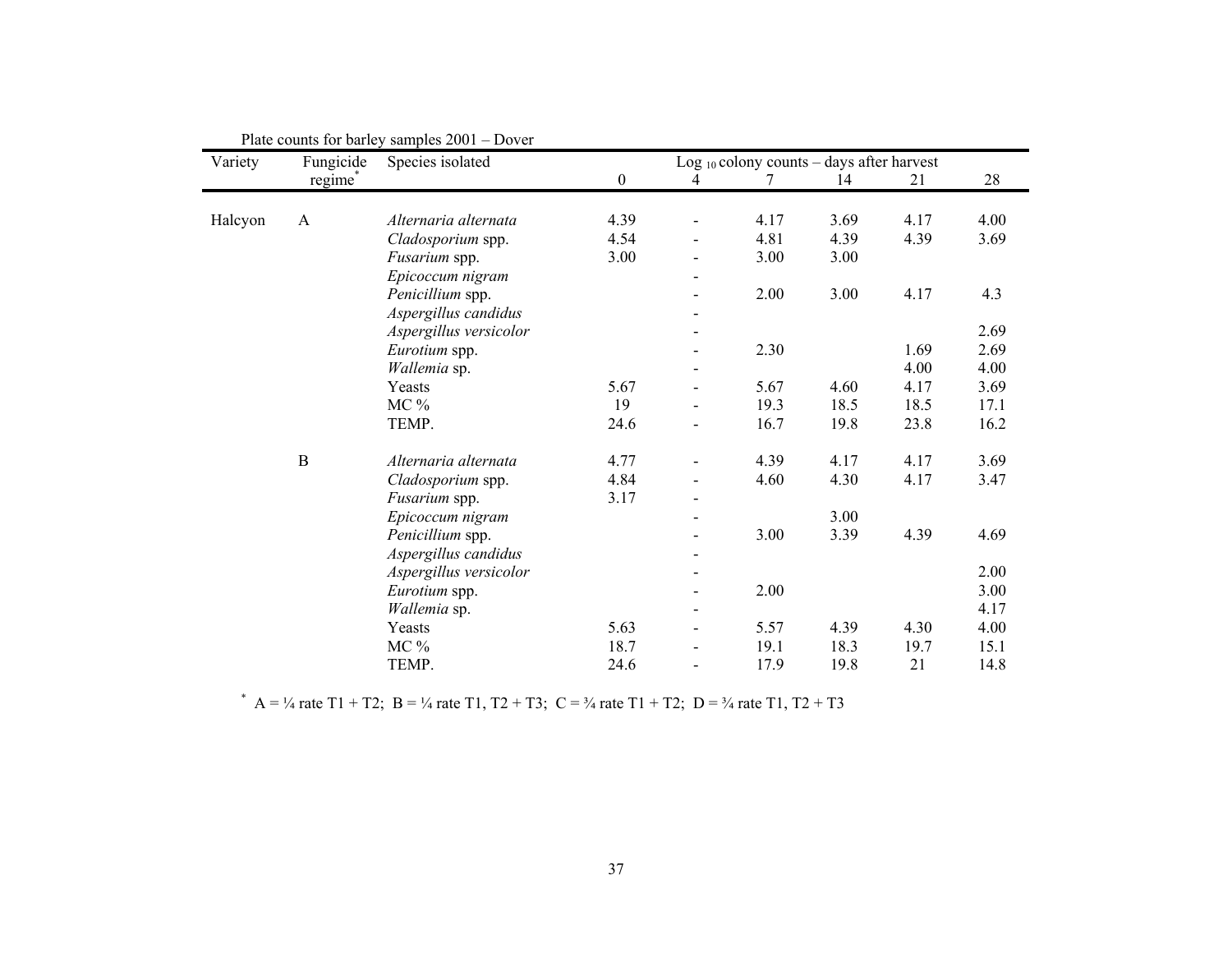Plate counts for barley samples 2001 – Dover

| Variety | Fungicide regime* | Species isolated | Log $_{10}$ colony counts – days after harvest | | | | | |
|---|---|---|---|---|---|---|---|---|
| | | | 0 | 4 | 7 | 14 | 21 | 28 |
| Halcyon | A | *Alternaria alternata* | 4.39 | - | 4.17 | 3.69 | 4.17 | 4.00 |
| | | *Cladosporium* spp. | 4.54 | - | 4.81 | 4.39 | 4.39 | 3.69 |
| | | *Fusarium* spp. | 3.00 | - | 3.00 | 3.00 | | |
| | | *Epicoccum nigram* | | - | | | | |
| | | *Penicillium* spp. | | - | 2.00 | 3.00 | 4.17 | 4.3 |
| | | *Aspergillus candidus* | | - | | | | |
| | | *Aspergillus versicolor* | | - | | | | 2.69 |
| | | *Eurotium* spp. | | - | 2.30 | | 1.69 | 2.69 |
| | | *Wallemia* sp. | | - | | | 4.00 | 4.00 |
| | | Yeasts | 5.67 | - | 5.67 | 4.60 | 4.17 | 3.69 |
| | | MC % | 19 | - | 19.3 | 18.5 | 18.5 | 17.1 |
| | | TEMP. | 24.6 | - | 16.7 | 19.8 | 23.8 | 16.2 |
| | B | *Alternaria alternata* | 4.77 | - | 4.39 | 4.17 | 4.17 | 3.69 |
| | | *Cladosporium* spp. | 4.84 | - | 4.60 | 4.30 | 4.17 | 3.47 |
| | | *Fusarium* spp. | 3.17 | - | | | | |
| | | *Epicoccum nigram* | | - | | 3.00 | | |
| | | *Penicillium* spp. | | - | 3.00 | 3.39 | 4.39 | 4.69 |
| | | *Aspergillus candidus* | | - | | | | |
| | | *Aspergillus versicolor* | | - | | | | 2.00 |
| | | *Eurotium* spp. | | - | 2.00 | | | 3.00 |
| | | *Wallemia* sp. | | - | | | | 4.17 |
| | | Yeasts | 5.63 | - | 5.57 | 4.39 | 4.30 | 4.00 |
| | | MC % | 18.7 | - | 19.1 | 18.3 | 19.7 | 15.1 |
| | | TEMP. | 24.6 | - | 17.9 | 19.8 | 21 | 14.8 |

\* A = ¼ rate T1 + T2; B = ¼ rate T1, T2 + T3; C = ¾ rate T1 + T2; D = ¾ rate T1, T2 + T3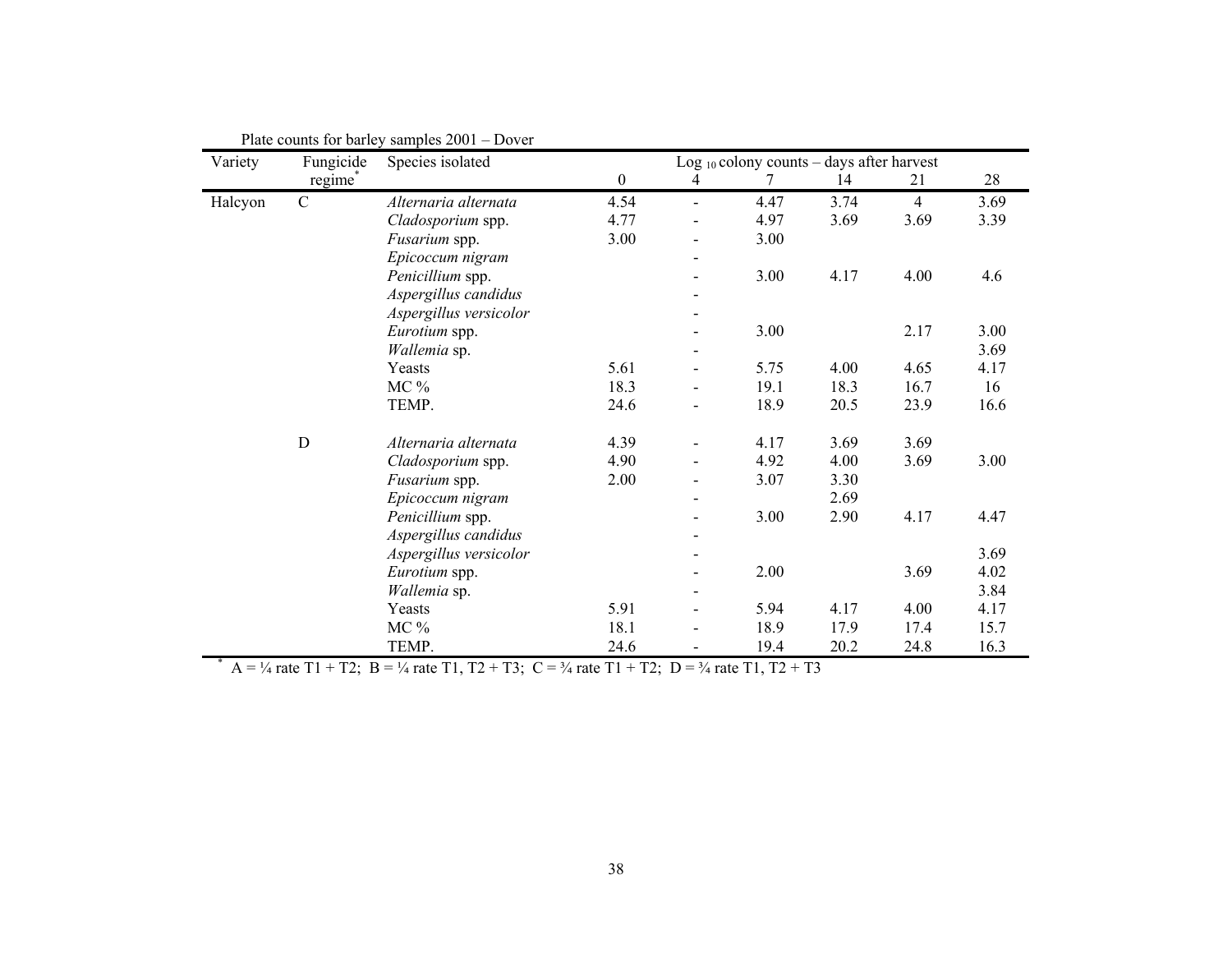Plate counts for barley samples 2001 – Dover

| Variety | Fungicide regime* | Species isolated | Log $_{10}$ colony counts – days after harvest | | | | | |
|---|---|---|---|---|---|---|---|---|
| | | | 0 | 4 | 7 | 14 | 21 | 28 |
| Halcyon | C | *Alternaria alternata* | 4.54 | - | 4.47 | 3.74 | 4 | 3.69 |
| | | *Cladosporium* spp. | 4.77 | - | 4.97 | 3.69 | 3.69 | 3.39 |
| | | *Fusarium* spp. | 3.00 | - | 3.00 | | | |
| | | *Epicoccum nigram* | | - | | | | |
| | | *Penicillium* spp. | | - | 3.00 | 4.17 | 4.00 | 4.6 |
| | | *Aspergillus candidus* | | - | | | | |
| | | *Aspergillus versicolor* | | - | | | | |
| | | *Eurotium* spp. | | - | 3.00 | | 2.17 | 3.00 |
| | | *Wallemia* sp. | | - | | | | 3.69 |
| | | Yeasts | 5.61 | - | 5.75 | 4.00 | 4.65 | 4.17 |
| | | MC % | 18.3 | - | 19.1 | 18.3 | 16.7 | 16 |
| | | TEMP. | 24.6 | - | 18.9 | 20.5 | 23.9 | 16.6 |
| | D | *Alternaria alternata* | 4.39 | - | 4.17 | 3.69 | 3.69 | |
| | | *Cladosporium* spp. | 4.90 | - | 4.92 | 4.00 | 3.69 | 3.00 |
| | | *Fusarium* spp. | 2.00 | - | 3.07 | 3.30 | | |
| | | *Epicoccum nigram* | | - | | 2.69 | | |
| | | *Penicillium* spp. | | - | 3.00 | 2.90 | 4.17 | 4.47 |
| | | *Aspergillus candidus* | | - | | | | |
| | | *Aspergillus versicolor* | | - | | | | 3.69 |
| | | *Eurotium* spp. | | - | 2.00 | | 3.69 | 4.02 |
| | | *Wallemia* sp. | | - | | | | 3.84 |
| | | Yeasts | 5.91 | - | 5.94 | 4.17 | 4.00 | 4.17 |
| | | MC % | 18.1 | - | 18.9 | 17.9 | 17.4 | 15.7 |
| | | TEMP. | 24.6 | - | 19.4 | 20.2 | 24.8 | 16.3 |

* A = ¼ rate T1 + T2; B = ¼ rate T1, T2 + T3; C = ¾ rate T1 + T2; D = ¾ rate T1, T2 + T3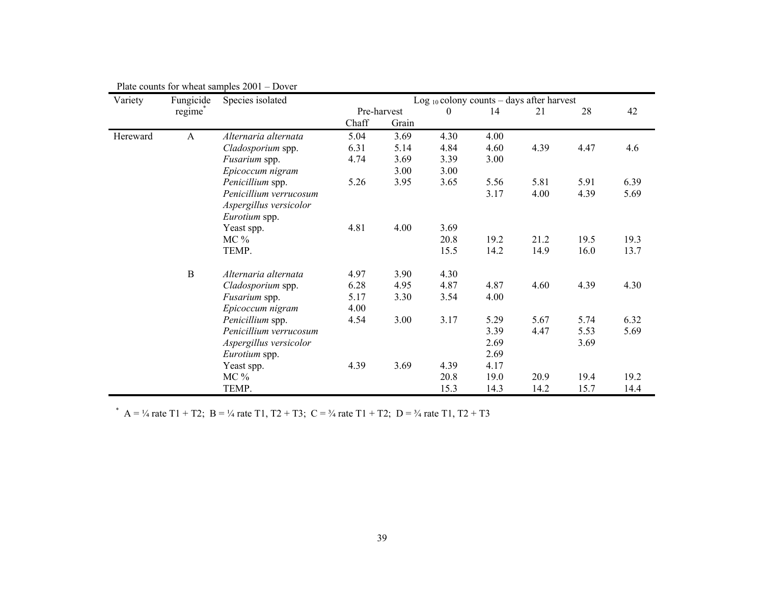Plate counts for wheat samples 2001 – Dover

| Variety | Fungicide regime* | Species isolated | Log $_{10}$ colony counts – days after harvest | | | | | | |
|---|---|---|---|---|---|---|---|---|---|
| | | | Pre-harvest | | 0 | 14 | 21 | 28 | 42 |
| | | | Chaff | Grain | | | | | |
| Hereward | A | *Alternaria alternata* | 5.04 | 3.69 | 4.30 | 4.00 | | | |
| | | *Cladosporium* spp. | 6.31 | 5.14 | 4.84 | 4.60 | 4.39 | 4.47 | 4.6 |
| | | *Fusarium* spp. | 4.74 | 3.69 | 3.39 | 3.00 | | | |
| | | *Epicoccum nigram* | | 3.00 | 3.00 | | | | |
| | | *Penicillium* spp. | 5.26 | 3.95 | 3.65 | 5.56 | 5.81 | 5.91 | 6.39 |
| | | *Penicillium verrucosum* | | | | 3.17 | 4.00 | 4.39 | 5.69 |
| | | *Aspergillus versicolor* | | | | | | | |
| | | *Eurotium* spp. | | | | | | | |
| | | Yeast spp. | 4.81 | 4.00 | 3.69 | | | | |
| | | MC % | | | 20.8 | 19.2 | 21.2 | 19.5 | 19.3 |
| | | TEMP. | | | 15.5 | 14.2 | 14.9 | 16.0 | 13.7 |
| | B | *Alternaria alternata* | 4.97 | 3.90 | 4.30 | | | | |
| | | *Cladosporium* spp. | 6.28 | 4.95 | 4.87 | 4.87 | 4.60 | 4.39 | 4.30 |
| | | *Fusarium* spp. | 5.17 | 3.30 | 3.54 | 4.00 | | | |
| | | *Epicoccum nigram* | 4.00 | | | | | | |
| | | *Penicillium* spp. | 4.54 | 3.00 | 3.17 | 5.29 | 5.67 | 5.74 | 6.32 |
| | | *Penicillium verrucosum* | | | | 3.39 | 4.47 | 5.53 | 5.69 |
| | | *Aspergillus versicolor* | | | | 2.69 | | 3.69 | |
| | | *Eurotium* spp. | | | | 2.69 | | | |
| | | Yeast spp. | 4.39 | 3.69 | 4.39 | 4.17 | | | |
| | | MC % | | | 20.8 | 19.0 | 20.9 | 19.4 | 19.2 |
| | | TEMP. | | | 15.3 | 14.3 | 14.2 | 15.7 | 14.4 |

* A = ¼ rate T1 + T2; B = ¼ rate T1, T2 + T3; C = ¾ rate T1 + T2; D = ¾ rate T1, T2 + T3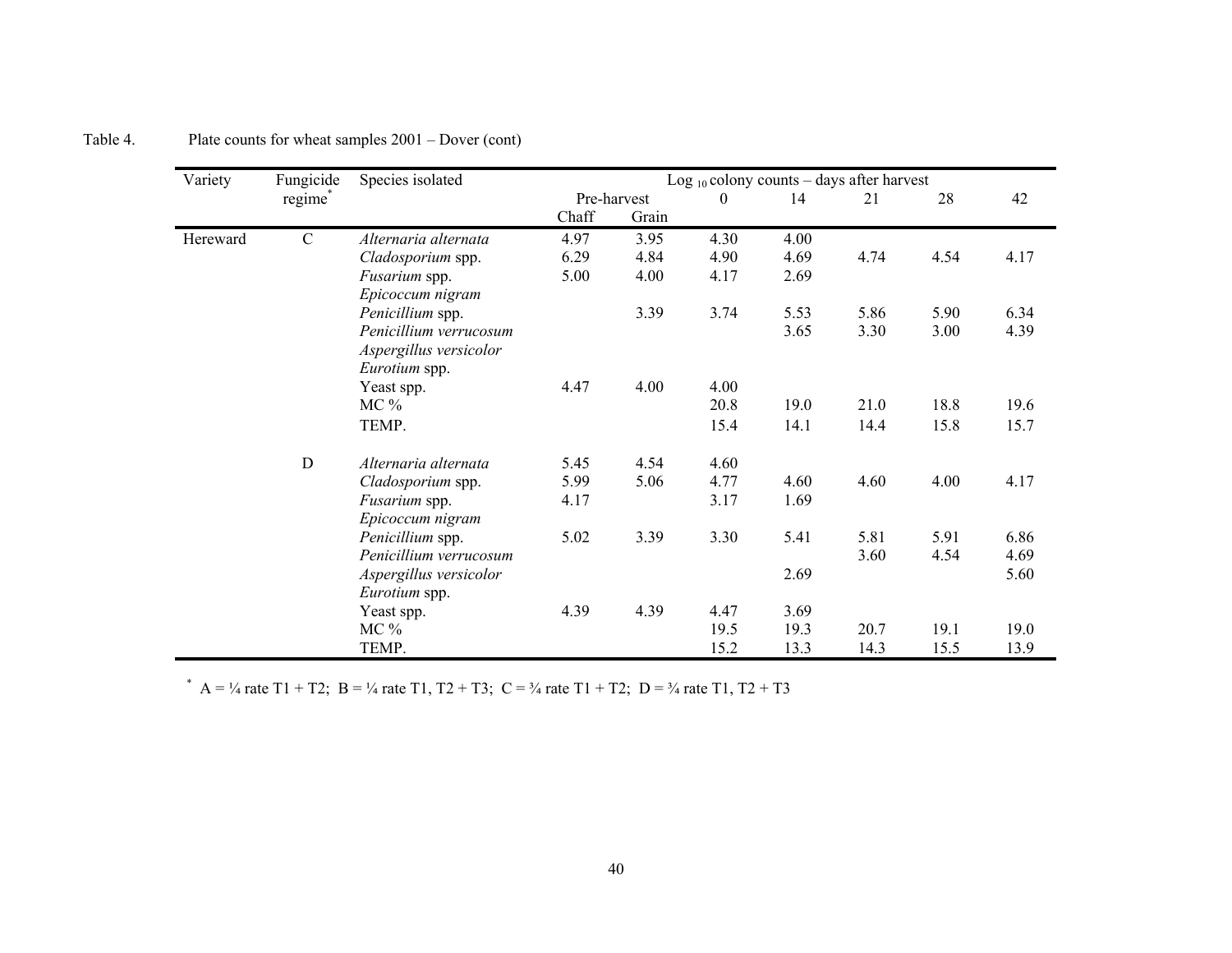Table 4. Plate counts for wheat samples 2001 – Dover (cont)

| Variety | Fungicide regime* | Species isolated | Log $_{10}$ colony counts – days after harvest | | | | | | |
|---|---|---|---|---|---|---|---|---|---|
| | | | Pre-harvest | | 0 | 14 | 21 | 28 | 42 |
| | | | Chaff | Grain | | | | | |
| Hereward | C | *Alternaria alternata* | 4.97 | 3.95 | 4.30 | 4.00 | | | |
| | | *Cladosporium* spp. | 6.29 | 4.84 | 4.90 | 4.69 | 4.74 | 4.54 | 4.17 |
| | | *Fusarium* spp. | 5.00 | 4.00 | 4.17 | 2.69 | | | |
| | | *Epicoccum nigram* | | | | | | | |
| | | *Penicillium* spp. | | 3.39 | 3.74 | 5.53 | 5.86 | 5.90 | 6.34 |
| | | *Penicillium verrucosum* | | | | 3.65 | 3.30 | 3.00 | 4.39 |
| | | *Aspergillus versicolor* | | | | | | | |
| | | *Eurotium* spp. | | | | | | | |
| | | Yeast spp. | 4.47 | 4.00 | 4.00 | | | | |
| | | MC % | | | 20.8 | 19.0 | 21.0 | 18.8 | 19.6 |
| | | TEMP. | | | 15.4 | 14.1 | 14.4 | 15.8 | 15.7 |
| | D | *Alternaria alternata* | 5.45 | 4.54 | 4.60 | | | | |
| | | *Cladosporium* spp. | 5.99 | 5.06 | 4.77 | 4.60 | 4.60 | 4.00 | 4.17 |
| | | *Fusarium* spp. | 4.17 | | 3.17 | 1.69 | | | |
| | | *Epicoccum nigram* | | | | | | | |
| | | *Penicillium* spp. | 5.02 | 3.39 | 3.30 | 5.41 | 5.81 | 5.91 | 6.86 |
| | | *Penicillium verrucosum* | | | | | 3.60 | 4.54 | 4.69 |
| | | *Aspergillus versicolor* | | | | 2.69 | | | 5.60 |
| | | *Eurotium* spp. | | | | | | | |
| | | Yeast spp. | 4.39 | 4.39 | 4.47 | 3.69 | | | |
| | | MC % | | | 19.5 | 19.3 | 20.7 | 19.1 | 19.0 |
| | | TEMP. | | | 15.2 | 13.3 | 14.3 | 15.5 | 13.9 |

* A = ¼ rate T1 + T2; B = ¼ rate T1, T2 + T3; C = ¾ rate T1 + T2; D = ¾ rate T1, T2 + T3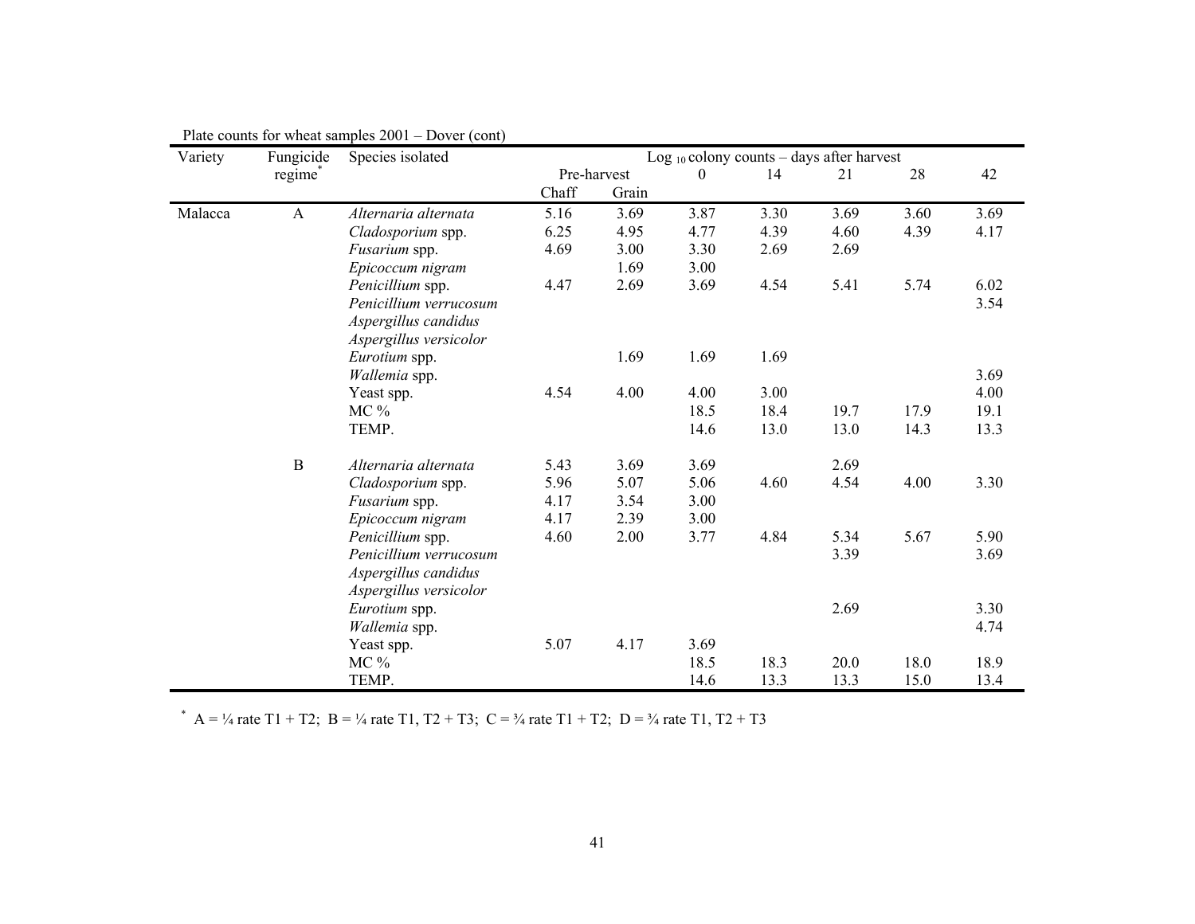Plate counts for wheat samples 2001 – Dover (cont)

| Variety | Fungicide regime* | Species isolated | Log $_{10}$ colony counts – days after harvest | | | | | | |
|---|---|---|---|---|---|---|---|---|---|
| | | | Pre-harvest | | 0 | 14 | 21 | 28 | 42 |
| | | | Chaff | Grain | | | | | |
| Malacca | A | *Alternaria alternata* | 5.16 | 3.69 | 3.87 | 3.30 | 3.69 | 3.60 | 3.69 |
| | | *Cladosporium* spp. | 6.25 | 4.95 | 4.77 | 4.39 | 4.60 | 4.39 | 4.17 |
| | | *Fusarium* spp. | 4.69 | 3.00 | 3.30 | 2.69 | 2.69 | | |
| | | *Epicoccum nigram* | | 1.69 | 3.00 | | | | |
| | | *Penicillium* spp. | 4.47 | 2.69 | 3.69 | 4.54 | 5.41 | 5.74 | 6.02 |
| | | *Penicillium verrucosum* | | | | | | | 3.54 |
| | | *Aspergillus candidus* | | | | | | | |
| | | *Aspergillus versicolor* | | | | | | | |
| | | *Eurotium* spp. | | 1.69 | 1.69 | 1.69 | | | |
| | | *Wallemia* spp. | | | | | | | 3.69 |
| | | Yeast spp. | 4.54 | 4.00 | 4.00 | 3.00 | | | 4.00 |
| | | MC % | | | 18.5 | 18.4 | 19.7 | 17.9 | 19.1 |
| | | TEMP. | | | 14.6 | 13.0 | 13.0 | 14.3 | 13.3 |
| | B | *Alternaria alternata* | 5.43 | 3.69 | 3.69 | | 2.69 | | |
| | | *Cladosporium* spp. | 5.96 | 5.07 | 5.06 | 4.60 | 4.54 | 4.00 | 3.30 |
| | | *Fusarium* spp. | 4.17 | 3.54 | 3.00 | | | | |
| | | *Epicoccum nigram* | 4.17 | 2.39 | 3.00 | | | | |
| | | *Penicillium* spp. | 4.60 | 2.00 | 3.77 | 4.84 | 5.34 | 5.67 | 5.90 |
| | | *Penicillium verrucosum* | | | | | 3.39 | | 3.69 |
| | | *Aspergillus candidus* | | | | | | | |
| | | *Aspergillus versicolor* | | | | | | | |
| | | *Eurotium* spp. | | | | | 2.69 | | 3.30 |
| | | *Wallemia* spp. | | | | | | | 4.74 |
| | | Yeast spp. | 5.07 | 4.17 | 3.69 | | | | |
| | | MC % | | | 18.5 | 18.3 | 20.0 | 18.0 | 18.9 |
| | | TEMP. | | | 14.6 | 13.3 | 13.3 | 15.0 | 13.4 |

* A = ¼ rate T1 + T2; B = ¼ rate T1, T2 + T3; C = ¾ rate T1 + T2; D = ¾ rate T1, T2 + T3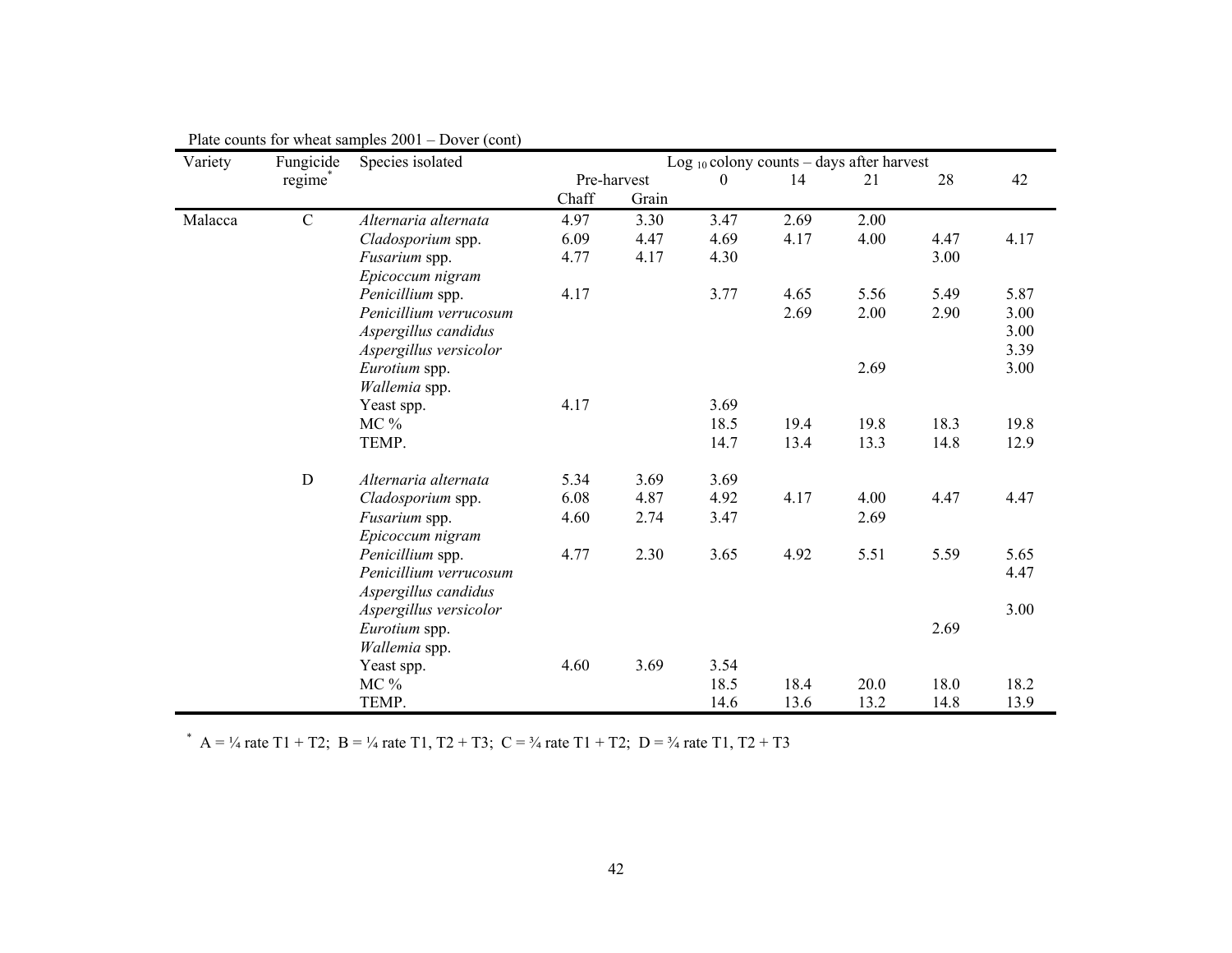Plate counts for wheat samples 2001 – Dover (cont)

| Variety | Fungicide regime* | Species isolated | Log $_{10}$ colony counts – days after harvest | | | | | | |
|---|---|---|---|---|---|---|---|---|---|
| | | | Pre-harvest | | 0 | 14 | 21 | 28 | 42 |
| | | | Chaff | Grain | | | | | |
| Malacca | C | *Alternaria alternata* | 4.97 | 3.30 | 3.47 | 2.69 | 2.00 | | |
| | | *Cladosporium* spp. | 6.09 | 4.47 | 4.69 | 4.17 | 4.00 | 4.47 | 4.17 |
| | | *Fusarium* spp. | 4.77 | 4.17 | 4.30 | | | 3.00 | |
| | | *Epicoccum nigram* | | | | | | | |
| | | *Penicillium* spp. | 4.17 | | 3.77 | 4.65 | 5.56 | 5.49 | 5.87 |
| | | *Penicillium verrucosum* | | | | 2.69 | 2.00 | 2.90 | 3.00 |
| | | *Aspergillus candidus* | | | | | | | 3.00 |
| | | *Aspergillus versicolor* | | | | | | | 3.39 |
| | | *Eurotium* spp. | | | | | 2.69 | | 3.00 |
| | | *Wallemia* spp. | | | | | | | |
| | | Yeast spp. | 4.17 | | 3.69 | | | | |
| | | MC % | | | 18.5 | 19.4 | 19.8 | 18.3 | 19.8 |
| | | TEMP. | | | 14.7 | 13.4 | 13.3 | 14.8 | 12.9 |
| | D | *Alternaria alternata* | 5.34 | 3.69 | 3.69 | | | | |
| | | *Cladosporium* spp. | 6.08 | 4.87 | 4.92 | 4.17 | 4.00 | 4.47 | 4.47 |
| | | *Fusarium* spp. | 4.60 | 2.74 | 3.47 | | 2.69 | | |
| | | *Epicoccum nigram* | | | | | | | |
| | | *Penicillium* spp. | 4.77 | 2.30 | 3.65 | 4.92 | 5.51 | 5.59 | 5.65 |
| | | *Penicillium verrucosum* | | | | | | | 4.47 |
| | | *Aspergillus candidus* | | | | | | | |
| | | *Aspergillus versicolor* | | | | | | | 3.00 |
| | | *Eurotium* spp. | | | | | | 2.69 | |
| | | *Wallemia* spp. | | | | | | | |
| | | Yeast spp. | 4.60 | 3.69 | 3.54 | | | | |
| | | MC % | | | 18.5 | 18.4 | 20.0 | 18.0 | 18.2 |
| | | TEMP. | | | 14.6 | 13.6 | 13.2 | 14.8 | 13.9 |

* A = ¼ rate T1 + T2; B = ¼ rate T1, T2 + T3; C = ¾ rate T1 + T2; D = ¾ rate T1, T2 + T3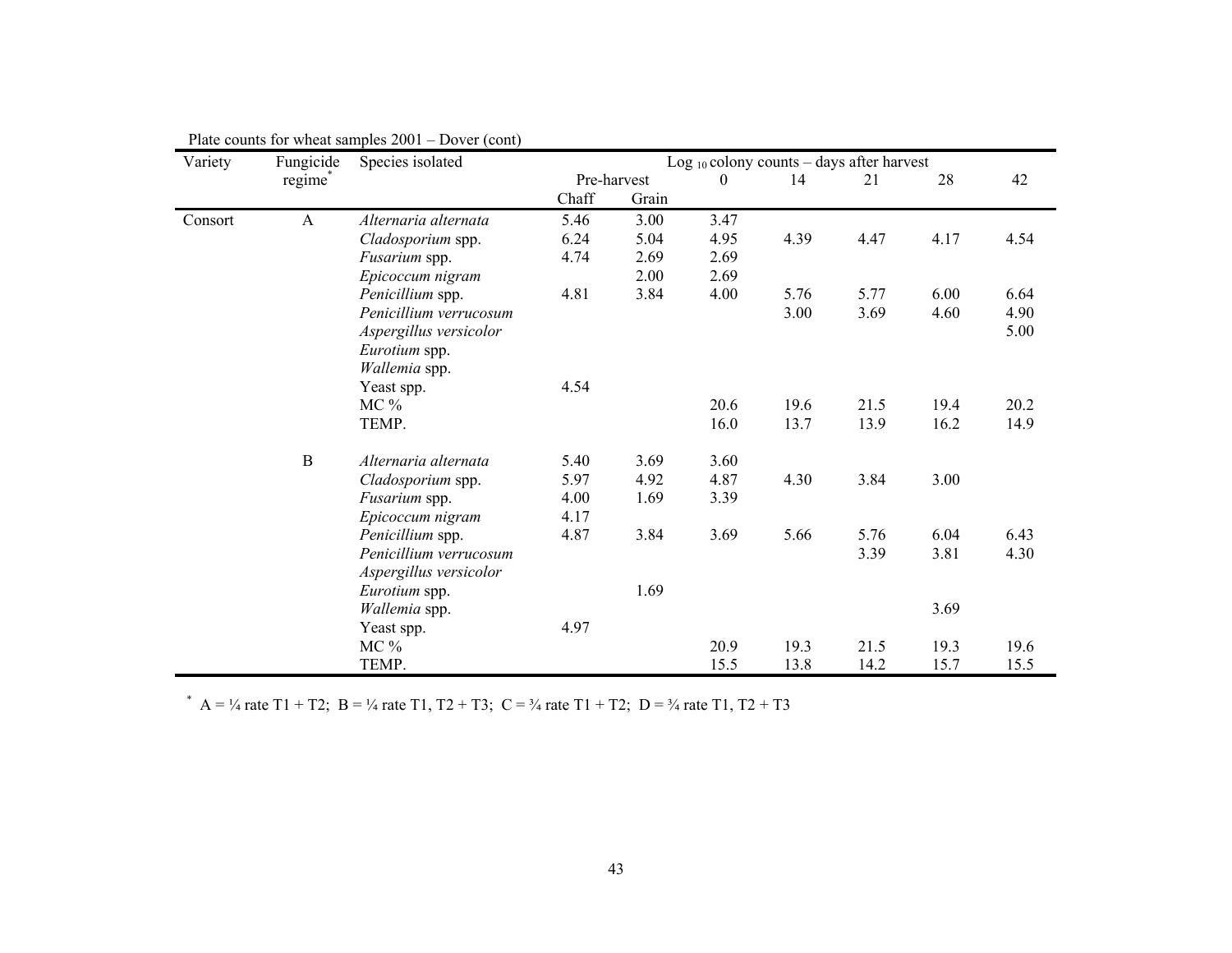Plate counts for wheat samples 2001 – Dover (cont)

| Variety | Fungicide regime* | Species isolated | Log $_{10}$ colony counts – days after harvest | | | | | | |
|---|---|---|---|---|---|---|---|---|---|
| | | | Pre-harvest | | 0 | 14 | 21 | 28 | 42 |
| | | | Chaff | Grain | | | | | |
| Consort | A | *Alternaria alternata* | 5.46 | 3.00 | 3.47 | | | | |
| | | *Cladosporium* spp. | 6.24 | 5.04 | 4.95 | 4.39 | 4.47 | 4.17 | 4.54 |
| | | *Fusarium* spp. | 4.74 | 2.69 | 2.69 | | | | |
| | | *Epicoccum nigram* | | 2.00 | 2.69 | | | | |
| | | *Penicillium* spp. | 4.81 | 3.84 | 4.00 | 5.76 | 5.77 | 6.00 | 6.64 |
| | | *Penicillium verrucosum* | | | | 3.00 | 3.69 | 4.60 | 4.90 |
| | | *Aspergillus versicolor* | | | | | | | 5.00 |
| | | *Eurotium* spp. | | | | | | | |
| | | *Wallemia* spp. | | | | | | | |
| | | Yeast spp. | 4.54 | | | | | | |
| | | MC % | | | 20.6 | 19.6 | 21.5 | 19.4 | 20.2 |
| | | TEMP. | | | 16.0 | 13.7 | 13.9 | 16.2 | 14.9 |
| | B | *Alternaria alternata* | 5.40 | 3.69 | 3.60 | | | | |
| | | *Cladosporium* spp. | 5.97 | 4.92 | 4.87 | 4.30 | 3.84 | 3.00 | |
| | | *Fusarium* spp. | 4.00 | 1.69 | 3.39 | | | | |
| | | *Epicoccum nigram* | 4.17 | | | | | | |
| | | *Penicillium* spp. | 4.87 | 3.84 | 3.69 | 5.66 | 5.76 | 6.04 | 6.43 |
| | | *Penicillium verrucosum* | | | | | 3.39 | 3.81 | 4.30 |
| | | *Aspergillus versicolor* | | | | | | | |
| | | *Eurotium* spp. | | 1.69 | | | | | |
| | | *Wallemia* spp. | | | | | | 3.69 | |
| | | Yeast spp. | 4.97 | | | | | | |
| | | MC % | | | 20.9 | 19.3 | 21.5 | 19.3 | 19.6 |
| | | TEMP. | | | 15.5 | 13.8 | 14.2 | 15.7 | 15.5 |

* A = ¼ rate T1 + T2; B = ¼ rate T1, T2 + T3; C = ¾ rate T1 + T2; D = ¾ rate T1, T2 + T3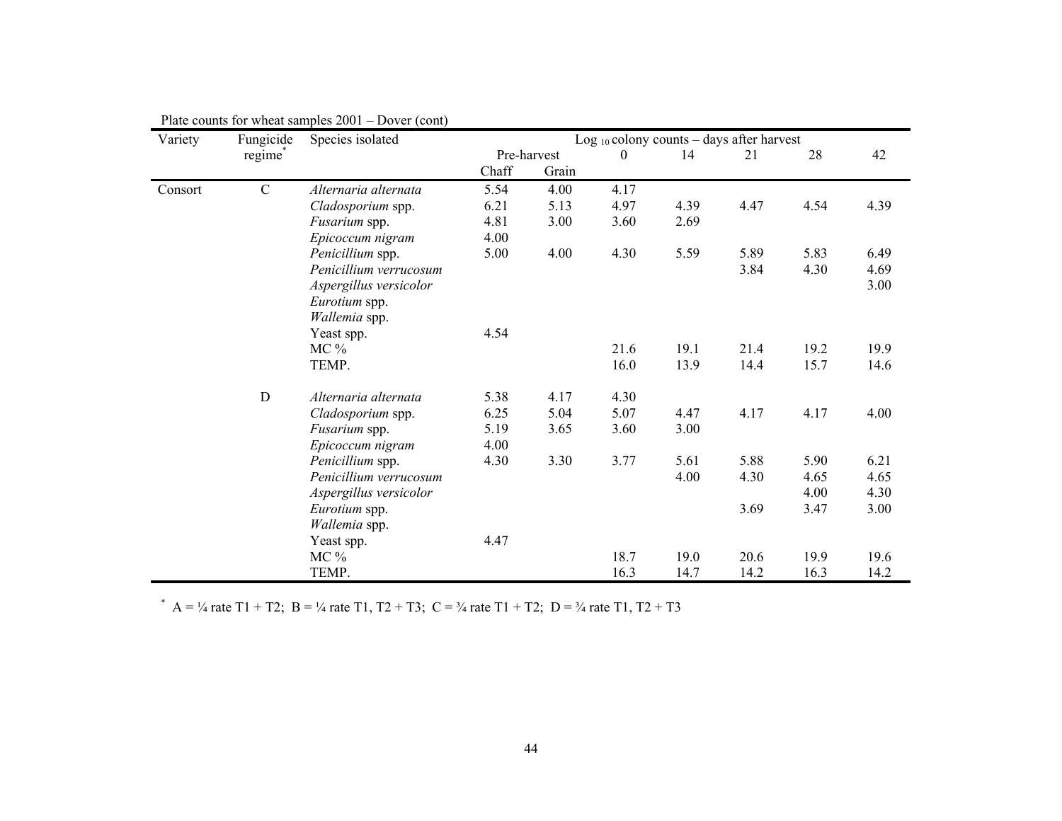Plate counts for wheat samples 2001 – Dover (cont)

| Variety | Fungicide regime* | Species isolated | Log 10 colony counts – days after harvest | | | | | | |
|---|---|---|---|---|---|---|---|---|---|
| | | | Pre-harvest | | 0 | 14 | 21 | 28 | 42 |
| | | | Chaff | Grain | | | | | |
| Consort | C | *Alternaria alternata* | 5.54 | 4.00 | 4.17 | | | | |
| | | *Cladosporium* spp. | 6.21 | 5.13 | 4.97 | 4.39 | 4.47 | 4.54 | 4.39 |
| | | *Fusarium* spp. | 4.81 | 3.00 | 3.60 | 2.69 | | | |
| | | *Epicoccum nigram* | 4.00 | | | | | | |
| | | *Penicillium* spp. | 5.00 | 4.00 | 4.30 | 5.59 | 5.89 | 5.83 | 6.49 |
| | | *Penicillium verrucosum* | | | | | 3.84 | 4.30 | 4.69 |
| | | *Aspergillus versicolor* | | | | | | | 3.00 |
| | | *Eurotium* spp. | | | | | | | |
| | | *Wallemia* spp. | | | | | | | |
| | | Yeast spp. | 4.54 | | | | | | |
| | | MC % | | | 21.6 | 19.1 | 21.4 | 19.2 | 19.9 |
| | | TEMP. | | | 16.0 | 13.9 | 14.4 | 15.7 | 14.6 |
| | D | *Alternaria alternata* | 5.38 | 4.17 | 4.30 | | | | |
| | | *Cladosporium* spp. | 6.25 | 5.04 | 5.07 | 4.47 | 4.17 | 4.17 | 4.00 |
| | | *Fusarium* spp. | 5.19 | 3.65 | 3.60 | 3.00 | | | |
| | | *Epicoccum nigram* | 4.00 | | | | | | |
| | | *Penicillium* spp. | 4.30 | 3.30 | 3.77 | 5.61 | 5.88 | 5.90 | 6.21 |
| | | *Penicillium verrucosum* | | | | 4.00 | 4.30 | 4.65 | 4.65 |
| | | *Aspergillus versicolor* | | | | | | 4.00 | 4.30 |
| | | *Eurotium* spp. | | | | | 3.69 | 3.47 | 3.00 |
| | | *Wallemia* spp. | | | | | | | |
| | | Yeast spp. | 4.47 | | | | | | |
| | | MC % | | | 18.7 | 19.0 | 20.6 | 19.9 | 19.6 |
| | | TEMP. | | | 16.3 | 14.7 | 14.2 | 16.3 | 14.2 |

\* A = ¼ rate T1 + T2; B = ¼ rate T1, T2 + T3; C = ¾ rate T1 + T2; D = ¾ rate T1, T2 + T3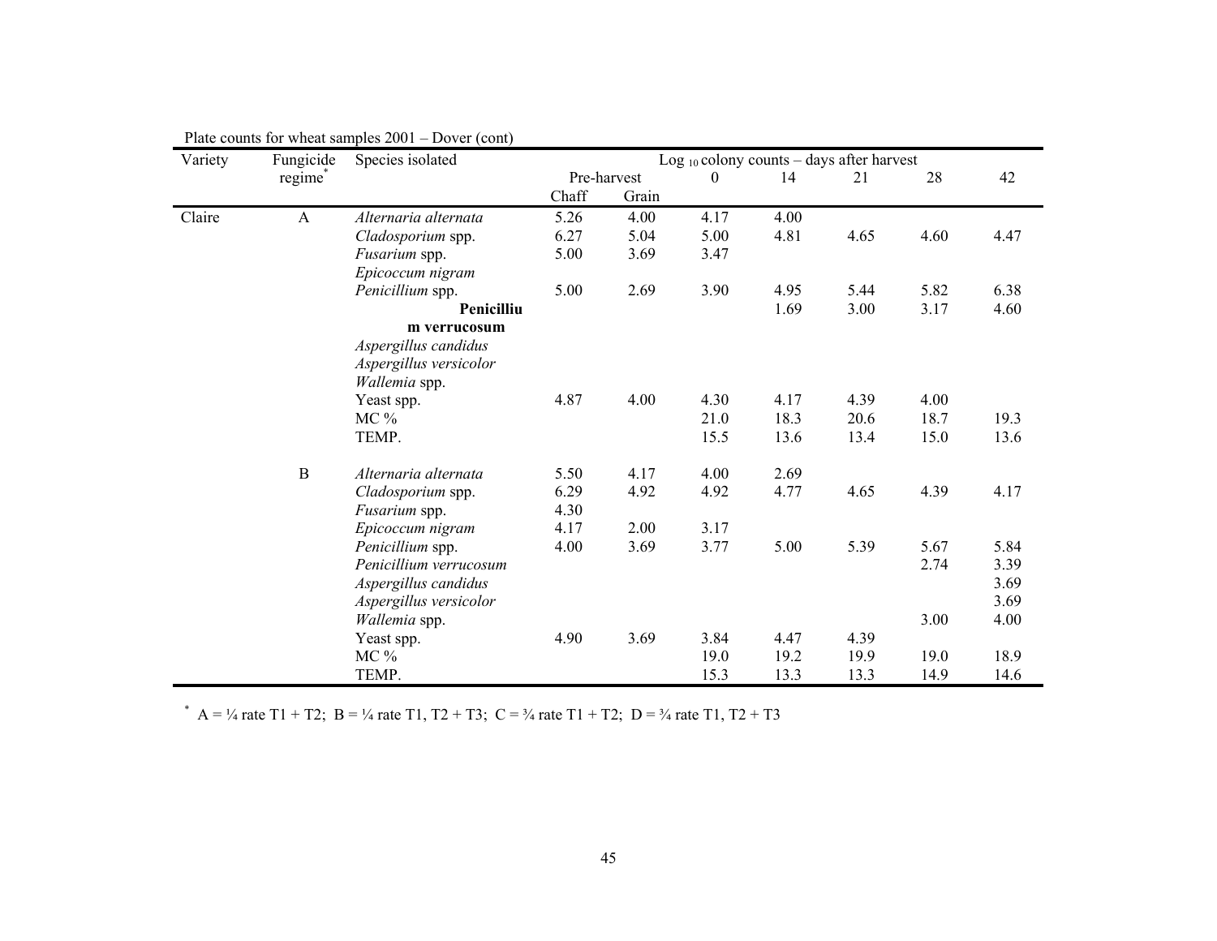Plate counts for wheat samples 2001 – Dover (cont)

| Variety | Fungicide regime* | Species isolated | Log $_{10}$ colony counts – days after harvest | | | | | | |
|---|---|---|---|---|---|---|---|---|---|
| | | | Pre-harvest | | 0 | 14 | 21 | 28 | 42 |
| | | | Chaff | Grain | | | | | |
| Claire | A | *Alternaria alternata* | 5.26 | 4.00 | 4.17 | 4.00 | | | |
| | | *Cladosporium* spp. | 6.27 | 5.04 | 5.00 | 4.81 | 4.65 | 4.60 | 4.47 |
| | | *Fusarium* spp. | 5.00 | 3.69 | 3.47 | | | | |
| | | *Epicoccum nigram* | | | | | | | |
| | | *Penicillium* spp. | 5.00 | 2.69 | 3.90 | 4.95 | 5.44 | 5.82 | 6.38 |
| | | **Penicillium verrucosum** | | | | 1.69 | 3.00 | 3.17 | 4.60 |
| | | *Aspergillus candidus* | | | | | | | |
| | | *Aspergillus versicolor* | | | | | | | |
| | | *Wallemia* spp. | | | | | | | |
| | | Yeast spp. | 4.87 | 4.00 | 4.30 | 4.17 | 4.39 | 4.00 | |
| | | MC % | | | 21.0 | 18.3 | 20.6 | 18.7 | 19.3 |
| | | TEMP. | | | 15.5 | 13.6 | 13.4 | 15.0 | 13.6 |
| | B | *Alternaria alternata* | 5.50 | 4.17 | 4.00 | 2.69 | | | |
| | | *Cladosporium* spp. | 6.29 | 4.92 | 4.92 | 4.77 | 4.65 | 4.39 | 4.17 |
| | | *Fusarium* spp. | 4.30 | | | | | | |
| | | *Epicoccum nigram* | 4.17 | 2.00 | 3.17 | | | | |
| | | *Penicillium* spp. | 4.00 | 3.69 | 3.77 | 5.00 | 5.39 | 5.67 | 5.84 |
| | | *Penicillium verrucosum* | | | | | | 2.74 | 3.39 |
| | | *Aspergillus candidus* | | | | | | | 3.69 |
| | | *Aspergillus versicolor* | | | | | | | 3.69 |
| | | *Wallemia* spp. | | | | | | 3.00 | 4.00 |
| | | Yeast spp. | 4.90 | 3.69 | 3.84 | 4.47 | 4.39 | | |
| | | MC % | | | 19.0 | 19.2 | 19.9 | 19.0 | 18.9 |
| | | TEMP. | | | 15.3 | 13.3 | 13.3 | 14.9 | 14.6 |

\* A = ¼ rate T1 + T2; B = ¼ rate T1, T2 + T3; C = ¾ rate T1 + T2; D = ¾ rate T1, T2 + T3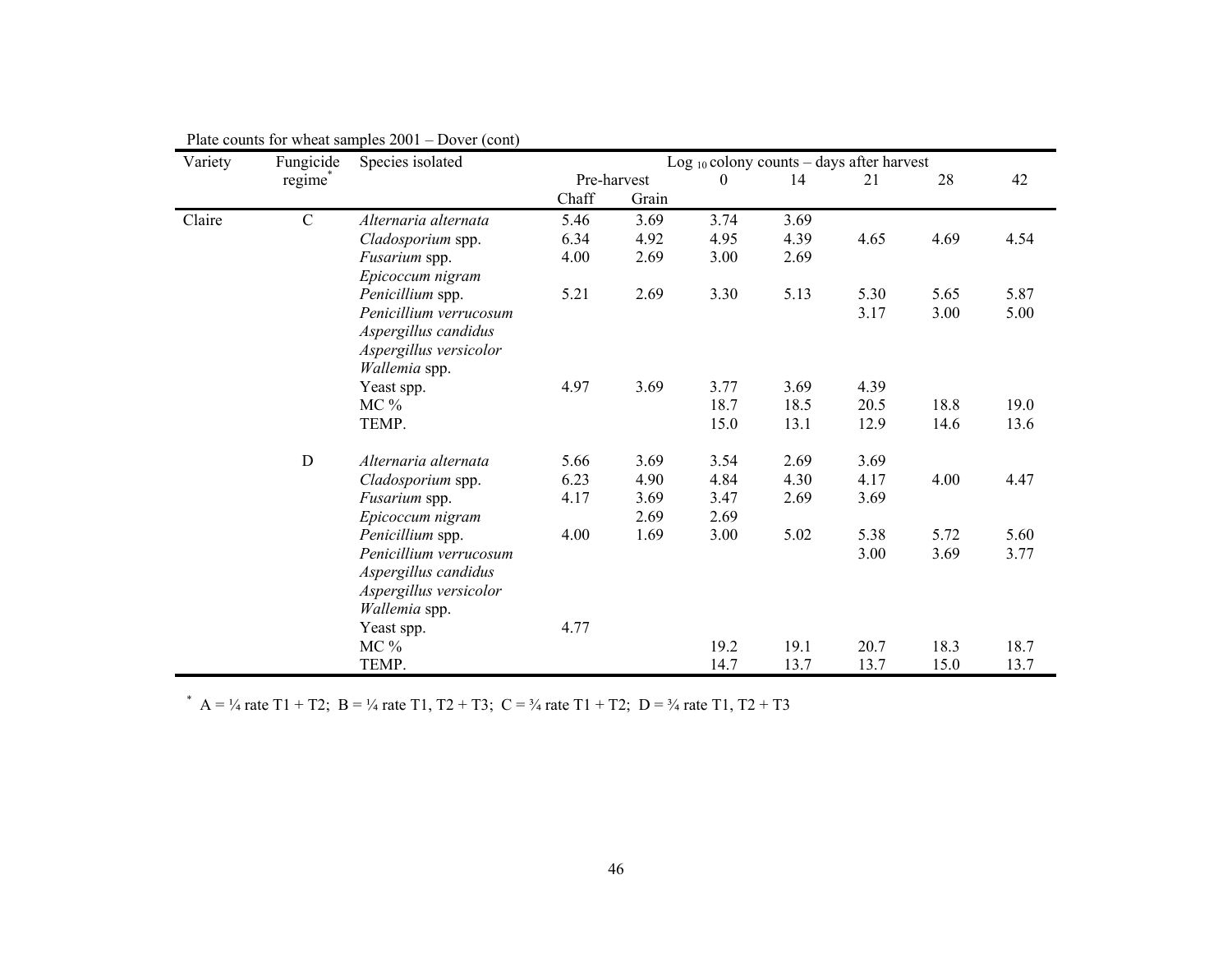Plate counts for wheat samples 2001 – Dover (cont)

| Variety | Fungicide regime* | Species isolated | Log $_{10}$ colony counts – days after harvest | | | | | | |
|---|---|---|---|---|---|---|---|---|---|
| | | | Pre-harvest | | 0 | 14 | 21 | 28 | 42 |
| | | | Chaff | Grain | | | | | |
| Claire | C | *Alternaria alternata* | 5.46 | 3.69 | 3.74 | 3.69 | | | |
| | | *Cladosporium* spp. | 6.34 | 4.92 | 4.95 | 4.39 | 4.65 | 4.69 | 4.54 |
| | | *Fusarium* spp. | 4.00 | 2.69 | 3.00 | 2.69 | | | |
| | | *Epicoccum nigram* | | | | | | | |
| | | *Penicillium* spp. | 5.21 | 2.69 | 3.30 | 5.13 | 5.30 | 5.65 | 5.87 |
| | | *Penicillium verrucosum* | | | | | 3.17 | 3.00 | 5.00 |
| | | *Aspergillus candidus* | | | | | | | |
| | | *Aspergillus versicolor* | | | | | | | |
| | | *Wallemia* spp. | | | | | | | |
| | | Yeast spp. | 4.97 | 3.69 | 3.77 | 3.69 | 4.39 | | |
| | | MC % | | | 18.7 | 18.5 | 20.5 | 18.8 | 19.0 |
| | | TEMP. | | | 15.0 | 13.1 | 12.9 | 14.6 | 13.6 |
| | D | *Alternaria alternata* | 5.66 | 3.69 | 3.54 | 2.69 | 3.69 | | |
| | | *Cladosporium* spp. | 6.23 | 4.90 | 4.84 | 4.30 | 4.17 | 4.00 | 4.47 |
| | | *Fusarium* spp. | 4.17 | 3.69 | 3.47 | 2.69 | 3.69 | | |
| | | *Epicoccum nigram* | | 2.69 | 2.69 | | | | |
| | | *Penicillium* spp. | 4.00 | 1.69 | 3.00 | 5.02 | 5.38 | 5.72 | 5.60 |
| | | *Penicillium verrucosum* | | | | | 3.00 | 3.69 | 3.77 |
| | | *Aspergillus candidus* | | | | | | | |
| | | *Aspergillus versicolor* | | | | | | | |
| | | *Wallemia* spp. | | | | | | | |
| | | Yeast spp. | 4.77 | | | | | | |
| | | MC % | | | 19.2 | 19.1 | 20.7 | 18.3 | 18.7 |
| | | TEMP. | | | 14.7 | 13.7 | 13.7 | 15.0 | 13.7 |

\* A = ¼ rate T1 + T2; B = ¼ rate T1, T2 + T3; C = ¾ rate T1 + T2; D = ¾ rate T1, T2 + T3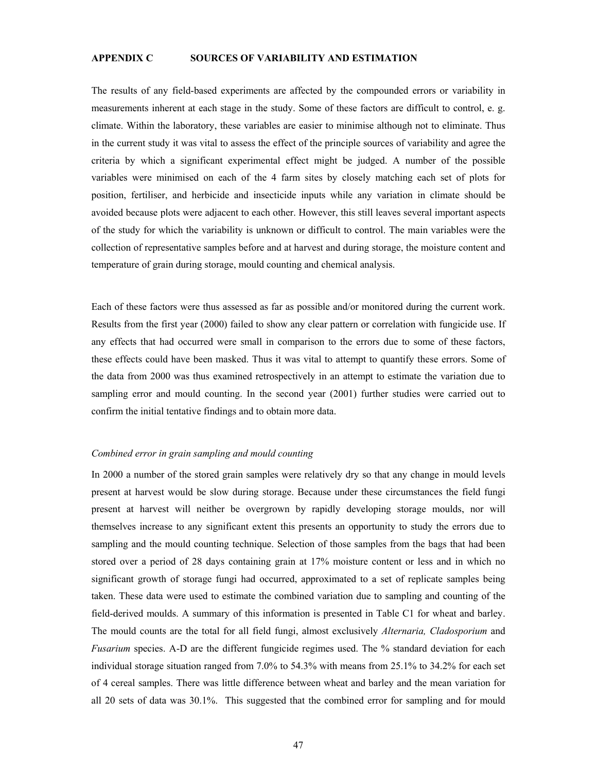## APPENDIX C SOURCES OF VARIABILITY AND ESTIMATION

The results of any field-based experiments are affected by the compounded errors or variability in measurements inherent at each stage in the study. Some of these factors are difficult to control, e. g. climate. Within the laboratory, these variables are easier to minimise although not to eliminate. Thus in the current study it was vital to assess the effect of the principle sources of variability and agree the criteria by which a significant experimental effect might be judged. A number of the possible variables were minimised on each of the 4 farm sites by closely matching each set of plots for position, fertiliser, and herbicide and insecticide inputs while any variation in climate should be avoided because plots were adjacent to each other. However, this still leaves several important aspects of the study for which the variability is unknown or difficult to control. The main variables were the collection of representative samples before and at harvest and during storage, the moisture content and temperature of grain during storage, mould counting and chemical analysis.

Each of these factors were thus assessed as far as possible and/or monitored during the current work. Results from the first year (2000) failed to show any clear pattern or correlation with fungicide use. If any effects that had occurred were small in comparison to the errors due to some of these factors, these effects could have been masked. Thus it was vital to attempt to quantify these errors. Some of the data from 2000 was thus examined retrospectively in an attempt to estimate the variation due to sampling error and mould counting. In the second year (2001) further studies were carried out to confirm the initial tentative findings and to obtain more data.

### *Combined error in grain sampling and mould counting*

In 2000 a number of the stored grain samples were relatively dry so that any change in mould levels present at harvest would be slow during storage. Because under these circumstances the field fungi present at harvest will neither be overgrown by rapidly developing storage moulds, nor will themselves increase to any significant extent this presents an opportunity to study the errors due to sampling and the mould counting technique. Selection of those samples from the bags that had been stored over a period of 28 days containing grain at 17% moisture content or less and in which no significant growth of storage fungi had occurred, approximated to a set of replicate samples being taken. These data were used to estimate the combined variation due to sampling and counting of the field-derived moulds. A summary of this information is presented in Table C1 for wheat and barley. The mould counts are the total for all field fungi, almost exclusively *Alternaria, Cladosporium* and *Fusarium* species. A-D are the different fungicide regimes used. The % standard deviation for each individual storage situation ranged from 7.0% to 54.3% with means from 25.1% to 34.2% for each set of 4 cereal samples. There was little difference between wheat and barley and the mean variation for all 20 sets of data was 30.1%. This suggested that the combined error for sampling and for mould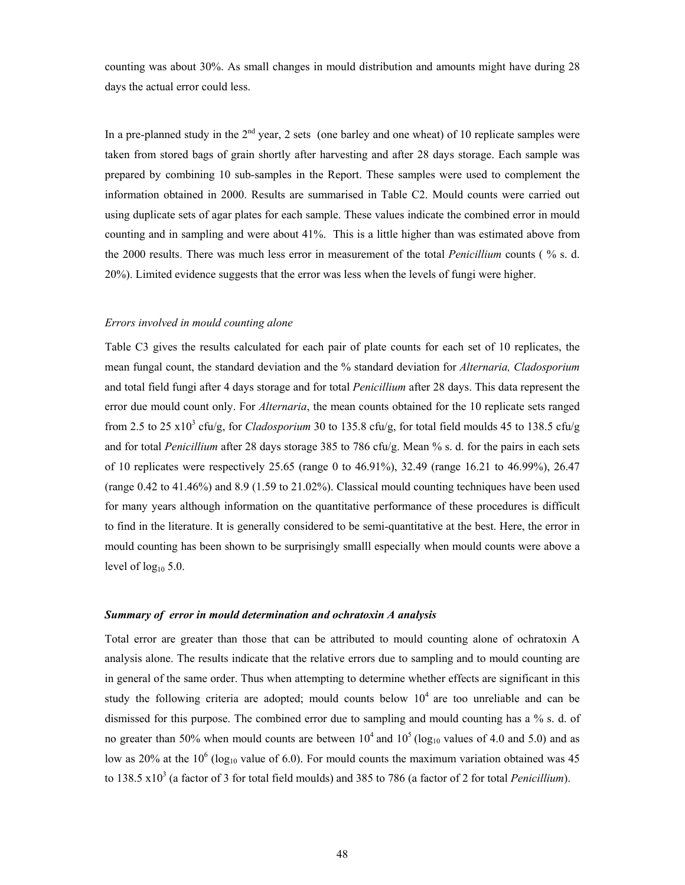counting was about 30%. As small changes in mould distribution and amounts might have during 28 days the actual error could less.

In a pre-planned study in the $2^{nd}$ year, 2 sets (one barley and one wheat) of 10 replicate samples were taken from stored bags of grain shortly after harvesting and after 28 days storage. Each sample was prepared by combining 10 sub-samples in the Report. These samples were used to complement the information obtained in 2000. Results are summarised in Table C2. Mould counts were carried out using duplicate sets of agar plates for each sample. These values indicate the combined error in mould counting and in sampling and were about 41%. This is a little higher than was estimated above from the 2000 results. There was much less error in measurement of the total *Penicillium* counts ( % s. d. 20%). Limited evidence suggests that the error was less when the levels of fungi were higher.

*Errors involved in mould counting alone*

Table C3 gives the results calculated for each pair of plate counts for each set of 10 replicates, the mean fungal count, the standard deviation and the % standard deviation for *Alternaria, Cladosporium* and total field fungi after 4 days storage and for total *Penicillium* after 28 days. This data represent the error due mould count only. For *Alternaria*, the mean counts obtained for the 10 replicate sets ranged from 2.5 to 25 $\times 10^3$ cfu/g, for *Cladosporium* 30 to 135.8 cfu/g, for total field moulds 45 to 138.5 cfu/g and for total *Penicillium* after 28 days storage 385 to 786 cfu/g. Mean % s. d. for the pairs in each sets of 10 replicates were respectively 25.65 (range 0 to 46.91%), 32.49 (range 16.21 to 46.99%), 26.47 (range 0.42 to 41.46%) and 8.9 (1.59 to 21.02%). Classical mould counting techniques have been used for many years although information on the quantitative performance of these procedures is difficult to find in the literature. It is generally considered to be semi-quantitative at the best. Here, the error in mould counting has been shown to be surprisingly smalll especially when mould counts were above a level of $\log_{10}$ 5.0.

***Summary of error in mould determination and ochratoxin A analysis***

Total error are greater than those that can be attributed to mould counting alone of ochratoxin A analysis alone. The results indicate that the relative errors due to sampling and to mould counting are in general of the same order. Thus when attempting to determine whether effects are significant in this study the following criteria are adopted; mould counts below $10^4$ are too unreliable and can be dismissed for this purpose. The combined error due to sampling and mould counting has a % s. d. of no greater than 50% when mould counts are between $10^4$ and $10^5$ ($\log_{10}$ values of 4.0 and 5.0) and as low as 20% at the $10^6$ ($\log_{10}$ value of 6.0). For mould counts the maximum variation obtained was 45 to 138.5 $\times 10^3$ (a factor of 3 for total field moulds) and 385 to 786 (a factor of 2 for total *Penicillium*).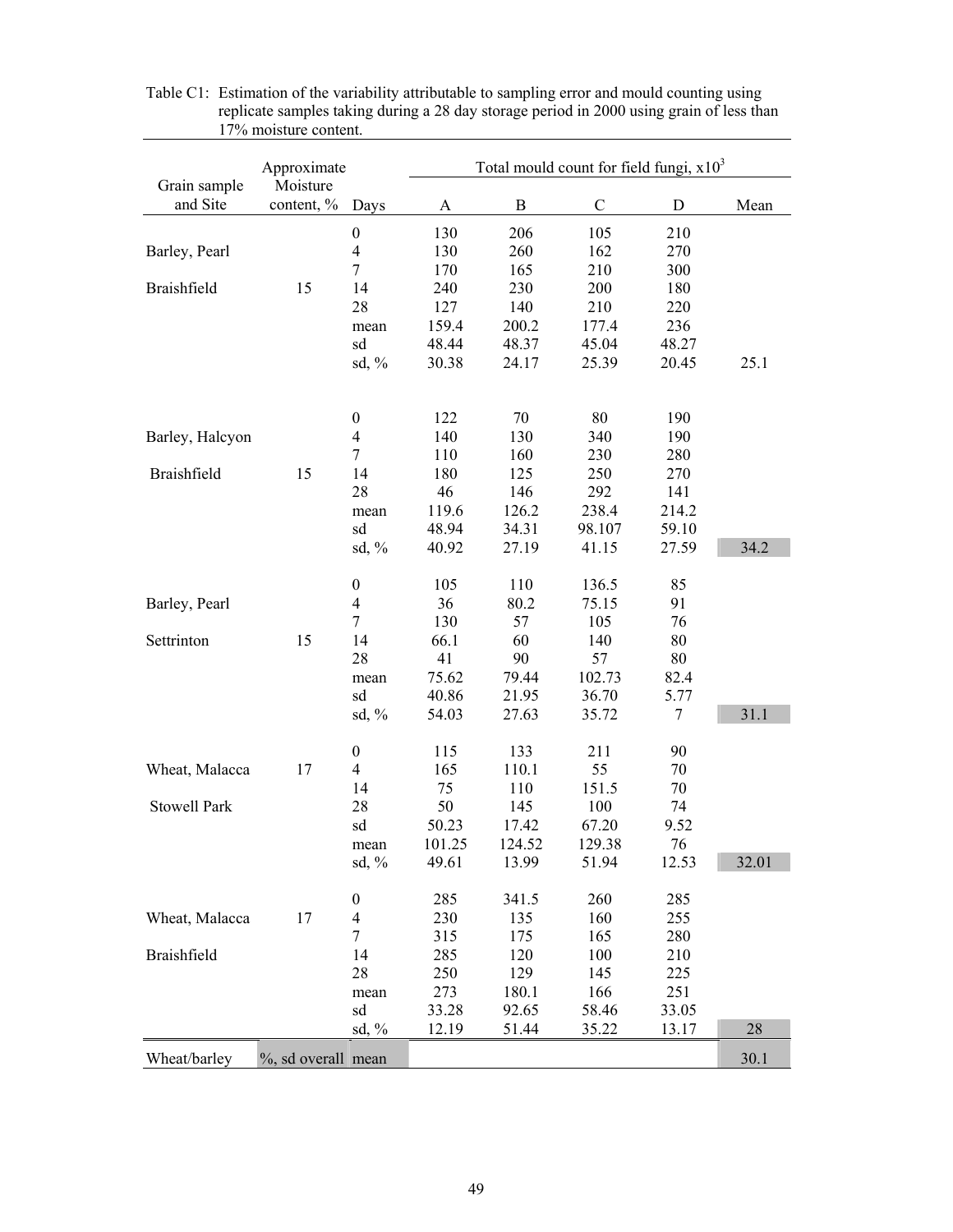Table C1: Estimation of the variability attributable to sampling error and mould counting using replicate samples taking during a 28 day storage period in 2000 using grain of less than 17% moisture content.

| Grain sample and Site | Approximate Moisture content, % | Days | Total mould count for field fungi, x$10^3$ | | | | |
|---|---|---|---|---|---|---|---|
| | | | A | B | C | D | Mean |
| | | 0 | 130 | 206 | 105 | 210 | |
| Barley, Pearl | | 4 | 130 | 260 | 162 | 270 | |
| | | 7 | 170 | 165 | 210 | 300 | |
| Braishfield | 15 | 14 | 240 | 230 | 200 | 180 | |
| | | 28 | 127 | 140 | 210 | 220 | |
| | | mean | 159.4 | 200.2 | 177.4 | 236 | |
| | | sd | 48.44 | 48.37 | 45.04 | 48.27 | |
| | | sd, % | 30.38 | 24.17 | 25.39 | 20.45 | 25.1 |
| | | 0 | 122 | 70 | 80 | 190 | |
| Barley, Halcyon | | 4 | 140 | 130 | 340 | 190 | |
| | | 7 | 110 | 160 | 230 | 280 | |
| Braishfield | 15 | 14 | 180 | 125 | 250 | 270 | |
| | | 28 | 46 | 146 | 292 | 141 | |
| | | mean | 119.6 | 126.2 | 238.4 | 214.2 | |
| | | sd | 48.94 | 34.31 | 98.107 | 59.10 | |
| | | sd, % | 40.92 | 27.19 | 41.15 | 27.59 | 34.2 |
| | | 0 | 105 | 110 | 136.5 | 85 | |
| Barley, Pearl | | 4 | 36 | 80.2 | 75.15 | 91 | |
| | | 7 | 130 | 57 | 105 | 76 | |
| Settrinton | 15 | 14 | 66.1 | 60 | 140 | 80 | |
| | | 28 | 41 | 90 | 57 | 80 | |
| | | mean | 75.62 | 79.44 | 102.73 | 82.4 | |
| | | sd | 40.86 | 21.95 | 36.70 | 5.77 | |
| | | sd, % | 54.03 | 27.63 | 35.72 | 7 | 31.1 |
| | | 0 | 115 | 133 | 211 | 90 | |
| Wheat, Malacca | 17 | 4 | 165 | 110.1 | 55 | 70 | |
| | | 14 | 75 | 110 | 151.5 | 70 | |
| Stowell Park | | 28 | 50 | 145 | 100 | 74 | |
| | | sd | 50.23 | 17.42 | 67.20 | 9.52 | |
| | | mean | 101.25 | 124.52 | 129.38 | 76 | |
| | | sd, % | 49.61 | 13.99 | 51.94 | 12.53 | 32.01 |
| | | 0 | 285 | 341.5 | 260 | 285 | |
| Wheat, Malacca | 17 | 4 | 230 | 135 | 160 | 255 | |
| | | 7 | 315 | 175 | 165 | 280 | |
| Braishfield | | 14 | 285 | 120 | 100 | 210 | |
| | | 28 | 250 | 129 | 145 | 225 | |
| | | mean | 273 | 180.1 | 166 | 251 | |
| | | sd | 33.28 | 92.65 | 58.46 | 33.05 | |
| | | sd, % | 12.19 | 51.44 | 35.22 | 13.17 | 28 |
| Wheat/barley | %, sd overall | mean | | | | | 30.1 |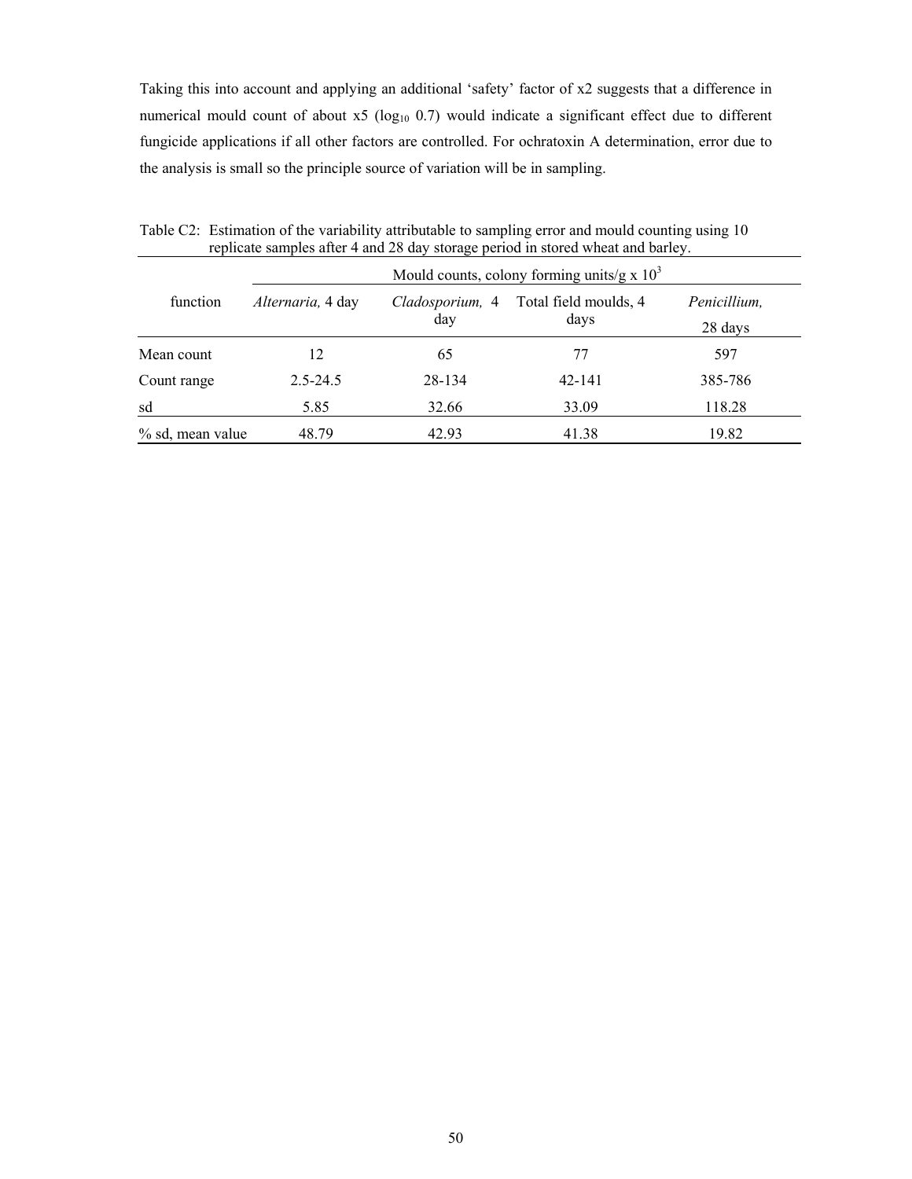Taking this into account and applying an additional 'safety' factor of x2 suggests that a difference in numerical mould count of about x5 ($\log_{10}$ 0.7) would indicate a significant effect due to different fungicide applications if all other factors are controlled. For ochratoxin A determination, error due to the analysis is small so the principle source of variation will be in sampling.

Table C2: Estimation of the variability attributable to sampling error and mould counting using 10 replicate samples after 4 and 28 day storage period in stored wheat and barley.

| function | Mould counts, colony forming units/g x $10^3$ | | | |
|---|---|---|---|---|
| | *Alternaria,* 4 day | *Cladosporium,* 4 day | Total field moulds, 4 days | *Penicillium,* 28 days |
| Mean count | 12 | 65 | 77 | 597 |
| Count range | 2.5-24.5 | 28-134 | 42-141 | 385-786 |
| sd | 5.85 | 32.66 | 33.09 | 118.28 |
| % sd, mean value | 48.79 | 42.93 | 41.38 | 19.82 |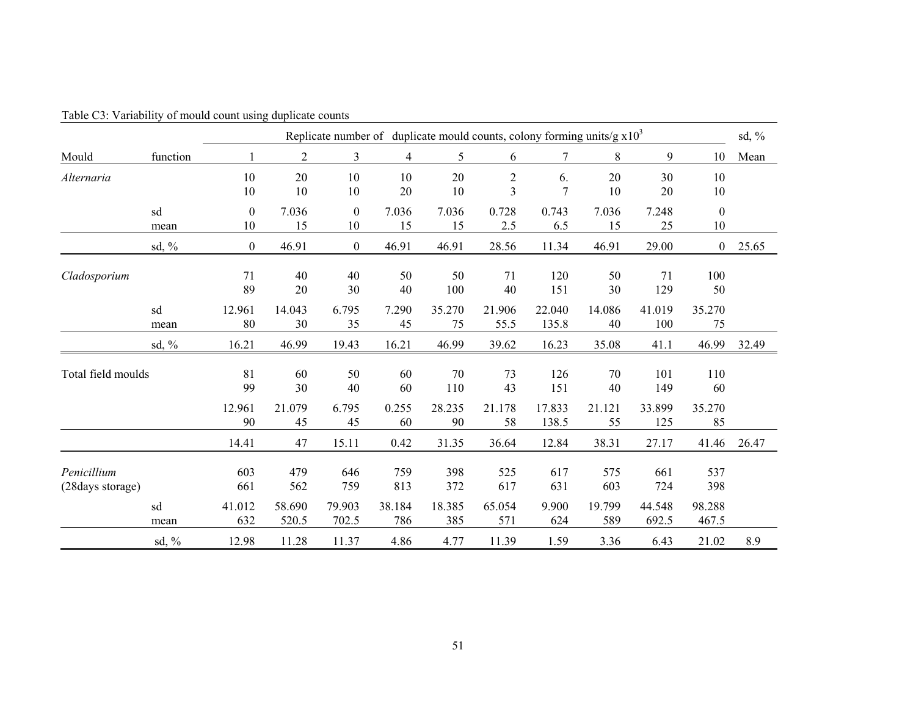Table C3: Variability of mould count using duplicate counts

| Mould | function | Replicate number of duplicate mould counts, colony forming units/g x10$^3$ | | | | | | | | | | sd, % |
|---|---|---|---|---|---|---|---|---|---|---|---|---|
| | | 1 | 2 | 3 | 4 | 5 | 6 | 7 | 8 | 9 | 10 | Mean |
| *Alternaria* | | 10 | 20 | 10 | 10 | 20 | 2 | 6. | 20 | 30 | 10 | |
| | | 10 | 10 | 10 | 20 | 10 | 3 | 7 | 10 | 20 | 10 | |
| | sd | 0 | 7.036 | 0 | 7.036 | 7.036 | 0.728 | 0.743 | 7.036 | 7.248 | 0 | |
| | mean | 10 | 15 | 10 | 15 | 15 | 2.5 | 6.5 | 15 | 25 | 10 | |
| | sd, % | 0 | 46.91 | 0 | 46.91 | 46.91 | 28.56 | 11.34 | 46.91 | 29.00 | 0 | 25.65 |
| *Cladosporium* | | 71 | 40 | 40 | 50 | 50 | 71 | 120 | 50 | 71 | 100 | |
| | | 89 | 20 | 30 | 40 | 100 | 40 | 151 | 30 | 129 | 50 | |
| | sd | 12.961 | 14.043 | 6.795 | 7.290 | 35.270 | 21.906 | 22.040 | 14.086 | 41.019 | 35.270 | |
| | mean | 80 | 30 | 35 | 45 | 75 | 55.5 | 135.8 | 40 | 100 | 75 | |
| | sd, % | 16.21 | 46.99 | 19.43 | 16.21 | 46.99 | 39.62 | 16.23 | 35.08 | 41.1 | 46.99 | 32.49 |
| Total field moulds | | 81 | 60 | 50 | 60 | 70 | 73 | 126 | 70 | 101 | 110 | |
| | | 99 | 30 | 40 | 60 | 110 | 43 | 151 | 40 | 149 | 60 | |
| | | 12.961 | 21.079 | 6.795 | 0.255 | 28.235 | 21.178 | 17.833 | 21.121 | 33.899 | 35.270 | |
| | | 90 | 45 | 45 | 60 | 90 | 58 | 138.5 | 55 | 125 | 85 | |
| | | 14.41 | 47 | 15.11 | 0.42 | 31.35 | 36.64 | 12.84 | 38.31 | 27.17 | 41.46 | 26.47 |
| *Penicillium* | | 603 | 479 | 646 | 759 | 398 | 525 | 617 | 575 | 661 | 537 | |
| (28days storage) | | 661 | 562 | 759 | 813 | 372 | 617 | 631 | 603 | 724 | 398 | |
| | sd | 41.012 | 58.690 | 79.903 | 38.184 | 18.385 | 65.054 | 9.900 | 19.799 | 44.548 | 98.288 | |
| | mean | 632 | 520.5 | 702.5 | 786 | 385 | 571 | 624 | 589 | 692.5 | 467.5 | |
| | sd, % | 12.98 | 11.28 | 11.37 | 4.86 | 4.77 | 11.39 | 1.59 | 3.36 | 6.43 | 21.02 | 8.9 |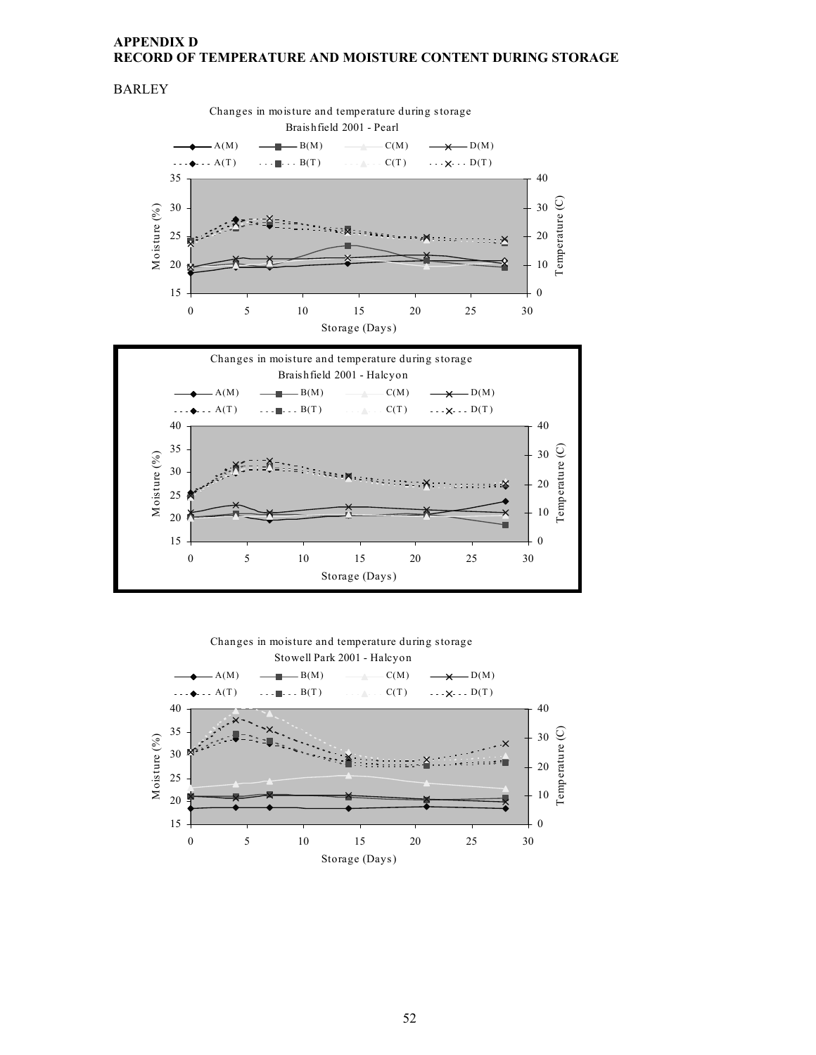**APPENDIX D**
**RECORD OF TEMPERATURE AND MOISTURE CONTENT DURING STORAGE**

BARLEY

Changes in moisture and temperature during storage
Braishfield 2001 - Pearl

Changes in moisture and temperature during storage
Braishfield 2001 - Halcyon

Changes in moisture and temperature during storage
Stowell Park 2001 - Halcyon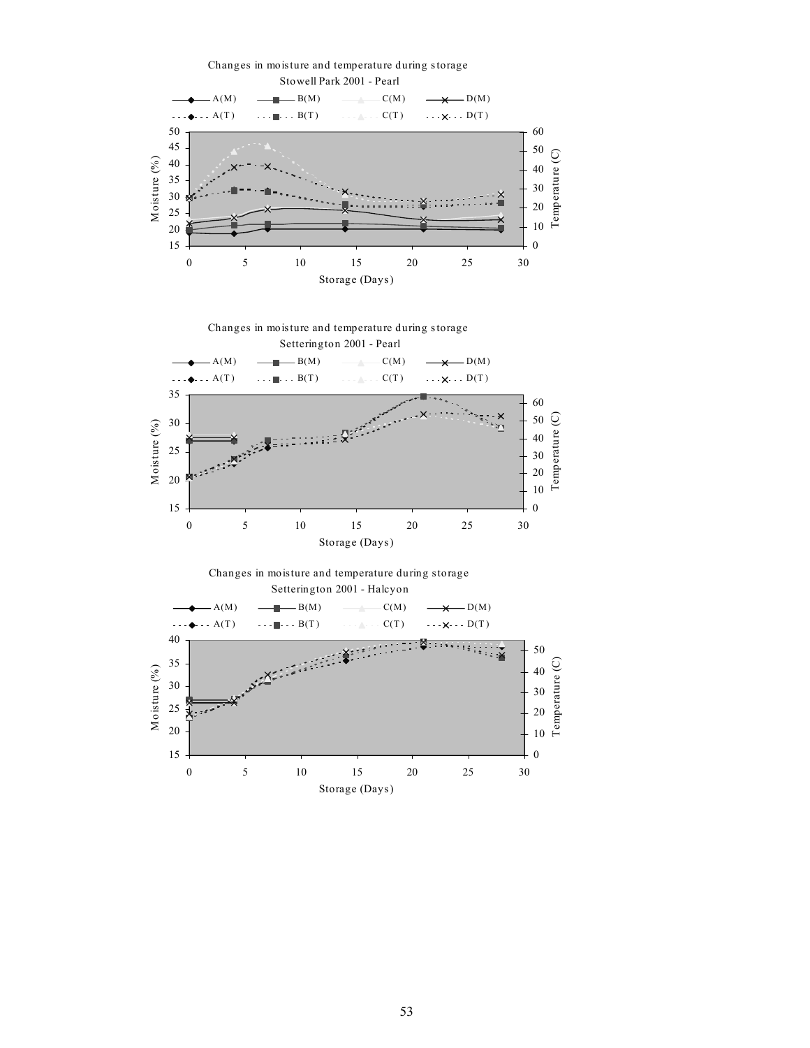Changes in moisture and temperature during storage
Stowell Park 2001 - Pearl

A(M) B(M) C(M) D(M)
A(T) B(T) C(T) D(T)

Moisture (%)
Temperature (C)
Storage (Days)

Changes in moisture and temperature during storage
Setterington 2001 - Pearl

A(M) B(M) C(M) D(M)
A(T) B(T) C(T) D(T)

Moisture (%)
Temperature (C)
Storage (Days)

Changes in moisture and temperature during storage
Setterington 2001 - Halcyon

A(M) B(M) C(M) D(M)
A(T) B(T) C(T) D(T)

Moisture (%)
Temperature (C)
Storage (Days)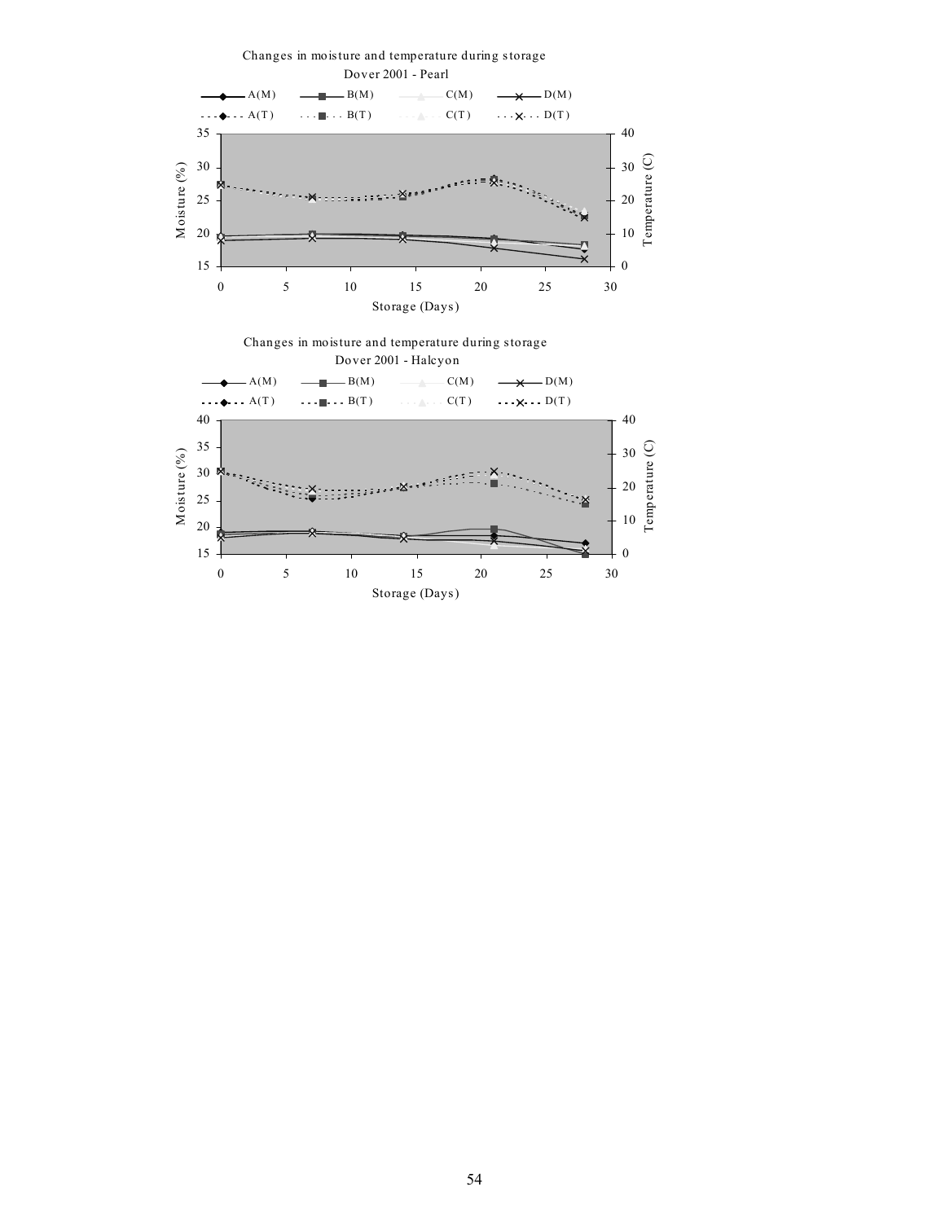Changes in moisture and temperature during storage

Dover 2001 - Pearl

A(M) B(M) C(M) D(M)

A(T) B(T) C(T) D(T)

Moisture (%)

Temperature (C)

Storage (Days)

Changes in moisture and temperature during storage

Dover 2001 - Halcyon

A(M) B(M) C(M) D(M)

A(T) B(T) C(T) D(T)

Moisture (%)

Temperature (C)

Storage (Days)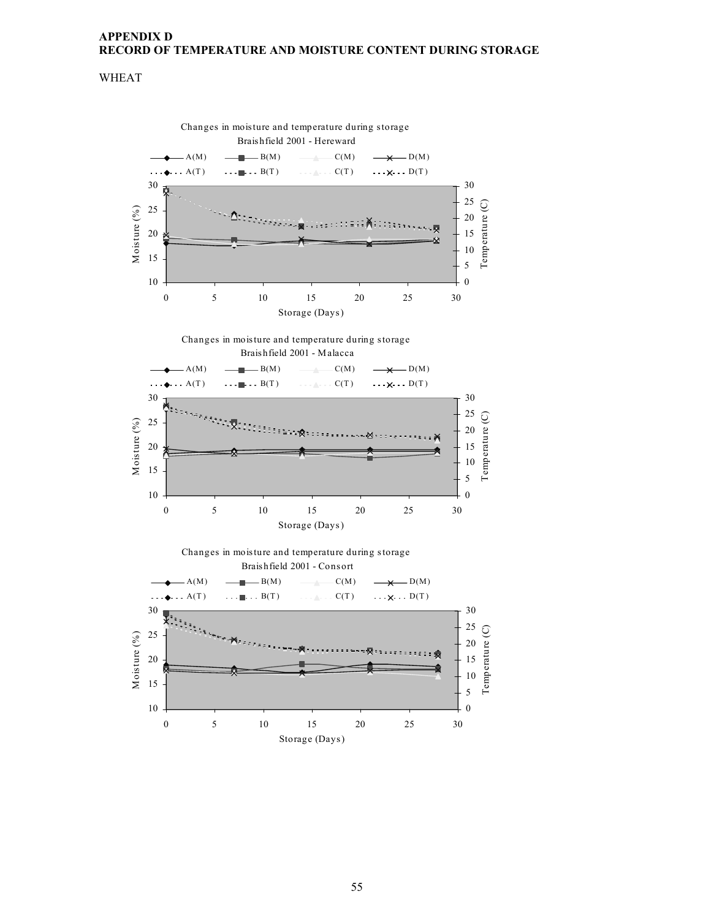# APPENDIX D
# RECORD OF TEMPERATURE AND MOISTURE CONTENT DURING STORAGE

WHEAT

Changes in moisture and temperature during storage
Braishfield 2001 - Hereward

A(M) B(M) C(M) D(M)
A(T) B(T) C(T) D(T)

Moisture (%) | Temperature (C) | Storage (Days)

Changes in moisture and temperature during storage
Braishfield 2001 - Malacca

A(M) B(M) C(M) D(M)
A(T) B(T) C(T) D(T)

Moisture (%) | Temperature (C) | Storage (Days)

Changes in moisture and temperature during storage
Braishfield 2001 - Consort

A(M) B(M) C(M) D(M)
A(T) B(T) C(T) D(T)

Moisture (%) | Temperature (C) | Storage (Days)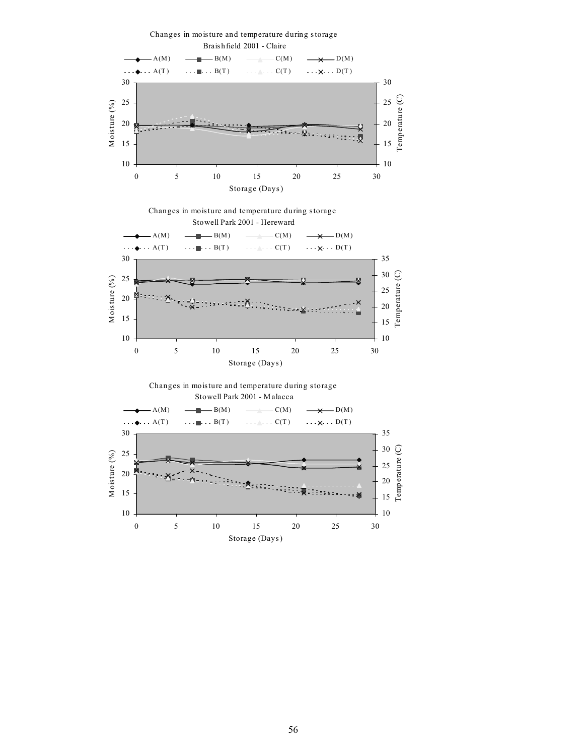Changes in moisture and temperature during storage
Braishfield 2001 - Claire

A(M) B(M) C(M) D(M)
A(T) B(T) C(T) D(T)

Moisture (%)
Temperature (C)
Storage (Days)

Changes in moisture and temperature during storage
Stowell Park 2001 - Hereward

A(M) B(M) C(M) D(M)
A(T) B(T) C(T) D(T)

Moisture (%)
Temperature (C)
Storage (Days)

Changes in moisture and temperature during storage
Stowell Park 2001 - Malacca

A(M) B(M) C(M) D(M)
A(T) B(T) C(T) D(T)

Moisture (%)
Temperature (C)
Storage (Days)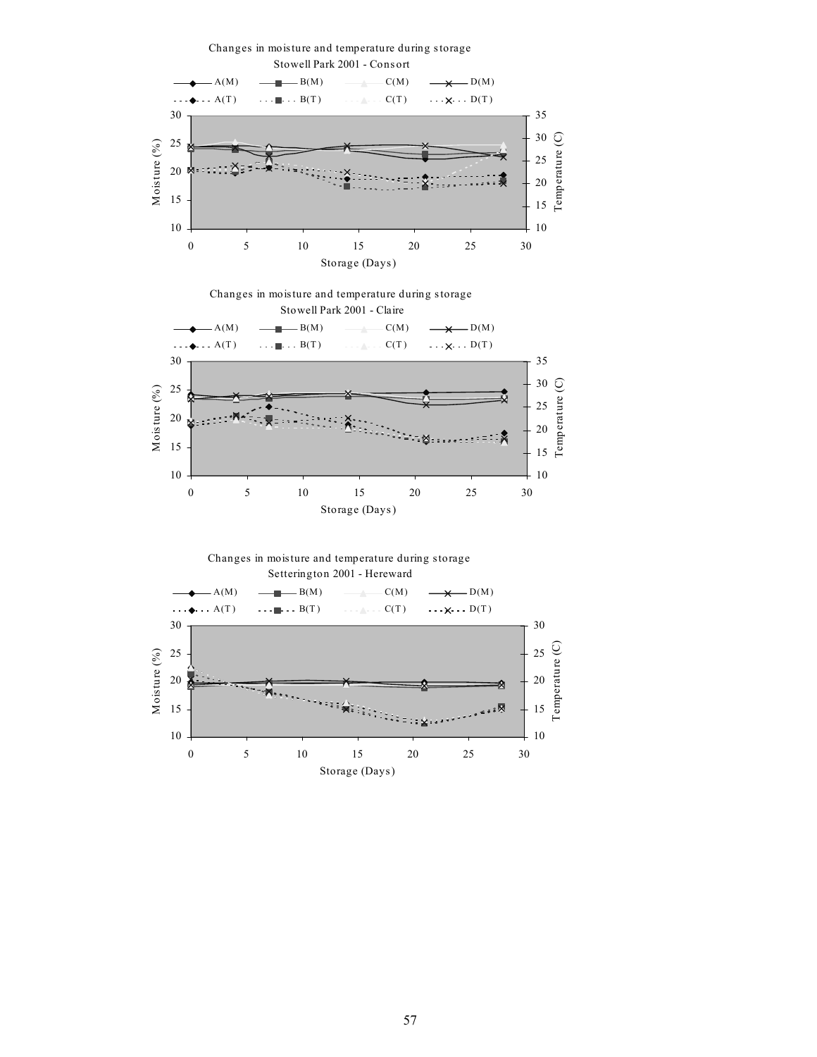Changes in moisture and temperature during storage
Stowell Park 2001 - Consort

A(M) B(M) C(M) D(M)
A(T) B(T) C(T) D(T)

Moisture (%)
Temperature (C)
Storage (Days)

Changes in moisture and temperature during storage
Stowell Park 2001 - Claire

A(M) B(M) C(M) D(M)
A(T) B(T) C(T) D(T)

Moisture (%)
Temperature (C)
Storage (Days)

Changes in moisture and temperature during storage
Setterington 2001 - Hereward

A(M) B(M) C(M) D(M)
A(T) B(T) C(T) D(T)

Moisture (%)
Temperature (C)
Storage (Days)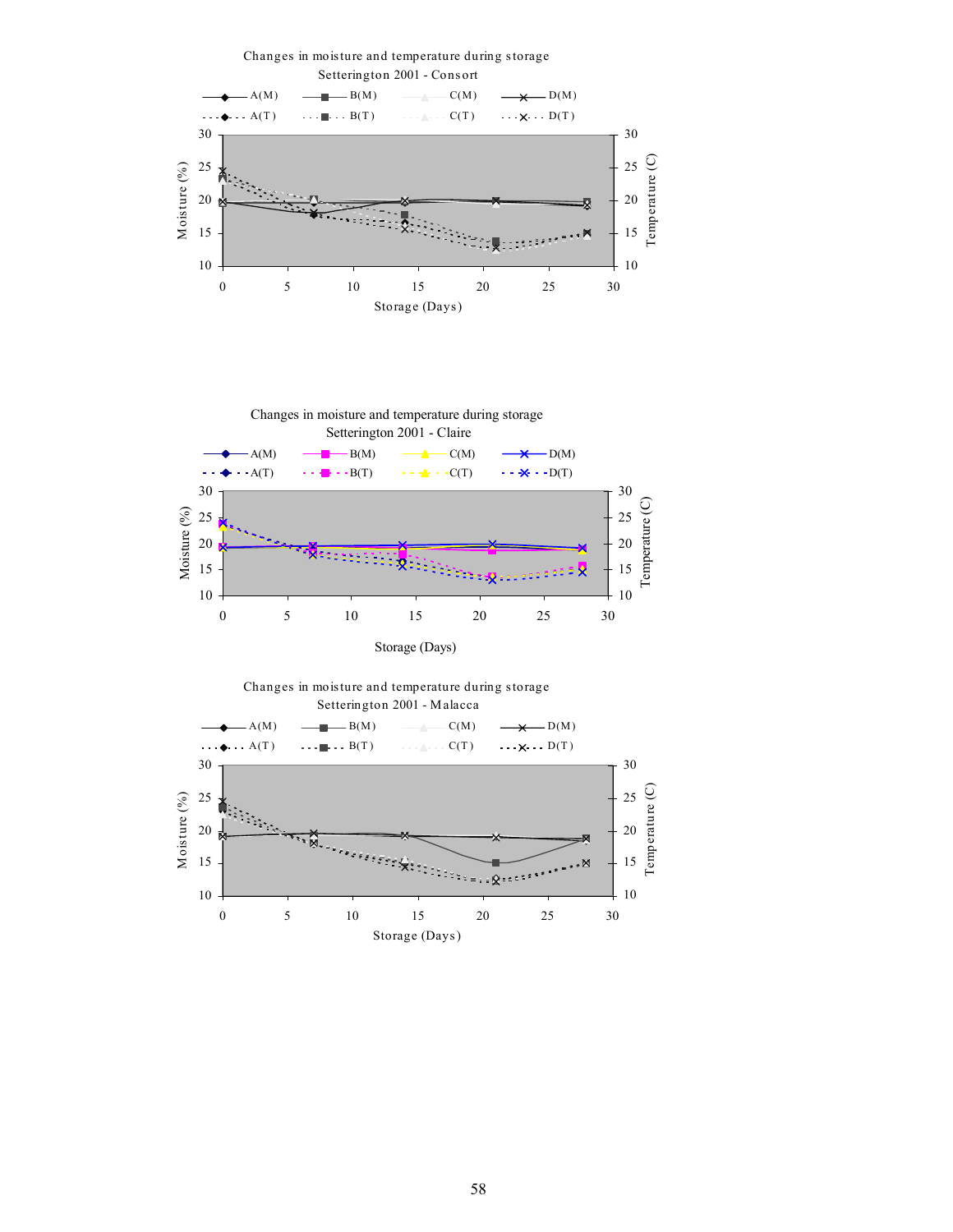Changes in moisture and temperature during storage
Setterington 2001 - Consort

A(M) B(M) C(M) D(M)
A(T) B(T) C(T) D(T)

Moisture (%) | Temperature (C) | Storage (Days)

Changes in moisture and temperature during storage
Setterington 2001 - Claire

A(M) B(M) C(M) D(M)
A(T) B(T) C(T) D(T)

Moisture (%) | Temperature (C) | Storage (Days)

Changes in moisture and temperature during storage
Setterington 2001 - Malacca

A(M) B(M) C(M) D(M)
A(T) B(T) C(T) D(T)

Moisture (%) | Temperature (C) | Storage (Days)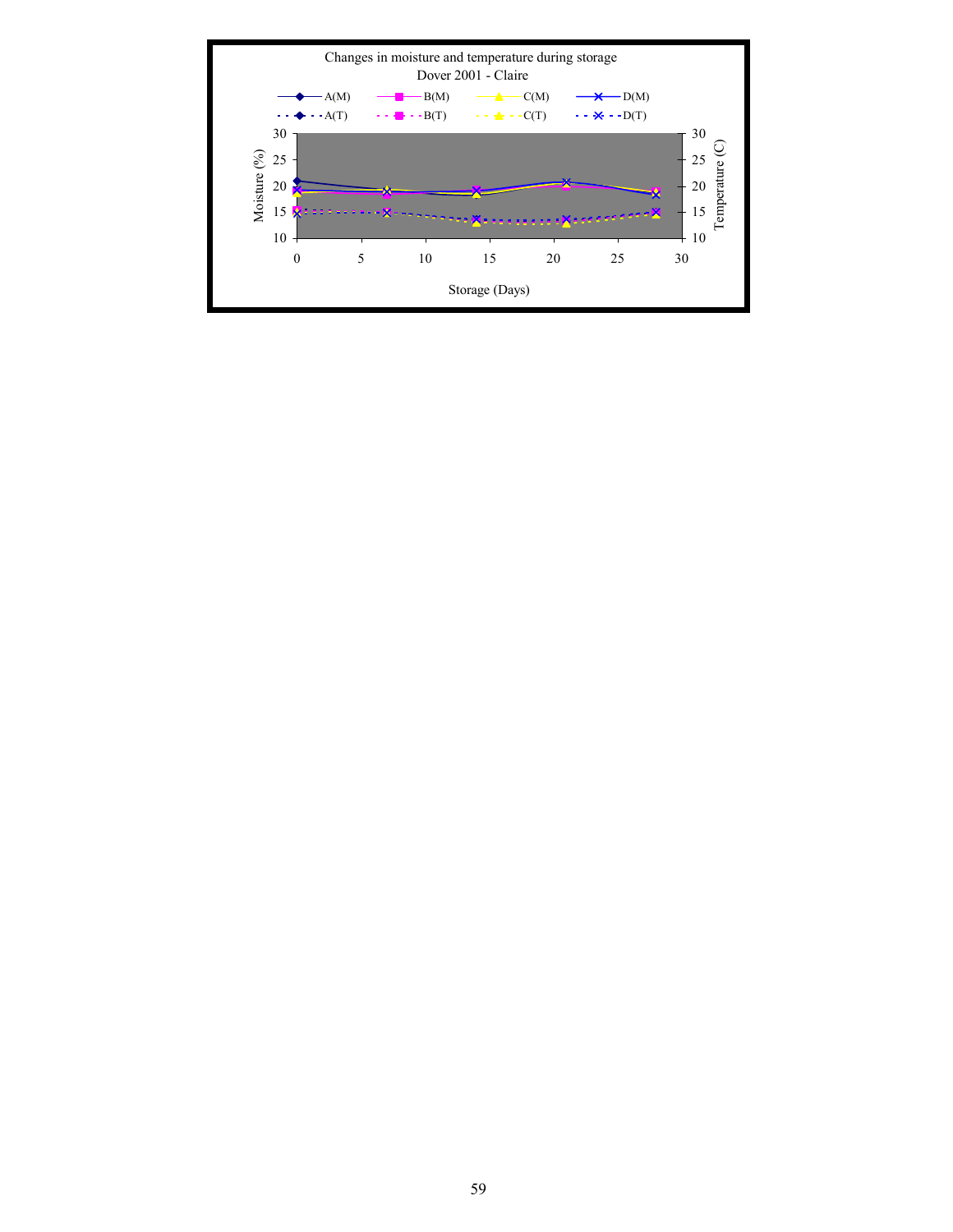Changes in moisture and temperature during storage
Dover 2001 - Claire

A(M) B(M) C(M) D(M)
A(T) B(T) C(T) D(T)

Moisture (%): 10, 15, 20, 25, 30

Temperature (C): 10, 15, 20, 25, 30

Storage (Days): 0, 5, 10, 15, 20, 25, 30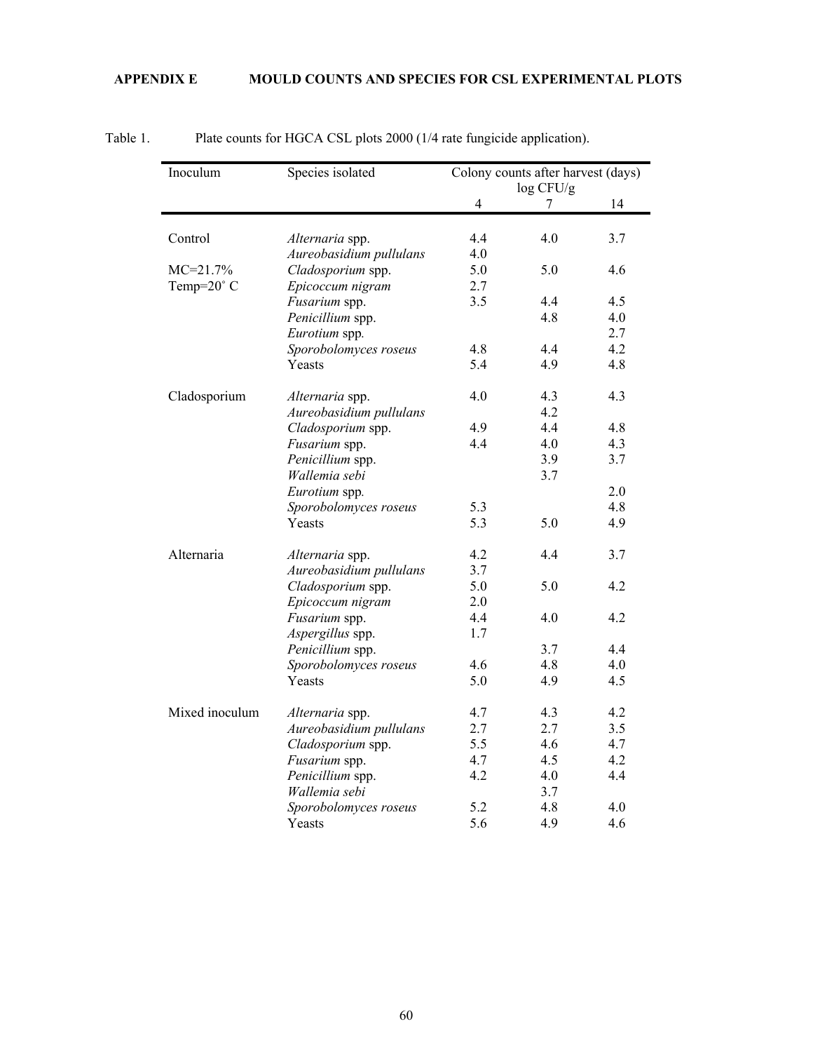**APPENDIX E MOULD COUNTS AND SPECIES FOR CSL EXPERIMENTAL PLOTS**

Table 1. Plate counts for HGCA CSL plots 2000 (1/4 rate fungicide application).

| Inoculum | Species isolated | Colony counts after harvest (days) log CFU/g | | |
|---|---|---|---|---|
| | | 4 | 7 | 14 |
| Control | *Alternaria* spp. | 4.4 | 4.0 | 3.7 |
| | *Aureobasidium pullulans* | 4.0 | | |
| MC=21.7% | *Cladosporium* spp. | 5.0 | 5.0 | 4.6 |
| Temp=20° C | *Epicoccum nigram* | 2.7 | | |
| | *Fusarium* spp. | 3.5 | 4.4 | 4.5 |
| | *Penicillium* spp. | | 4.8 | 4.0 |
| | *Eurotium* spp. | | | 2.7 |
| | *Sporobolomyces roseus* | 4.8 | 4.4 | 4.2 |
| | Yeasts | 5.4 | 4.9 | 4.8 |
| Cladosporium | *Alternaria* spp. | 4.0 | 4.3 | 4.3 |
| | *Aureobasidium pullulans* | | 4.2 | |
| | *Cladosporium* spp. | 4.9 | 4.4 | 4.8 |
| | *Fusarium* spp. | 4.4 | 4.0 | 4.3 |
| | *Penicillium* spp. | | 3.9 | 3.7 |
| | *Wallemia sebi* | | 3.7 | |
| | *Eurotium* spp. | | | 2.0 |
| | *Sporobolomyces roseus* | 5.3 | | 4.8 |
| | Yeasts | 5.3 | 5.0 | 4.9 |
| Alternaria | *Alternaria* spp. | 4.2 | 4.4 | 3.7 |
| | *Aureobasidium pullulans* | 3.7 | | |
| | *Cladosporium* spp. | 5.0 | 5.0 | 4.2 |
| | *Epicoccum nigram* | 2.0 | | |
| | *Fusarium* spp. | 4.4 | 4.0 | 4.2 |
| | *Aspergillus* spp. | 1.7 | | |
| | *Penicillium* spp. | | 3.7 | 4.4 |
| | *Sporobolomyces roseus* | 4.6 | 4.8 | 4.0 |
| | Yeasts | 5.0 | 4.9 | 4.5 |
| Mixed inoculum | *Alternaria* spp. | 4.7 | 4.3 | 4.2 |
| | *Aureobasidium pullulans* | 2.7 | 2.7 | 3.5 |
| | *Cladosporium* spp. | 5.5 | 4.6 | 4.7 |
| | *Fusarium* spp. | 4.7 | 4.5 | 4.2 |
| | *Penicillium* spp. | 4.2 | 4.0 | 4.4 |
| | *Wallemia sebi* | | 3.7 | |
| | *Sporobolomyces roseus* | 5.2 | 4.8 | 4.0 |
| | Yeasts | 5.6 | 4.9 | 4.6 |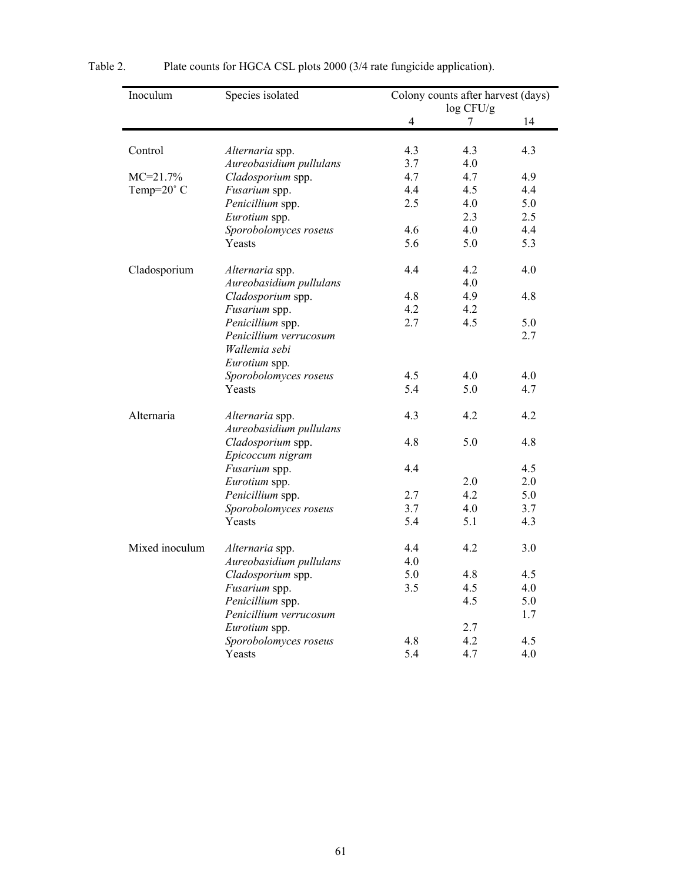Table 2. Plate counts for HGCA CSL plots 2000 (3/4 rate fungicide application).

| Inoculum | Species isolated | Colony counts after harvest (days) log CFU/g | | |
|---|---|---|---|---|
| | | 4 | 7 | 14 |
| Control | *Alternaria* spp. | 4.3 | 4.3 | 4.3 |
| | *Aureobasidium pullulans* | 3.7 | 4.0 | |
| MC=21.7% | *Cladosporium* spp. | 4.7 | 4.7 | 4.9 |
| Temp=20° C | *Fusarium* spp. | 4.4 | 4.5 | 4.4 |
| | *Penicillium* spp. | 2.5 | 4.0 | 5.0 |
| | *Eurotium* spp. | | 2.3 | 2.5 |
| | *Sporobolomyces roseus* | 4.6 | 4.0 | 4.4 |
| | Yeasts | 5.6 | 5.0 | 5.3 |
| Cladosporium | *Alternaria* spp. | 4.4 | 4.2 | 4.0 |
| | *Aureobasidium pullulans* | | 4.0 | |
| | *Cladosporium* spp. | 4.8 | 4.9 | 4.8 |
| | *Fusarium* spp. | 4.2 | 4.2 | |
| | *Penicillium* spp. | 2.7 | 4.5 | 5.0 |
| | *Penicillium verrucosum* | | | 2.7 |
| | *Wallemia sebi* | | | |
| | *Eurotium* spp. | | | |
| | *Sporobolomyces roseus* | 4.5 | 4.0 | 4.0 |
| | Yeasts | 5.4 | 5.0 | 4.7 |
| Alternaria | *Alternaria* spp. | 4.3 | 4.2 | 4.2 |
| | *Aureobasidium pullulans* | | | |
| | *Cladosporium* spp. | 4.8 | 5.0 | 4.8 |
| | *Epicoccum nigram* | | | |
| | *Fusarium* spp. | 4.4 | | 4.5 |
| | *Eurotium* spp. | | 2.0 | 2.0 |
| | *Penicillium* spp. | 2.7 | 4.2 | 5.0 |
| | *Sporobolomyces roseus* | 3.7 | 4.0 | 3.7 |
| | Yeasts | 5.4 | 5.1 | 4.3 |
| Mixed inoculum | *Alternaria* spp. | 4.4 | 4.2 | 3.0 |
| | *Aureobasidium pullulans* | 4.0 | | |
| | *Cladosporium* spp. | 5.0 | 4.8 | 4.5 |
| | *Fusarium* spp. | 3.5 | 4.5 | 4.0 |
| | *Penicillium* spp. | | 4.5 | 5.0 |
| | *Penicillium verrucosum* | | | 1.7 |
| | *Eurotium* spp. | | 2.7 | |
| | *Sporobolomyces roseus* | 4.8 | 4.2 | 4.5 |
| | Yeasts | 5.4 | 4.7 | 4.0 |